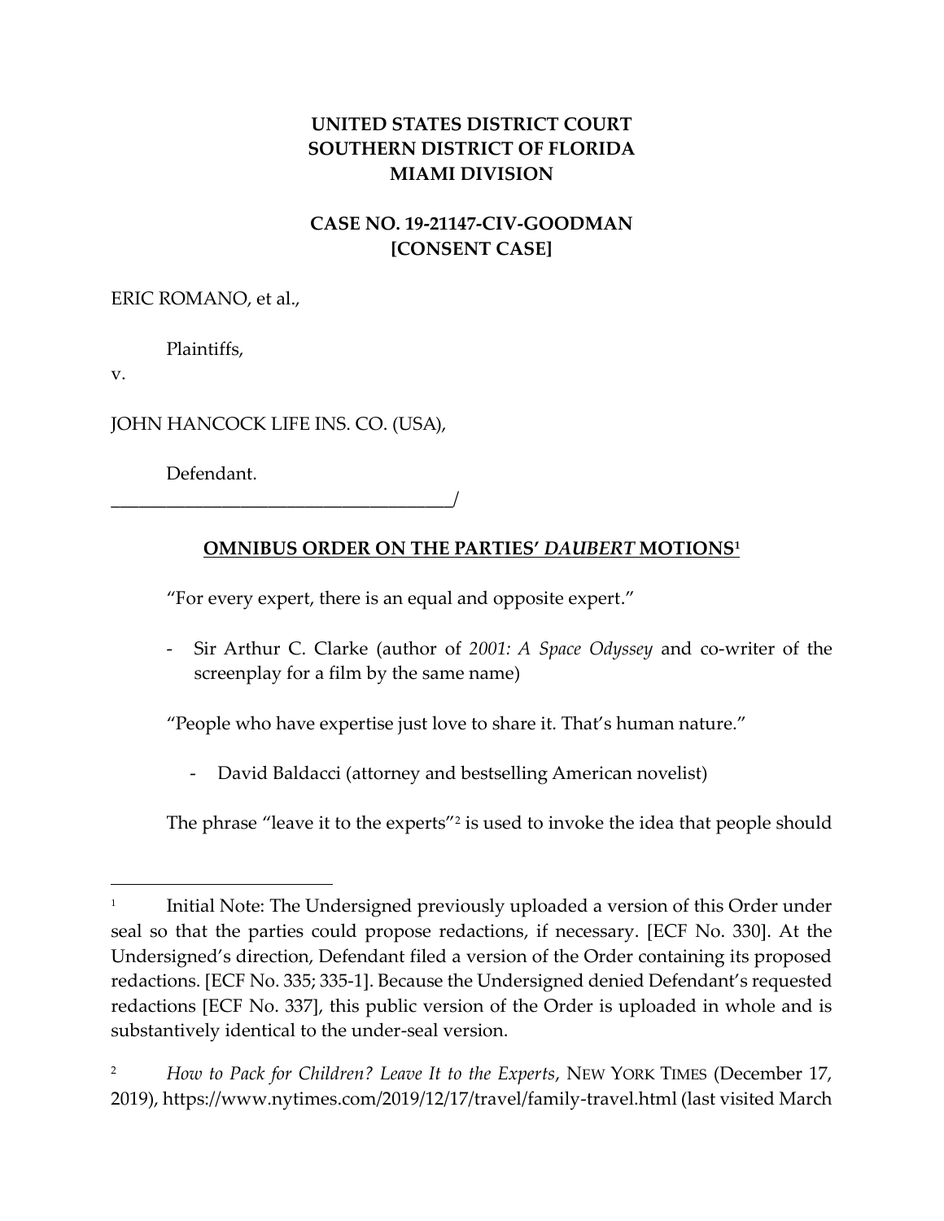**UNITED STATES DISTRICT COURT**
**SOUTHERN DISTRICT OF FLORIDA**
**MIAMI DIVISION**

**CASE NO. 19-21147-CIV-GOODMAN**
**[CONSENT CASE]**

ERIC ROMANO, et al.,

Plaintiffs,

v.

JOHN HANCOCK LIFE INS. CO. (USA),

Defendant.
_______________________________________/

**OMNIBUS ORDER ON THE PARTIES' *DAUBERT* MOTIONS**[1]

"For every expert, there is an equal and opposite expert."

- Sir Arthur C. Clarke (author of *2001: A Space Odyssey* and co-writer of the screenplay for a film by the same name)

"People who have expertise just love to share it. That's human nature."

- David Baldacci (attorney and bestselling American novelist)

The phrase "leave it to the experts"[2] is used to invoke the idea that people should

---

[1] Initial Note: The Undersigned previously uploaded a version of this Order under seal so that the parties could propose redactions, if necessary. [ECF No. 330]. At the Undersigned's direction, Defendant filed a version of the Order containing its proposed redactions. [ECF No. 335; 335-1]. Because the Undersigned denied Defendant's requested redactions [ECF No. 337], this public version of the Order is uploaded in whole and is substantively identical to the under-seal version.

[2] *How to Pack for Children? Leave It to the Experts*, NEW YORK TIMES (December 17, 2019), https://www.nytimes.com/2019/12/17/travel/family-travel.html (last visited March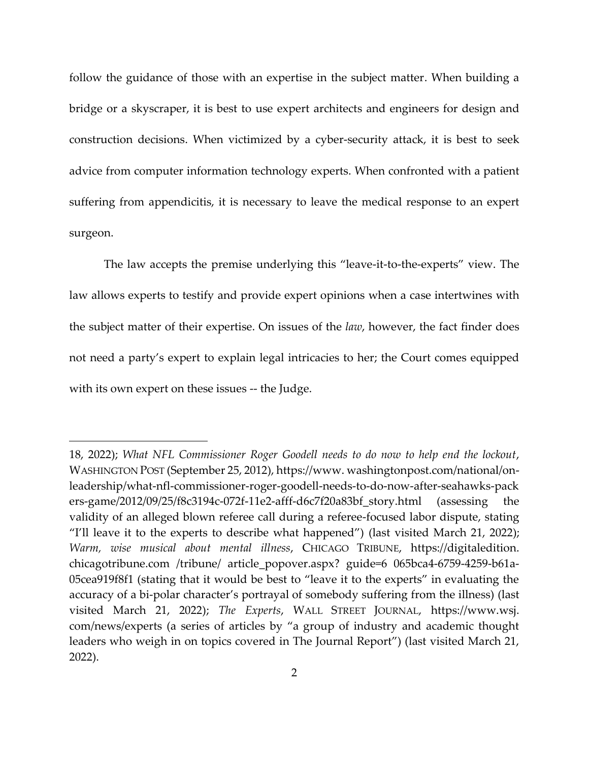follow the guidance of those with an expertise in the subject matter. When building a bridge or a skyscraper, it is best to use expert architects and engineers for design and construction decisions. When victimized by a cyber-security attack, it is best to seek advice from computer information technology experts. When confronted with a patient suffering from appendicitis, it is necessary to leave the medical response to an expert surgeon.

The law accepts the premise underlying this "leave-it-to-the-experts" view. The law allows experts to testify and provide expert opinions when a case intertwines with the subject matter of their expertise. On issues of the *law*, however, the fact finder does not need a party's expert to explain legal intricacies to her; the Court comes equipped with its own expert on these issues -- the Judge.

---

18, 2022); *What NFL Commissioner Roger Goodell needs to do now to help end the lockout*, WASHINGTON POST (September 25, 2012), https://www. washingtonpost.com/national/on-leadership/what-nfl-commissioner-roger-goodell-needs-to-do-now-after-seahawks-packers-game/2012/09/25/f8c3194c-072f-11e2-afff-d6c7f20a83bf_story.html (assessing the validity of an alleged blown referee call during a referee-focused labor dispute, stating "I'll leave it to the experts to describe what happened") (last visited March 21, 2022); *Warm, wise musical about mental illness*, CHICAGO TRIBUNE, https://digitaledition. chicagotribune.com /tribune/ article_popover.aspx? guide=6 065bca4-6759-4259-b61a-05cea919f8f1 (stating that it would be best to "leave it to the experts" in evaluating the accuracy of a bi-polar character's portrayal of somebody suffering from the illness) (last visited March 21, 2022); *The Experts*, WALL STREET JOURNAL, https://www.wsj. com/news/experts (a series of articles by "a group of industry and academic thought leaders who weigh in on topics covered in The Journal Report") (last visited March 21, 2022).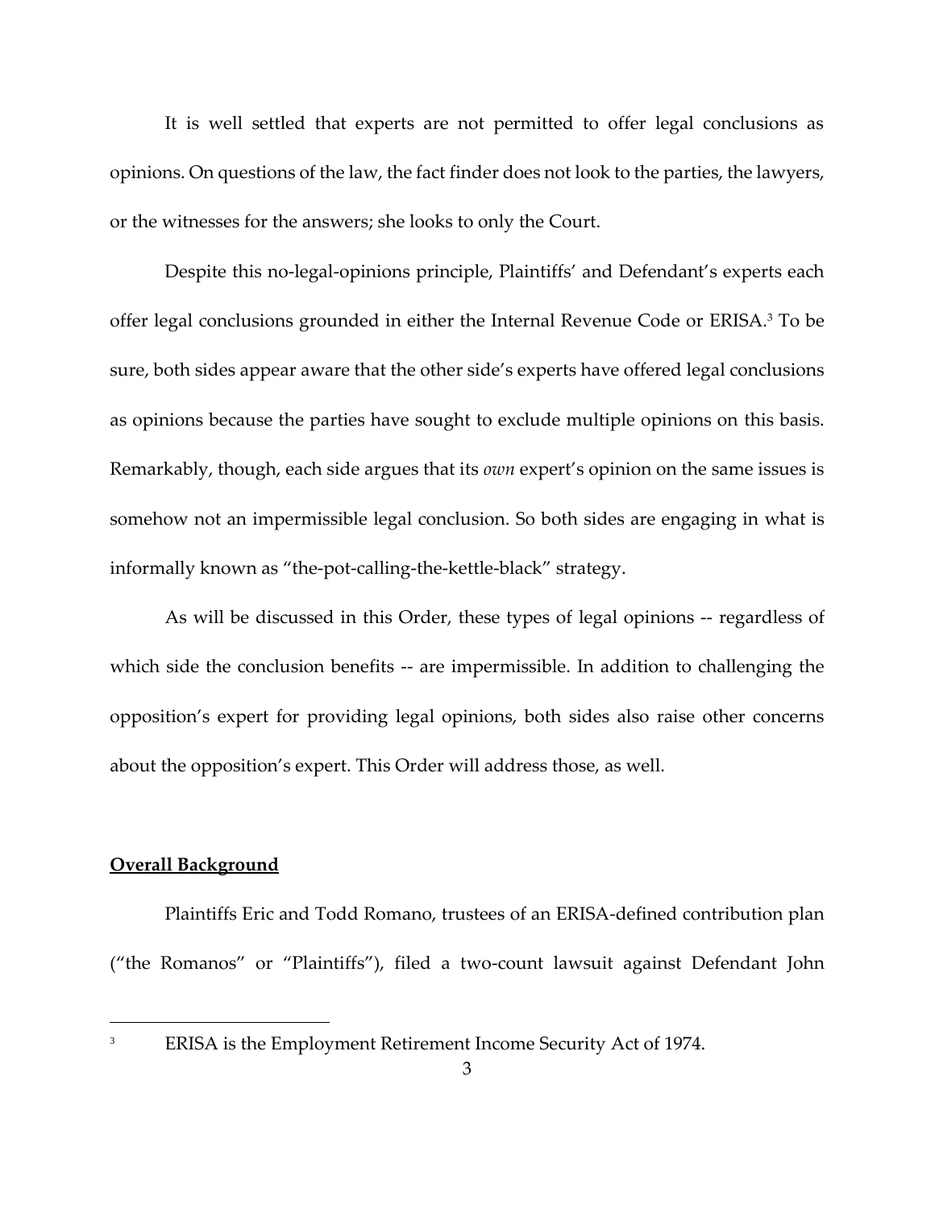It is well settled that experts are not permitted to offer legal conclusions as opinions. On questions of the law, the fact finder does not look to the parties, the lawyers, or the witnesses for the answers; she looks to only the Court.

Despite this no-legal-opinions principle, Plaintiffs' and Defendant's experts each offer legal conclusions grounded in either the Internal Revenue Code or ERISA.[3] To be sure, both sides appear aware that the other side's experts have offered legal conclusions as opinions because the parties have sought to exclude multiple opinions on this basis. Remarkably, though, each side argues that its *own* expert's opinion on the same issues is somehow not an impermissible legal conclusion. So both sides are engaging in what is informally known as "the-pot-calling-the-kettle-black" strategy.

As will be discussed in this Order, these types of legal opinions -- regardless of which side the conclusion benefits -- are impermissible. In addition to challenging the opposition's expert for providing legal opinions, both sides also raise other concerns about the opposition's expert. This Order will address those, as well.

**Overall Background**

Plaintiffs Eric and Todd Romano, trustees of an ERISA-defined contribution plan ("the Romanos" or "Plaintiffs"), filed a two-count lawsuit against Defendant John

[3] ERISA is the Employment Retirement Income Security Act of 1974.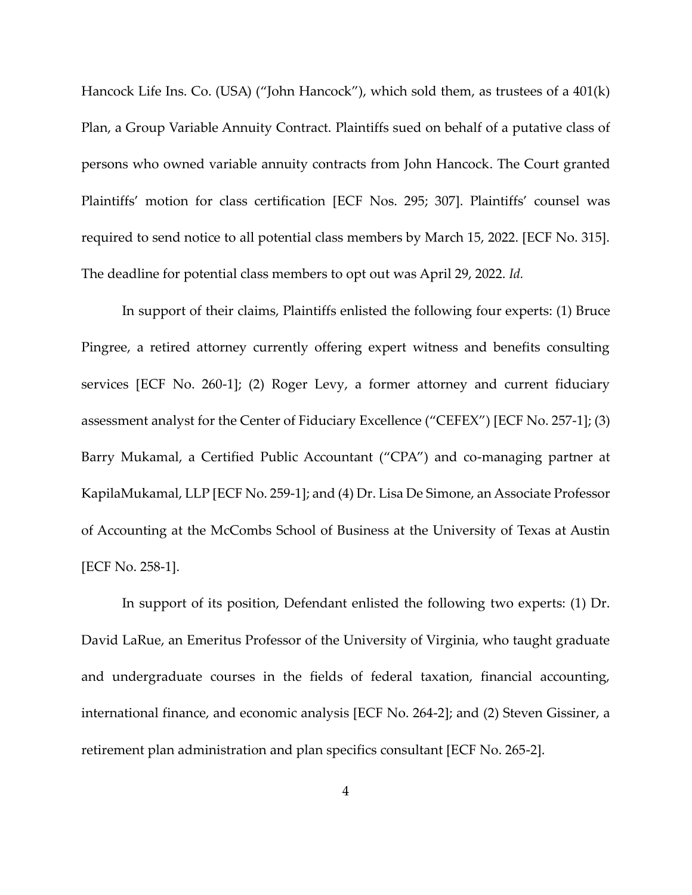Hancock Life Ins. Co. (USA) ("John Hancock"), which sold them, as trustees of a 401(k) Plan, a Group Variable Annuity Contract. Plaintiffs sued on behalf of a putative class of persons who owned variable annuity contracts from John Hancock. The Court granted Plaintiffs' motion for class certification [ECF Nos. 295; 307]. Plaintiffs' counsel was required to send notice to all potential class members by March 15, 2022. [ECF No. 315]. The deadline for potential class members to opt out was April 29, 2022. *Id.*

In support of their claims, Plaintiffs enlisted the following four experts: (1) Bruce Pingree, a retired attorney currently offering expert witness and benefits consulting services [ECF No. 260-1]; (2) Roger Levy, a former attorney and current fiduciary assessment analyst for the Center of Fiduciary Excellence ("CEFEX") [ECF No. 257-1]; (3) Barry Mukamal, a Certified Public Accountant ("CPA") and co-managing partner at KapilaMukamal, LLP [ECF No. 259-1]; and (4) Dr. Lisa De Simone, an Associate Professor of Accounting at the McCombs School of Business at the University of Texas at Austin [ECF No. 258-1].

In support of its position, Defendant enlisted the following two experts: (1) Dr. David LaRue, an Emeritus Professor of the University of Virginia, who taught graduate and undergraduate courses in the fields of federal taxation, financial accounting, international finance, and economic analysis [ECF No. 264-2]; and (2) Steven Gissiner, a retirement plan administration and plan specifics consultant [ECF No. 265-2].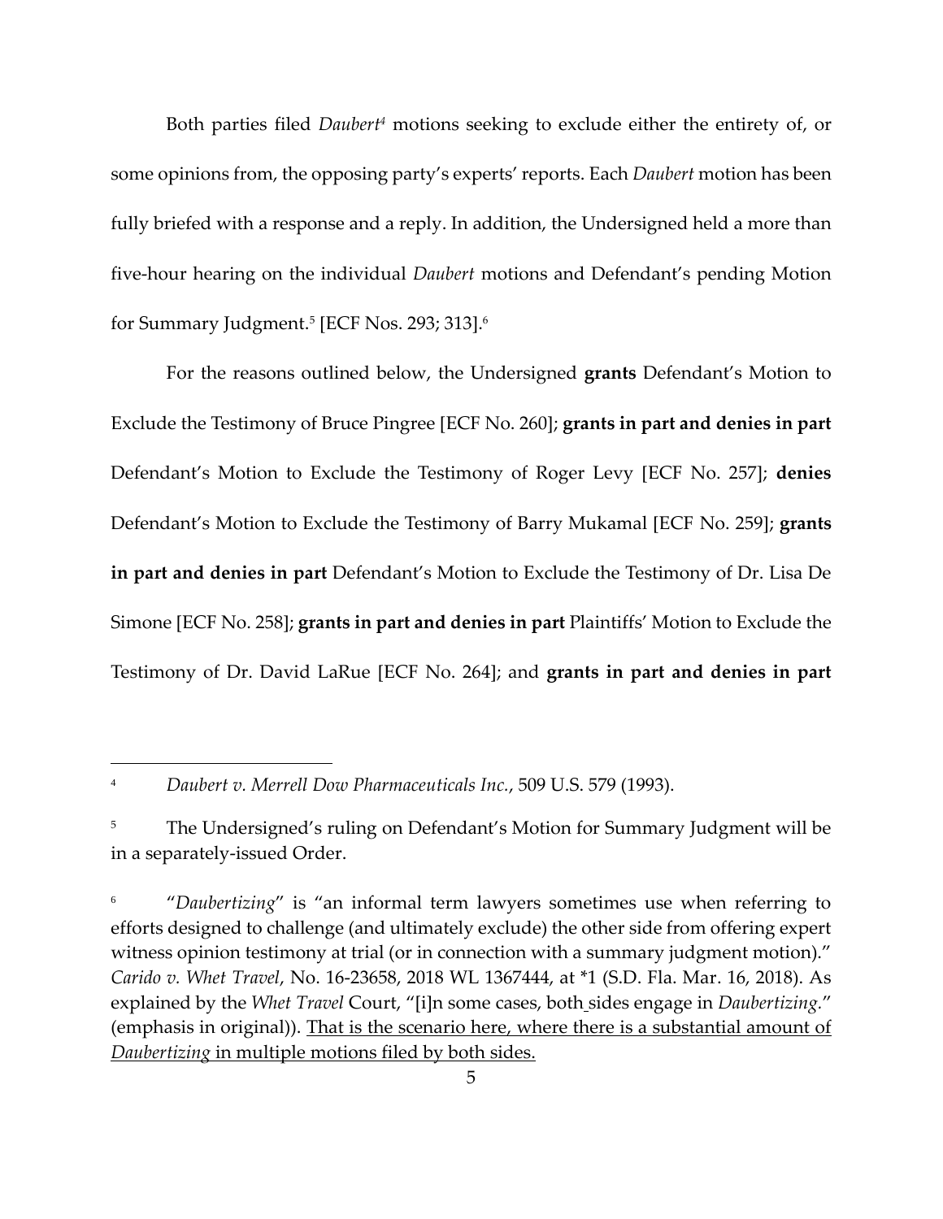Both parties filed *Daubert*[4] motions seeking to exclude either the entirety of, or some opinions from, the opposing party's experts' reports. Each *Daubert* motion has been fully briefed with a response and a reply. In addition, the Undersigned held a more than five-hour hearing on the individual *Daubert* motions and Defendant's pending Motion for Summary Judgment.[5] [ECF Nos. 293; 313].[6]

For the reasons outlined below, the Undersigned **grants** Defendant's Motion to Exclude the Testimony of Bruce Pingree [ECF No. 260]; **grants in part and denies in part** Defendant's Motion to Exclude the Testimony of Roger Levy [ECF No. 257]; **denies** Defendant's Motion to Exclude the Testimony of Barry Mukamal [ECF No. 259]; **grants in part and denies in part** Defendant's Motion to Exclude the Testimony of Dr. Lisa De Simone [ECF No. 258]; **grants in part and denies in part** Plaintiffs' Motion to Exclude the Testimony of Dr. David LaRue [ECF No. 264]; and **grants in part and denies in part**

---

[4] *Daubert v. Merrell Dow Pharmaceuticals Inc.*, 509 U.S. 579 (1993).

[5] The Undersigned's ruling on Defendant's Motion for Summary Judgment will be in a separately-issued Order.

[6] "*Daubertizing*" is "an informal term lawyers sometimes use when referring to efforts designed to challenge (and ultimately exclude) the other side from offering expert witness opinion testimony at trial (or in connection with a summary judgment motion)." *Carido v. Whet Travel*, No. 16-23658, 2018 WL 1367444, at *1 (S.D. Fla. Mar. 16, 2018). As explained by the *Whet Travel* Court, "[i]n some cases, both sides engage in *Daubertizing*." (emphasis in original)). <u>That is the scenario here, where there is a substantial amount of *Daubertizing* in multiple motions filed by both sides.</u>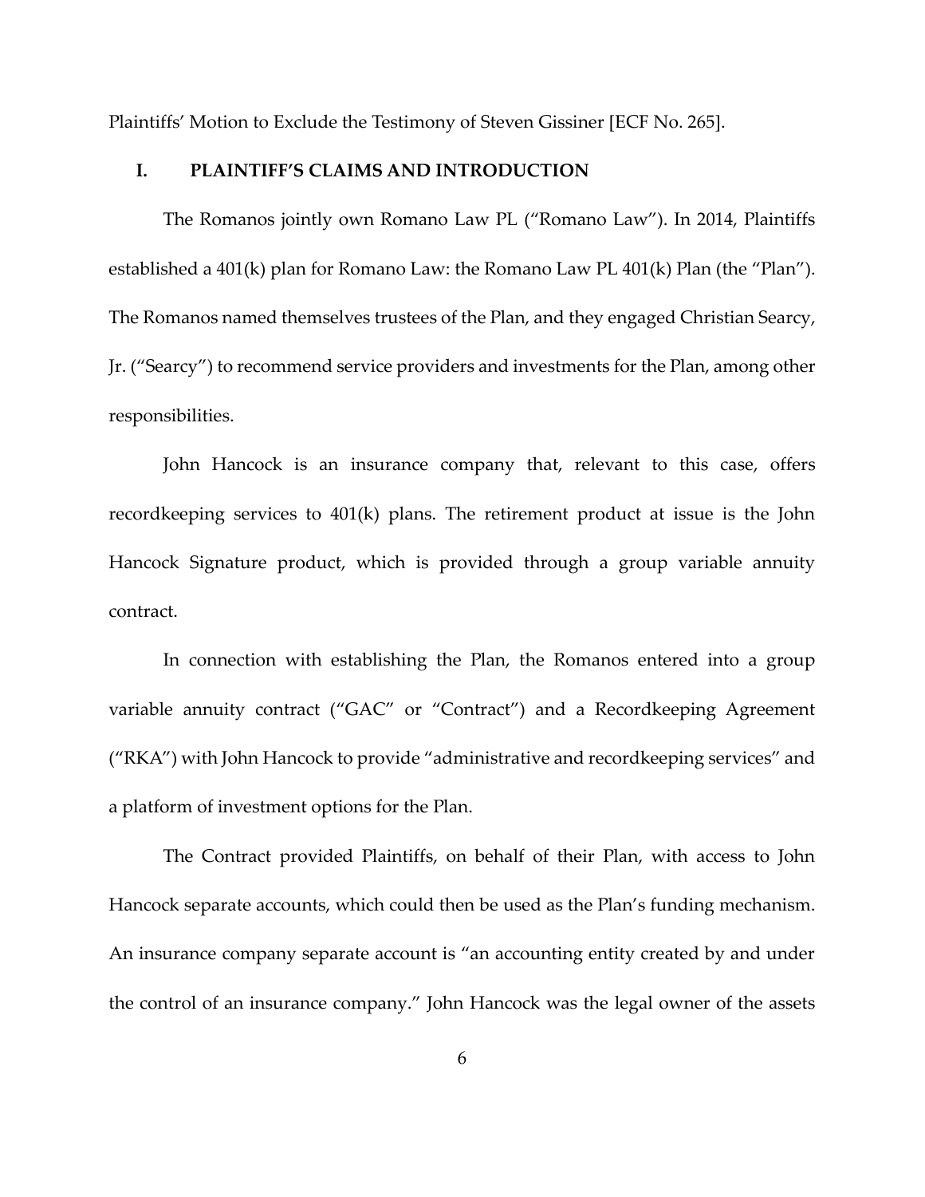Plaintiffs' Motion to Exclude the Testimony of Steven Gissiner [ECF No. 265].

## I. PLAINTIFF'S CLAIMS AND INTRODUCTION

The Romanos jointly own Romano Law PL ("Romano Law"). In 2014, Plaintiffs established a 401(k) plan for Romano Law: the Romano Law PL 401(k) Plan (the "Plan"). The Romanos named themselves trustees of the Plan, and they engaged Christian Searcy, Jr. ("Searcy") to recommend service providers and investments for the Plan, among other responsibilities.

John Hancock is an insurance company that, relevant to this case, offers recordkeeping services to 401(k) plans. The retirement product at issue is the John Hancock Signature product, which is provided through a group variable annuity contract.

In connection with establishing the Plan, the Romanos entered into a group variable annuity contract ("GAC" or "Contract") and a Recordkeeping Agreement ("RKA") with John Hancock to provide "administrative and recordkeeping services" and a platform of investment options for the Plan.

The Contract provided Plaintiffs, on behalf of their Plan, with access to John Hancock separate accounts, which could then be used as the Plan's funding mechanism. An insurance company separate account is "an accounting entity created by and under the control of an insurance company." John Hancock was the legal owner of the assets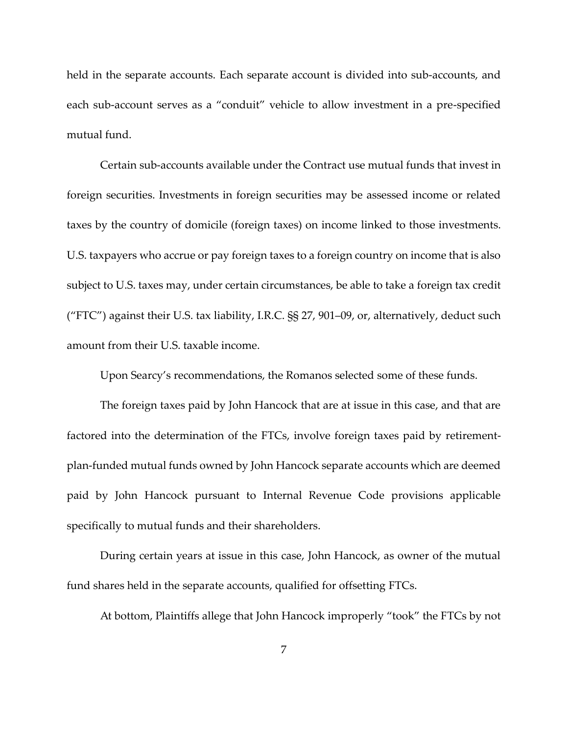held in the separate accounts. Each separate account is divided into sub-accounts, and each sub-account serves as a "conduit" vehicle to allow investment in a pre-specified mutual fund.

Certain sub-accounts available under the Contract use mutual funds that invest in foreign securities. Investments in foreign securities may be assessed income or related taxes by the country of domicile (foreign taxes) on income linked to those investments. U.S. taxpayers who accrue or pay foreign taxes to a foreign country on income that is also subject to U.S. taxes may, under certain circumstances, be able to take a foreign tax credit ("FTC") against their U.S. tax liability, I.R.C. §§ 27, 901–09, or, alternatively, deduct such amount from their U.S. taxable income.

Upon Searcy's recommendations, the Romanos selected some of these funds.

The foreign taxes paid by John Hancock that are at issue in this case, and that are factored into the determination of the FTCs, involve foreign taxes paid by retirement-plan-funded mutual funds owned by John Hancock separate accounts which are deemed paid by John Hancock pursuant to Internal Revenue Code provisions applicable specifically to mutual funds and their shareholders.

During certain years at issue in this case, John Hancock, as owner of the mutual fund shares held in the separate accounts, qualified for offsetting FTCs.

At bottom, Plaintiffs allege that John Hancock improperly "took" the FTCs by not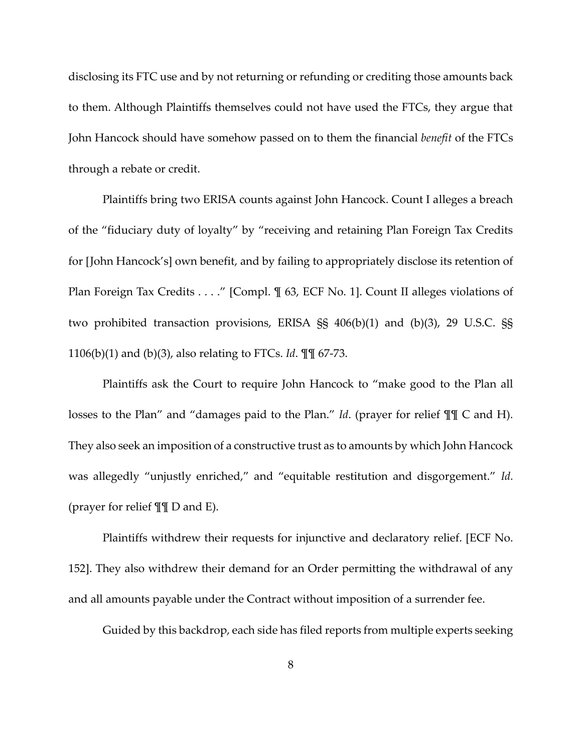disclosing its FTC use and by not returning or refunding or crediting those amounts back to them. Although Plaintiffs themselves could not have used the FTCs, they argue that John Hancock should have somehow passed on to them the financial *benefit* of the FTCs through a rebate or credit.

Plaintiffs bring two ERISA counts against John Hancock. Count I alleges a breach of the "fiduciary duty of loyalty" by "receiving and retaining Plan Foreign Tax Credits for [John Hancock's] own benefit, and by failing to appropriately disclose its retention of Plan Foreign Tax Credits . . . ." [Compl. ¶ 63, ECF No. 1]. Count II alleges violations of two prohibited transaction provisions, ERISA §§ 406(b)(1) and (b)(3), 29 U.S.C. §§ 1106(b)(1) and (b)(3), also relating to FTCs. *Id*. ¶¶ 67-73.

Plaintiffs ask the Court to require John Hancock to "make good to the Plan all losses to the Plan" and "damages paid to the Plan." *Id*. (prayer for relief ¶¶ C and H). They also seek an imposition of a constructive trust as to amounts by which John Hancock was allegedly "unjustly enriched," and "equitable restitution and disgorgement." *Id.* (prayer for relief ¶¶ D and E).

Plaintiffs withdrew their requests for injunctive and declaratory relief. [ECF No. 152]. They also withdrew their demand for an Order permitting the withdrawal of any and all amounts payable under the Contract without imposition of a surrender fee.

Guided by this backdrop, each side has filed reports from multiple experts seeking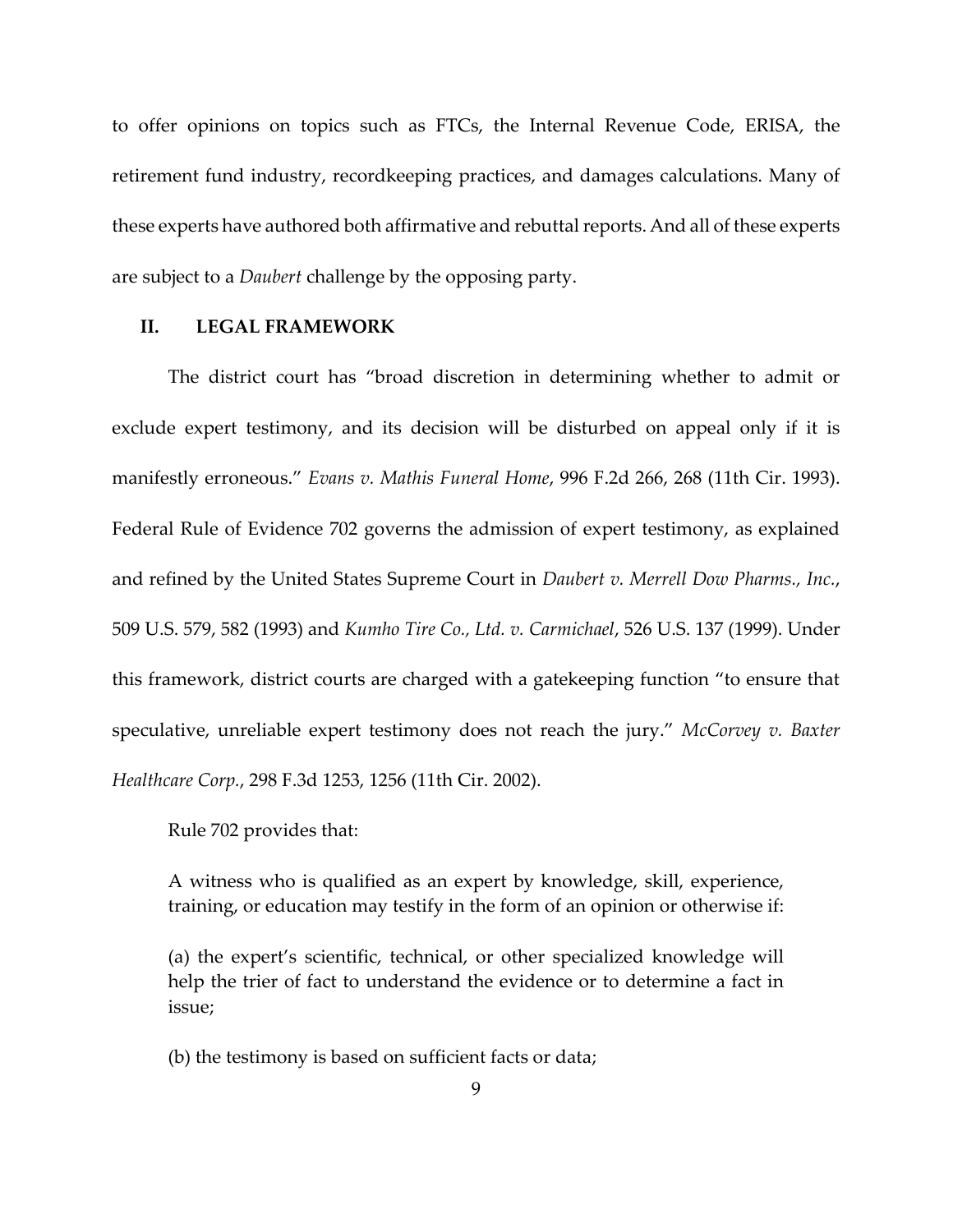to offer opinions on topics such as FTCs, the Internal Revenue Code, ERISA, the retirement fund industry, recordkeeping practices, and damages calculations. Many of these experts have authored both affirmative and rebuttal reports. And all of these experts are subject to a *Daubert* challenge by the opposing party.

## II. LEGAL FRAMEWORK

The district court has "broad discretion in determining whether to admit or exclude expert testimony, and its decision will be disturbed on appeal only if it is manifestly erroneous." *Evans v. Mathis Funeral Home*, 996 F.2d 266, 268 (11th Cir. 1993). Federal Rule of Evidence 702 governs the admission of expert testimony, as explained and refined by the United States Supreme Court in *Daubert v. Merrell Dow Pharms., Inc.*, 509 U.S. 579, 582 (1993) and *Kumho Tire Co., Ltd. v. Carmichael*, 526 U.S. 137 (1999). Under this framework, district courts are charged with a gatekeeping function "to ensure that speculative, unreliable expert testimony does not reach the jury." *McCorvey v. Baxter Healthcare Corp.*, 298 F.3d 1253, 1256 (11th Cir. 2002).

Rule 702 provides that:

> A witness who is qualified as an expert by knowledge, skill, experience, training, or education may testify in the form of an opinion or otherwise if:
>
> (a) the expert's scientific, technical, or other specialized knowledge will help the trier of fact to understand the evidence or to determine a fact in issue;
>
> (b) the testimony is based on sufficient facts or data;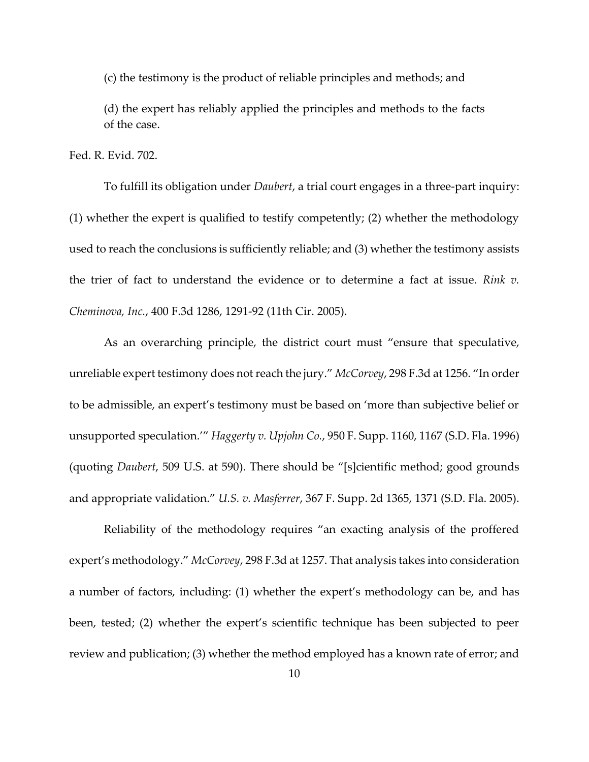(c) the testimony is the product of reliable principles and methods; and

(d) the expert has reliably applied the principles and methods to the facts of the case.

Fed. R. Evid. 702.

To fulfill its obligation under *Daubert*, a trial court engages in a three-part inquiry: (1) whether the expert is qualified to testify competently; (2) whether the methodology used to reach the conclusions is sufficiently reliable; and (3) whether the testimony assists the trier of fact to understand the evidence or to determine a fact at issue. *Rink v. Cheminova, Inc.*, 400 F.3d 1286, 1291-92 (11th Cir. 2005).

As an overarching principle, the district court must "ensure that speculative, unreliable expert testimony does not reach the jury." *McCorvey*, 298 F.3d at 1256. "In order to be admissible, an expert's testimony must be based on 'more than subjective belief or unsupported speculation.'" *Haggerty v. Upjohn Co.*, 950 F. Supp. 1160, 1167 (S.D. Fla. 1996) (quoting *Daubert*, 509 U.S. at 590). There should be "[s]cientific method; good grounds and appropriate validation." *U.S. v. Masferrer*, 367 F. Supp. 2d 1365, 1371 (S.D. Fla. 2005).

Reliability of the methodology requires "an exacting analysis of the proffered expert's methodology." *McCorvey*, 298 F.3d at 1257. That analysis takes into consideration a number of factors, including: (1) whether the expert's methodology can be, and has been, tested; (2) whether the expert's scientific technique has been subjected to peer review and publication; (3) whether the method employed has a known rate of error; and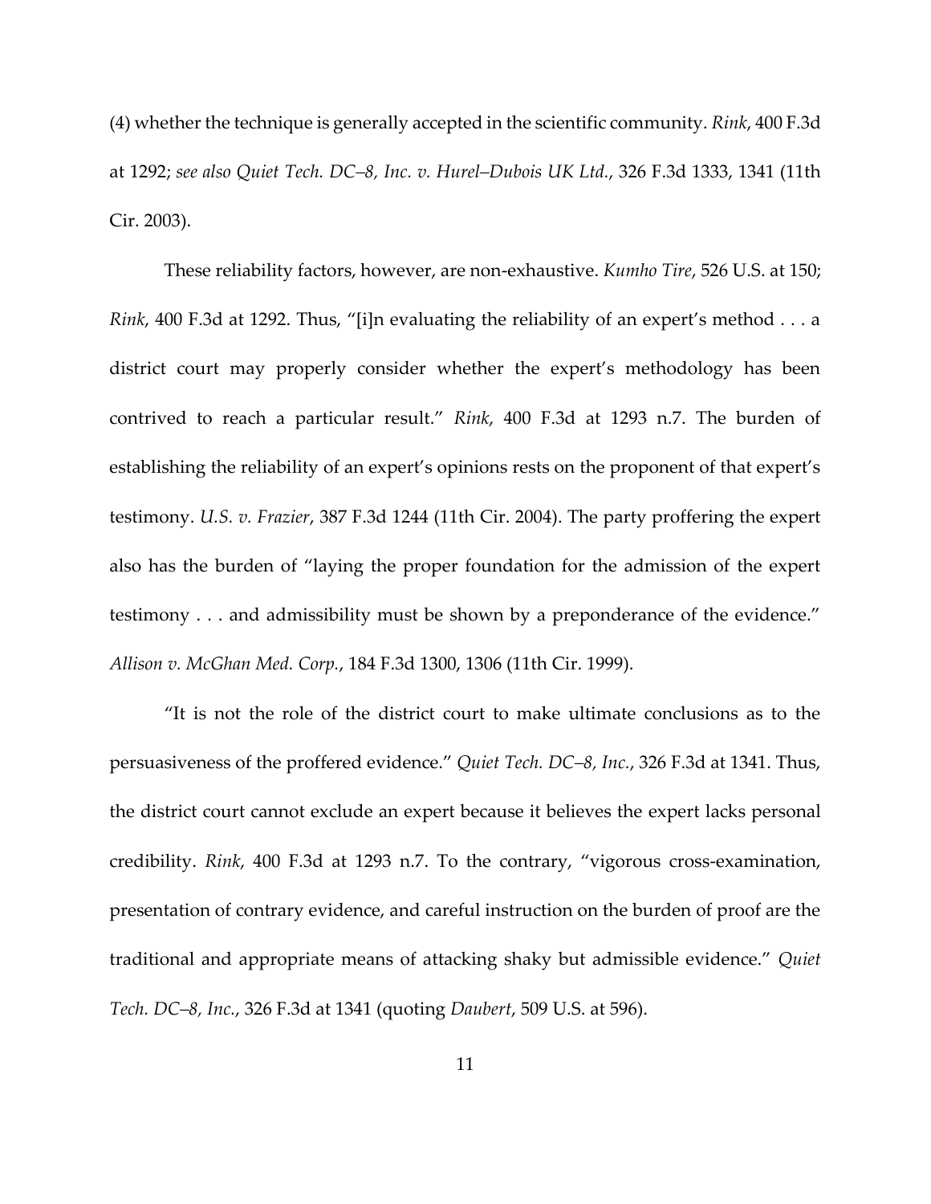(4) whether the technique is generally accepted in the scientific community. *Rink*, 400 F.3d at 1292; *see also Quiet Tech. DC–8, Inc. v. Hurel–Dubois UK Ltd.*, 326 F.3d 1333, 1341 (11th Cir. 2003).

These reliability factors, however, are non-exhaustive. *Kumho Tire*, 526 U.S. at 150; *Rink*, 400 F.3d at 1292. Thus, "[i]n evaluating the reliability of an expert's method . . . a district court may properly consider whether the expert's methodology has been contrived to reach a particular result." *Rink*, 400 F.3d at 1293 n.7. The burden of establishing the reliability of an expert's opinions rests on the proponent of that expert's testimony. *U.S. v. Frazier*, 387 F.3d 1244 (11th Cir. 2004). The party proffering the expert also has the burden of "laying the proper foundation for the admission of the expert testimony . . . and admissibility must be shown by a preponderance of the evidence." *Allison v. McGhan Med. Corp.*, 184 F.3d 1300, 1306 (11th Cir. 1999).

"It is not the role of the district court to make ultimate conclusions as to the persuasiveness of the proffered evidence." *Quiet Tech. DC–8, Inc.*, 326 F.3d at 1341. Thus, the district court cannot exclude an expert because it believes the expert lacks personal credibility. *Rink*, 400 F.3d at 1293 n.7. To the contrary, "vigorous cross-examination, presentation of contrary evidence, and careful instruction on the burden of proof are the traditional and appropriate means of attacking shaky but admissible evidence." *Quiet Tech. DC–8, Inc.*, 326 F.3d at 1341 (quoting *Daubert*, 509 U.S. at 596).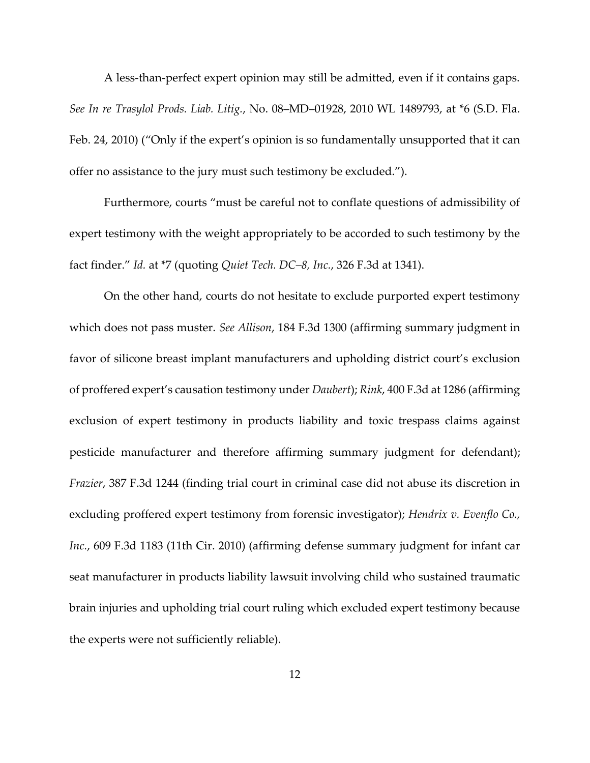A less-than-perfect expert opinion may still be admitted, even if it contains gaps. *See In re Trasylol Prods. Liab. Litig.*, No. 08–MD–01928, 2010 WL 1489793, at *6 (S.D. Fla. Feb. 24, 2010) ("Only if the expert's opinion is so fundamentally unsupported that it can offer no assistance to the jury must such testimony be excluded.").

Furthermore, courts "must be careful not to conflate questions of admissibility of expert testimony with the weight appropriately to be accorded to such testimony by the fact finder." *Id.* at *7 (quoting *Quiet Tech. DC–8, Inc.*, 326 F.3d at 1341).

On the other hand, courts do not hesitate to exclude purported expert testimony which does not pass muster. *See Allison*, 184 F.3d 1300 (affirming summary judgment in favor of silicone breast implant manufacturers and upholding district court's exclusion of proffered expert's causation testimony under *Daubert*); *Rink*, 400 F.3d at 1286 (affirming exclusion of expert testimony in products liability and toxic trespass claims against pesticide manufacturer and therefore affirming summary judgment for defendant); *Frazier*, 387 F.3d 1244 (finding trial court in criminal case did not abuse its discretion in excluding proffered expert testimony from forensic investigator); *Hendrix v. Evenflo Co., Inc.*, 609 F.3d 1183 (11th Cir. 2010) (affirming defense summary judgment for infant car seat manufacturer in products liability lawsuit involving child who sustained traumatic brain injuries and upholding trial court ruling which excluded expert testimony because the experts were not sufficiently reliable).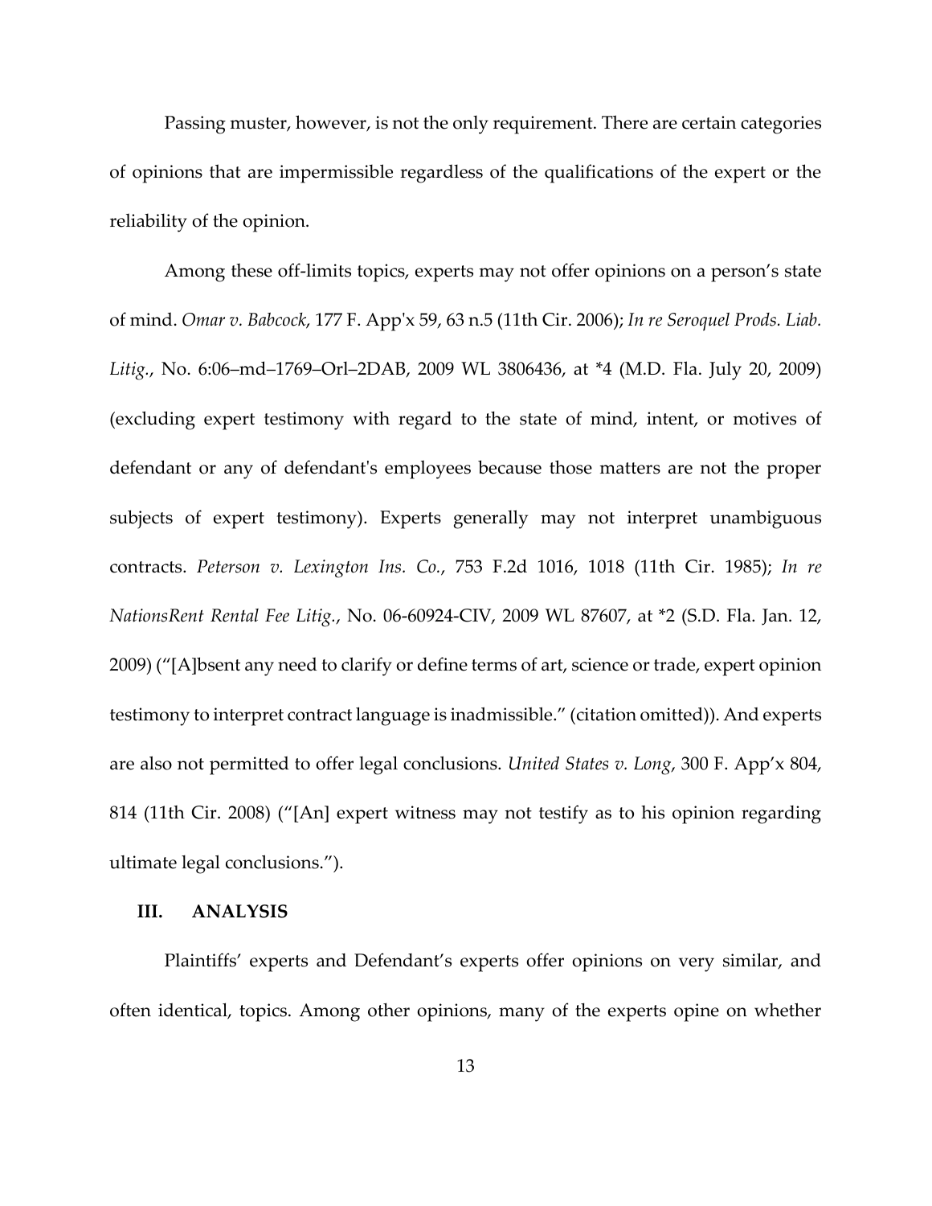Passing muster, however, is not the only requirement. There are certain categories of opinions that are impermissible regardless of the qualifications of the expert or the reliability of the opinion.

Among these off-limits topics, experts may not offer opinions on a person's state of mind. *Omar v. Babcock*, 177 F. App'x 59, 63 n.5 (11th Cir. 2006); *In re Seroquel Prods. Liab. Litig.*, No. 6:06–md–1769–Orl–2DAB, 2009 WL 3806436, at *4 (M.D. Fla. July 20, 2009) (excluding expert testimony with regard to the state of mind, intent, or motives of defendant or any of defendant's employees because those matters are not the proper subjects of expert testimony). Experts generally may not interpret unambiguous contracts. *Peterson v. Lexington Ins. Co.*, 753 F.2d 1016, 1018 (11th Cir. 1985); *In re NationsRent Rental Fee Litig.*, No. 06-60924-CIV, 2009 WL 87607, at *2 (S.D. Fla. Jan. 12, 2009) ("[A]bsent any need to clarify or define terms of art, science or trade, expert opinion testimony to interpret contract language is inadmissible." (citation omitted)). And experts are also not permitted to offer legal conclusions. *United States v. Long*, 300 F. App'x 804, 814 (11th Cir. 2008) ("[An] expert witness may not testify as to his opinion regarding ultimate legal conclusions.").

## III. ANALYSIS

Plaintiffs' experts and Defendant's experts offer opinions on very similar, and often identical, topics. Among other opinions, many of the experts opine on whether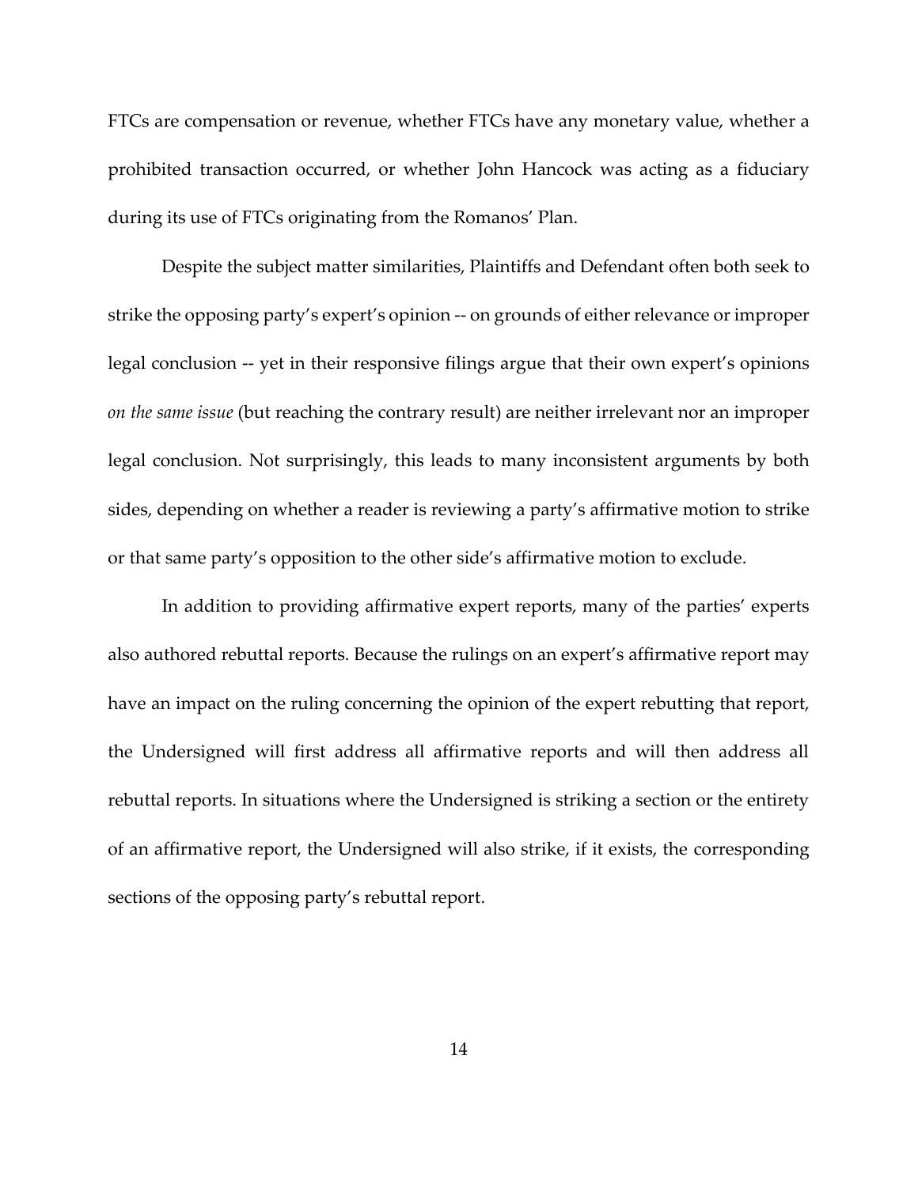FTCs are compensation or revenue, whether FTCs have any monetary value, whether a prohibited transaction occurred, or whether John Hancock was acting as a fiduciary during its use of FTCs originating from the Romanos' Plan.

Despite the subject matter similarities, Plaintiffs and Defendant often both seek to strike the opposing party's expert's opinion -- on grounds of either relevance or improper legal conclusion -- yet in their responsive filings argue that their own expert's opinions *on the same issue* (but reaching the contrary result) are neither irrelevant nor an improper legal conclusion. Not surprisingly, this leads to many inconsistent arguments by both sides, depending on whether a reader is reviewing a party's affirmative motion to strike or that same party's opposition to the other side's affirmative motion to exclude.

In addition to providing affirmative expert reports, many of the parties' experts also authored rebuttal reports. Because the rulings on an expert's affirmative report may have an impact on the ruling concerning the opinion of the expert rebutting that report, the Undersigned will first address all affirmative reports and will then address all rebuttal reports. In situations where the Undersigned is striking a section or the entirety of an affirmative report, the Undersigned will also strike, if it exists, the corresponding sections of the opposing party's rebuttal report.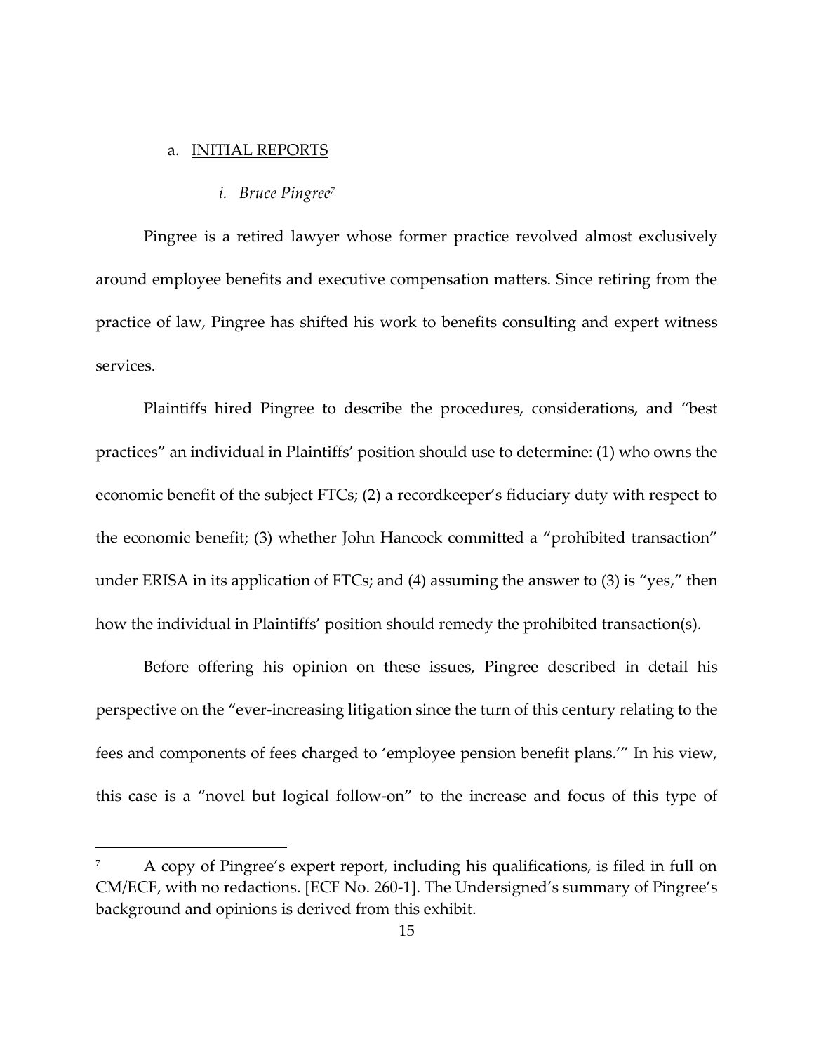a. <u>INITIAL REPORTS</u>

*i. Bruce Pingree*[7]

Pingree is a retired lawyer whose former practice revolved almost exclusively around employee benefits and executive compensation matters. Since retiring from the practice of law, Pingree has shifted his work to benefits consulting and expert witness services.

Plaintiffs hired Pingree to describe the procedures, considerations, and "best practices" an individual in Plaintiffs' position should use to determine: (1) who owns the economic benefit of the subject FTCs; (2) a recordkeeper's fiduciary duty with respect to the economic benefit; (3) whether John Hancock committed a "prohibited transaction" under ERISA in its application of FTCs; and (4) assuming the answer to (3) is "yes," then how the individual in Plaintiffs' position should remedy the prohibited transaction(s).

Before offering his opinion on these issues, Pingree described in detail his perspective on the "ever-increasing litigation since the turn of this century relating to the fees and components of fees charged to 'employee pension benefit plans.'" In his view, this case is a "novel but logical follow-on" to the increase and focus of this type of

[7] A copy of Pingree's expert report, including his qualifications, is filed in full on CM/ECF, with no redactions. [ECF No. 260-1]. The Undersigned's summary of Pingree's background and opinions is derived from this exhibit.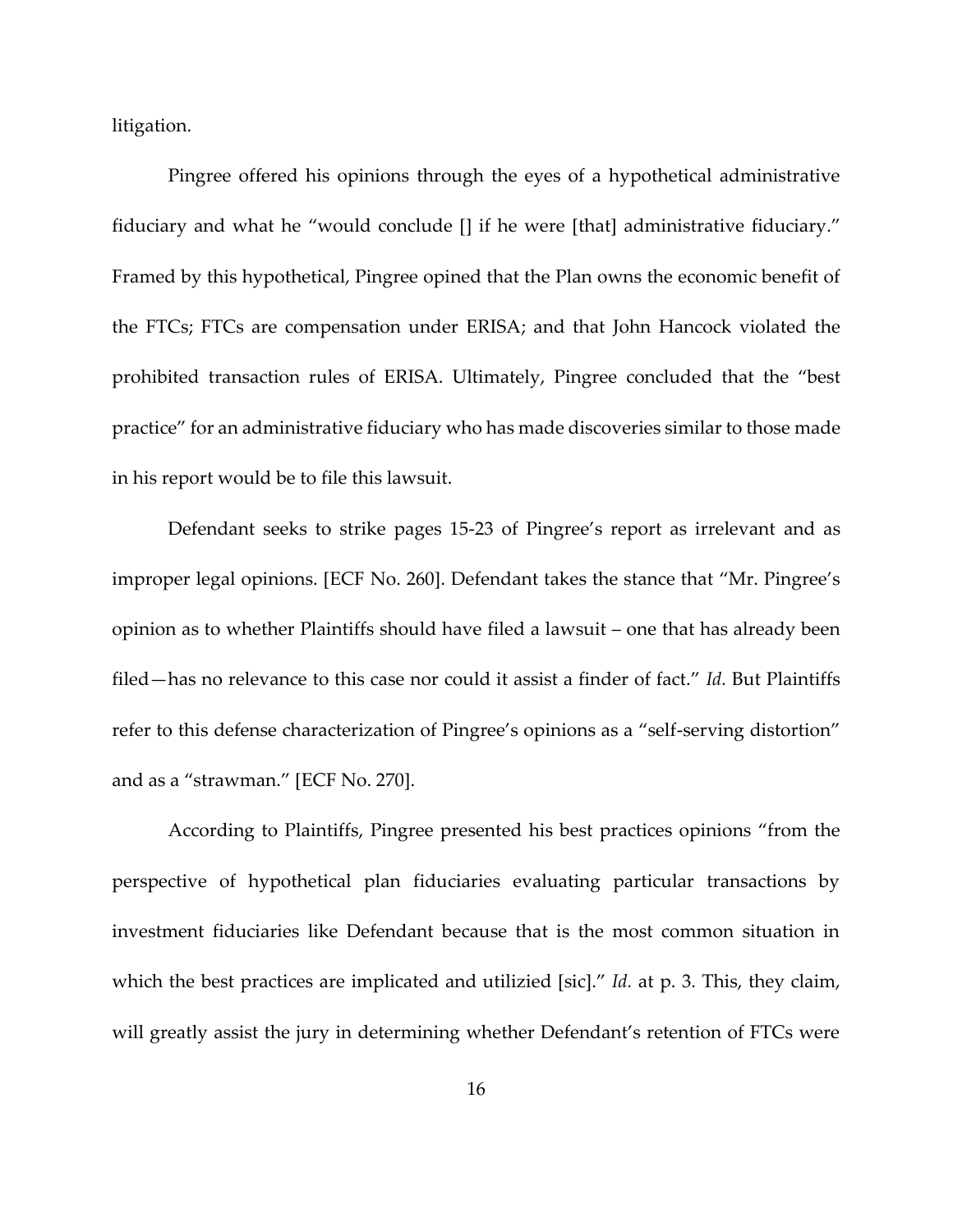litigation.

Pingree offered his opinions through the eyes of a hypothetical administrative fiduciary and what he "would conclude [] if he were [that] administrative fiduciary." Framed by this hypothetical, Pingree opined that the Plan owns the economic benefit of the FTCs; FTCs are compensation under ERISA; and that John Hancock violated the prohibited transaction rules of ERISA. Ultimately, Pingree concluded that the "best practice" for an administrative fiduciary who has made discoveries similar to those made in his report would be to file this lawsuit.

Defendant seeks to strike pages 15-23 of Pingree's report as irrelevant and as improper legal opinions. [ECF No. 260]. Defendant takes the stance that "Mr. Pingree's opinion as to whether Plaintiffs should have filed a lawsuit – one that has already been filed—has no relevance to this case nor could it assist a finder of fact." *Id.* But Plaintiffs refer to this defense characterization of Pingree's opinions as a "self-serving distortion" and as a "strawman." [ECF No. 270].

According to Plaintiffs, Pingree presented his best practices opinions "from the perspective of hypothetical plan fiduciaries evaluating particular transactions by investment fiduciaries like Defendant because that is the most common situation in which the best practices are implicated and utilizied [sic]." *Id.* at p. 3. This, they claim, will greatly assist the jury in determining whether Defendant's retention of FTCs were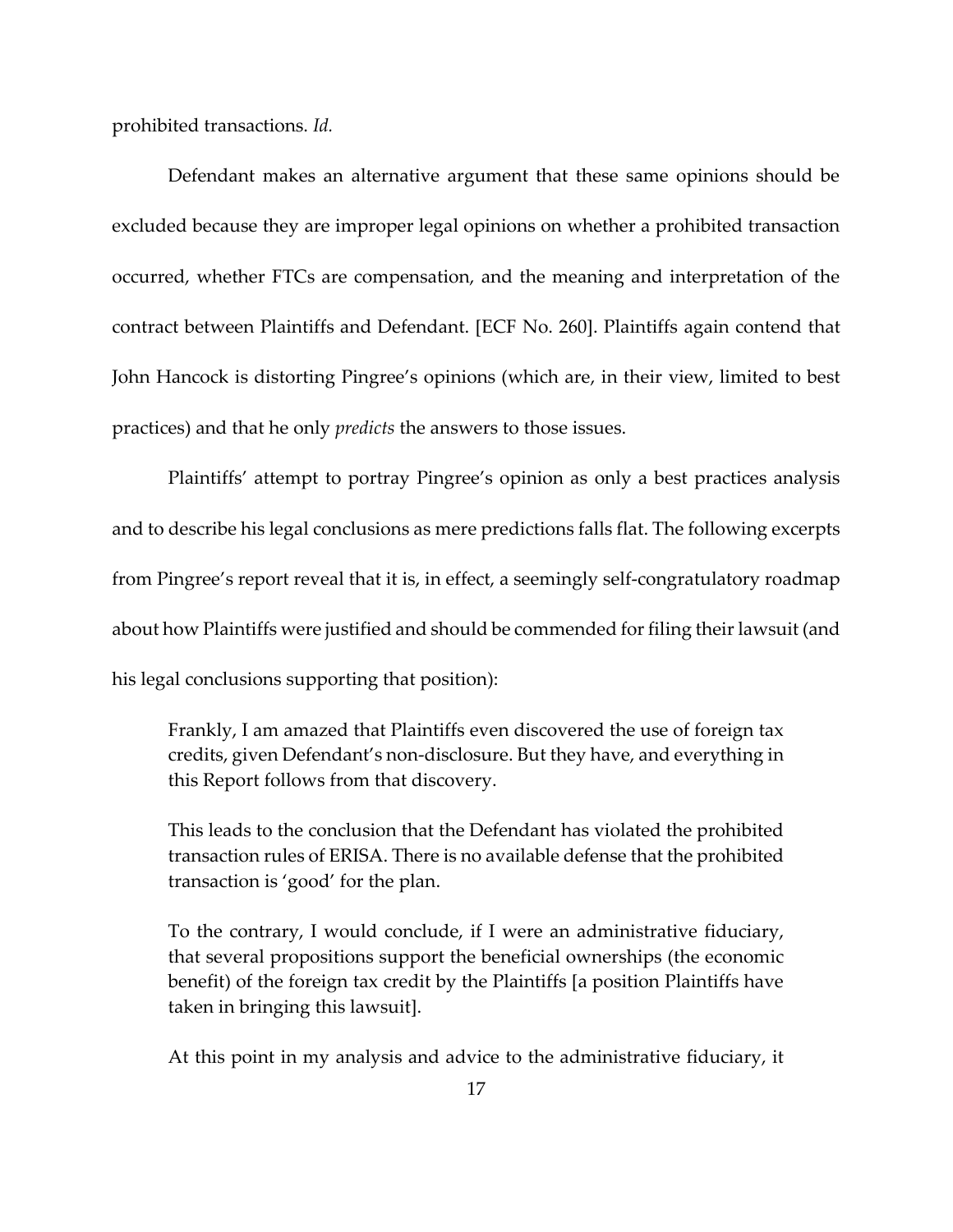prohibited transactions. *Id.*

Defendant makes an alternative argument that these same opinions should be excluded because they are improper legal opinions on whether a prohibited transaction occurred, whether FTCs are compensation, and the meaning and interpretation of the contract between Plaintiffs and Defendant. [ECF No. 260]. Plaintiffs again contend that John Hancock is distorting Pingree's opinions (which are, in their view, limited to best practices) and that he only *predicts* the answers to those issues.

Plaintiffs' attempt to portray Pingree's opinion as only a best practices analysis and to describe his legal conclusions as mere predictions falls flat. The following excerpts from Pingree's report reveal that it is, in effect, a seemingly self-congratulatory roadmap about how Plaintiffs were justified and should be commended for filing their lawsuit (and his legal conclusions supporting that position):

> Frankly, I am amazed that Plaintiffs even discovered the use of foreign tax credits, given Defendant's non-disclosure. But they have, and everything in this Report follows from that discovery.
>
> This leads to the conclusion that the Defendant has violated the prohibited transaction rules of ERISA. There is no available defense that the prohibited transaction is 'good' for the plan.
>
> To the contrary, I would conclude, if I were an administrative fiduciary, that several propositions support the beneficial ownerships (the economic benefit) of the foreign tax credit by the Plaintiffs [a position Plaintiffs have taken in bringing this lawsuit].
>
> At this point in my analysis and advice to the administrative fiduciary, it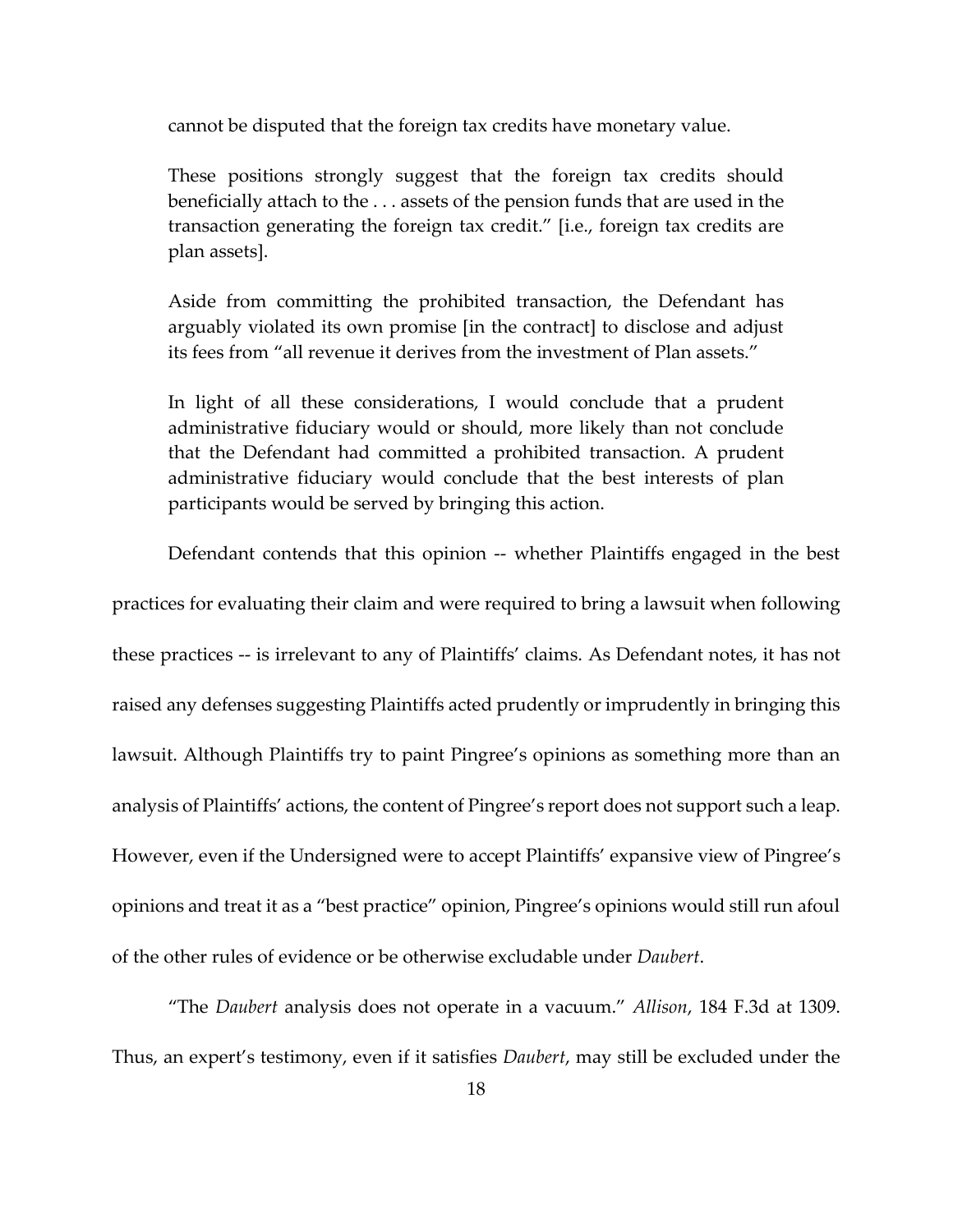cannot be disputed that the foreign tax credits have monetary value.

> These positions strongly suggest that the foreign tax credits should beneficially attach to the . . . assets of the pension funds that are used in the transaction generating the foreign tax credit." [i.e., foreign tax credits are plan assets].
>
> Aside from committing the prohibited transaction, the Defendant has arguably violated its own promise [in the contract] to disclose and adjust its fees from "all revenue it derives from the investment of Plan assets."
>
> In light of all these considerations, I would conclude that a prudent administrative fiduciary would or should, more likely than not conclude that the Defendant had committed a prohibited transaction. A prudent administrative fiduciary would conclude that the best interests of plan participants would be served by bringing this action.

Defendant contends that this opinion -- whether Plaintiffs engaged in the best practices for evaluating their claim and were required to bring a lawsuit when following these practices -- is irrelevant to any of Plaintiffs' claims. As Defendant notes, it has not raised any defenses suggesting Plaintiffs acted prudently or imprudently in bringing this lawsuit. Although Plaintiffs try to paint Pingree's opinions as something more than an analysis of Plaintiffs' actions, the content of Pingree's report does not support such a leap. However, even if the Undersigned were to accept Plaintiffs' expansive view of Pingree's opinions and treat it as a "best practice" opinion, Pingree's opinions would still run afoul of the other rules of evidence or be otherwise excludable under *Daubert*.

"The *Daubert* analysis does not operate in a vacuum." *Allison*, 184 F.3d at 1309. Thus, an expert's testimony, even if it satisfies *Daubert*, may still be excluded under the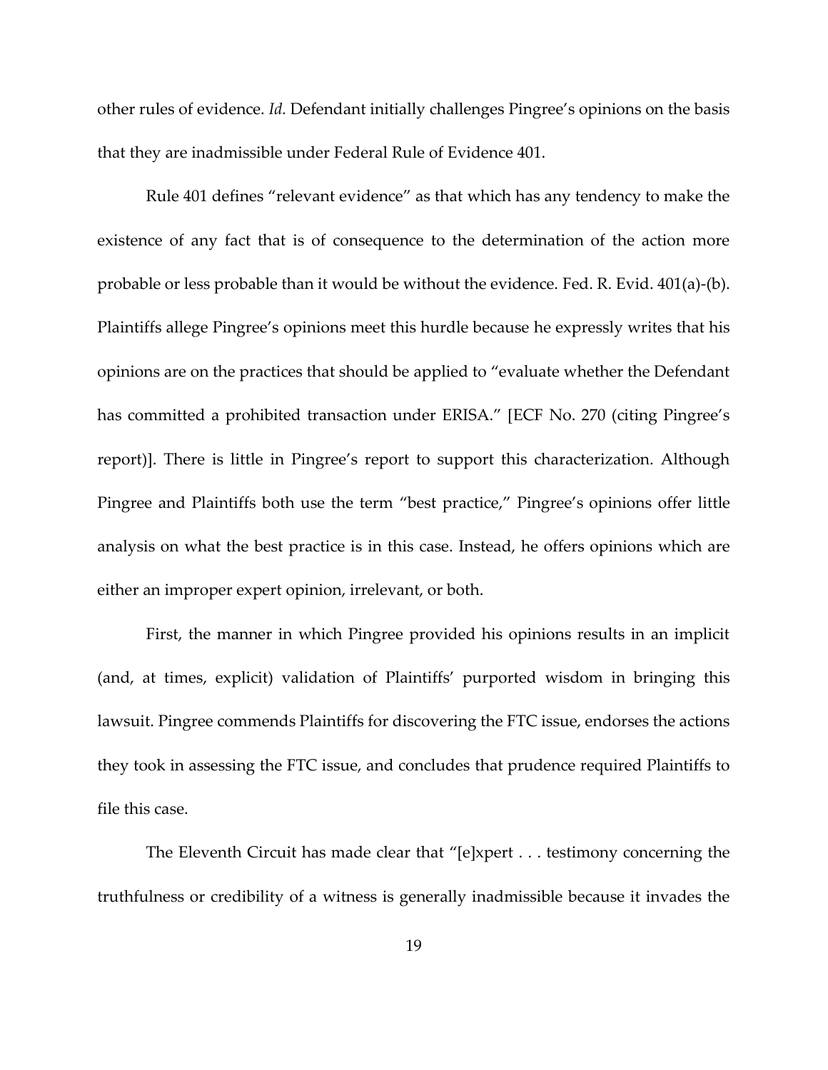other rules of evidence. *Id.* Defendant initially challenges Pingree's opinions on the basis that they are inadmissible under Federal Rule of Evidence 401.

Rule 401 defines "relevant evidence" as that which has any tendency to make the existence of any fact that is of consequence to the determination of the action more probable or less probable than it would be without the evidence. Fed. R. Evid. 401(a)-(b). Plaintiffs allege Pingree's opinions meet this hurdle because he expressly writes that his opinions are on the practices that should be applied to "evaluate whether the Defendant has committed a prohibited transaction under ERISA." [ECF No. 270 (citing Pingree's report)]. There is little in Pingree's report to support this characterization. Although Pingree and Plaintiffs both use the term "best practice," Pingree's opinions offer little analysis on what the best practice is in this case. Instead, he offers opinions which are either an improper expert opinion, irrelevant, or both.

First, the manner in which Pingree provided his opinions results in an implicit (and, at times, explicit) validation of Plaintiffs' purported wisdom in bringing this lawsuit. Pingree commends Plaintiffs for discovering the FTC issue, endorses the actions they took in assessing the FTC issue, and concludes that prudence required Plaintiffs to file this case.

The Eleventh Circuit has made clear that "[e]xpert . . . testimony concerning the truthfulness or credibility of a witness is generally inadmissible because it invades the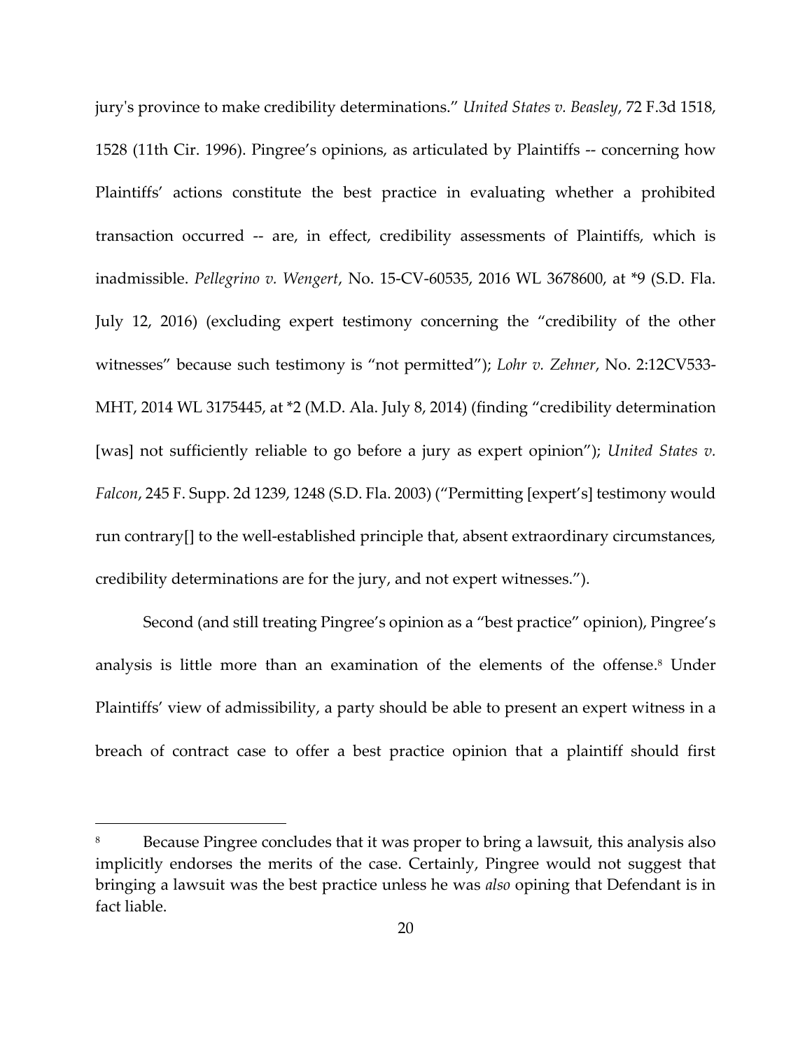jury's province to make credibility determinations." *United States v. Beasley*, 72 F.3d 1518, 1528 (11th Cir. 1996). Pingree's opinions, as articulated by Plaintiffs -- concerning how Plaintiffs' actions constitute the best practice in evaluating whether a prohibited transaction occurred -- are, in effect, credibility assessments of Plaintiffs, which is inadmissible. *Pellegrino v. Wengert*, No. 15-CV-60535, 2016 WL 3678600, at *9 (S.D. Fla. July 12, 2016) (excluding expert testimony concerning the "credibility of the other witnesses" because such testimony is "not permitted"); *Lohr v. Zehner*, No. 2:12CV533-MHT, 2014 WL 3175445, at *2 (M.D. Ala. July 8, 2014) (finding "credibility determination [was] not sufficiently reliable to go before a jury as expert opinion"); *United States v. Falcon*, 245 F. Supp. 2d 1239, 1248 (S.D. Fla. 2003) ("Permitting [expert's] testimony would run contrary[] to the well-established principle that, absent extraordinary circumstances, credibility determinations are for the jury, and not expert witnesses.").

Second (and still treating Pingree's opinion as a "best practice" opinion), Pingree's analysis is little more than an examination of the elements of the offense.[8] Under Plaintiffs' view of admissibility, a party should be able to present an expert witness in a breach of contract case to offer a best practice opinion that a plaintiff should first

---

[8] Because Pingree concludes that it was proper to bring a lawsuit, this analysis also implicitly endorses the merits of the case. Certainly, Pingree would not suggest that bringing a lawsuit was the best practice unless he was *also* opining that Defendant is in fact liable.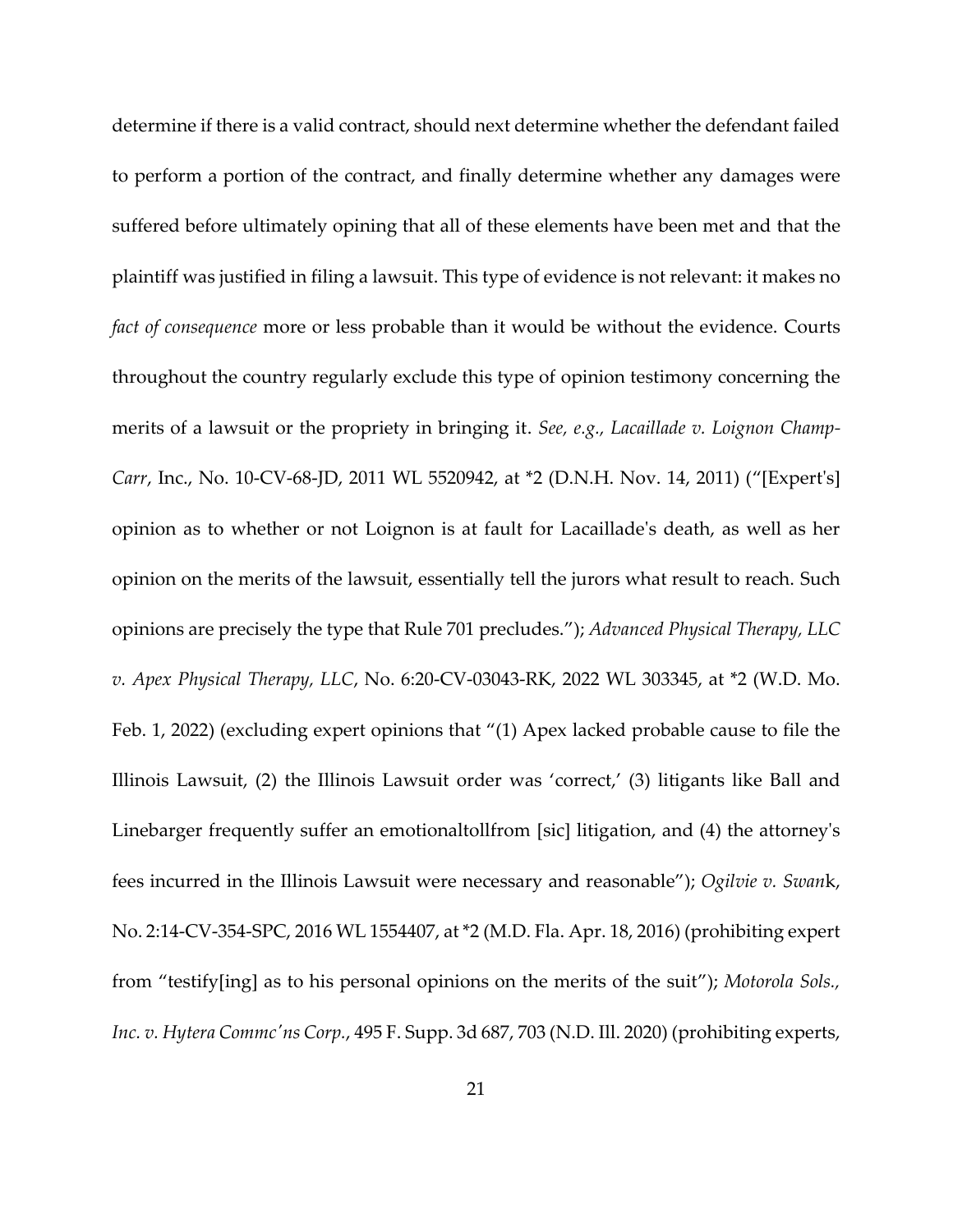determine if there is a valid contract, should next determine whether the defendant failed to perform a portion of the contract, and finally determine whether any damages were suffered before ultimately opining that all of these elements have been met and that the plaintiff was justified in filing a lawsuit. This type of evidence is not relevant: it makes no *fact of consequence* more or less probable than it would be without the evidence. Courts throughout the country regularly exclude this type of opinion testimony concerning the merits of a lawsuit or the propriety in bringing it. *See, e.g., Lacaillade v. Loignon Champ-Carr*, Inc., No. 10-CV-68-JD, 2011 WL 5520942, at *2 (D.N.H. Nov. 14, 2011) ("[Expert's] opinion as to whether or not Loignon is at fault for Lacaillade's death, as well as her opinion on the merits of the lawsuit, essentially tell the jurors what result to reach. Such opinions are precisely the type that Rule 701 precludes."); *Advanced Physical Therapy, LLC v. Apex Physical Therapy, LLC*, No. 6:20-CV-03043-RK, 2022 WL 303345, at *2 (W.D. Mo. Feb. 1, 2022) (excluding expert opinions that "(1) Apex lacked probable cause to file the Illinois Lawsuit, (2) the Illinois Lawsuit order was 'correct,' (3) litigants like Ball and Linebarger frequently suffer an emotionaltollfrom [sic] litigation, and (4) the attorney's fees incurred in the Illinois Lawsuit were necessary and reasonable"); *Ogilvie v. Swan*k, No. 2:14-CV-354-SPC, 2016 WL 1554407, at *2 (M.D. Fla. Apr. 18, 2016) (prohibiting expert from "testify[ing] as to his personal opinions on the merits of the suit"); *Motorola Sols., Inc. v. Hytera Commc'ns Corp.*, 495 F. Supp. 3d 687, 703 (N.D. Ill. 2020) (prohibiting experts,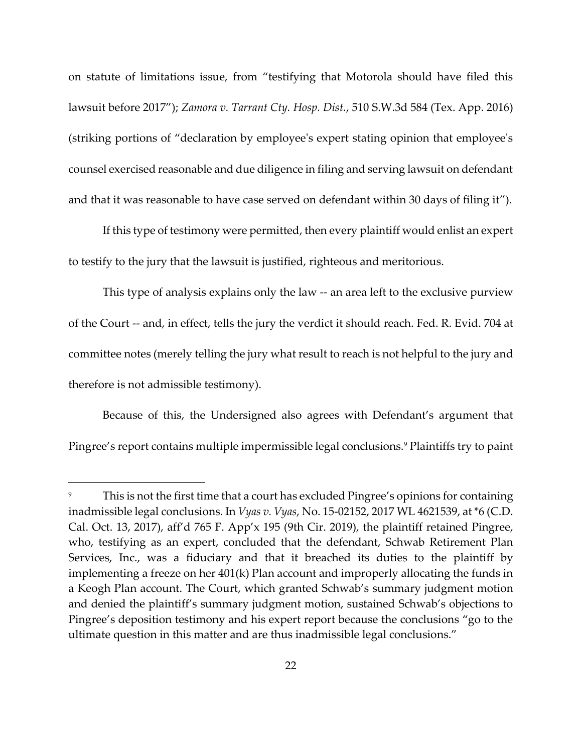on statute of limitations issue, from "testifying that Motorola should have filed this lawsuit before 2017"); *Zamora v. Tarrant Cty. Hosp. Dist.*, 510 S.W.3d 584 (Tex. App. 2016) (striking portions of "declaration by employee's expert stating opinion that employee's counsel exercised reasonable and due diligence in filing and serving lawsuit on defendant and that it was reasonable to have case served on defendant within 30 days of filing it").

If this type of testimony were permitted, then every plaintiff would enlist an expert to testify to the jury that the lawsuit is justified, righteous and meritorious.

This type of analysis explains only the law -- an area left to the exclusive purview of the Court -- and, in effect, tells the jury the verdict it should reach. Fed. R. Evid. 704 at committee notes (merely telling the jury what result to reach is not helpful to the jury and therefore is not admissible testimony).

Because of this, the Undersigned also agrees with Defendant's argument that Pingree's report contains multiple impermissible legal conclusions.[9] Plaintiffs try to paint

---

[9] This is not the first time that a court has excluded Pingree's opinions for containing inadmissible legal conclusions. In *Vyas v. Vyas*, No. 15-02152, 2017 WL 4621539, at *6 (C.D. Cal. Oct. 13, 2017), aff'd 765 F. App'x 195 (9th Cir. 2019), the plaintiff retained Pingree, who, testifying as an expert, concluded that the defendant, Schwab Retirement Plan Services, Inc., was a fiduciary and that it breached its duties to the plaintiff by implementing a freeze on her 401(k) Plan account and improperly allocating the funds in a Keogh Plan account. The Court, which granted Schwab's summary judgment motion and denied the plaintiff's summary judgment motion, sustained Schwab's objections to Pingree's deposition testimony and his expert report because the conclusions "go to the ultimate question in this matter and are thus inadmissible legal conclusions."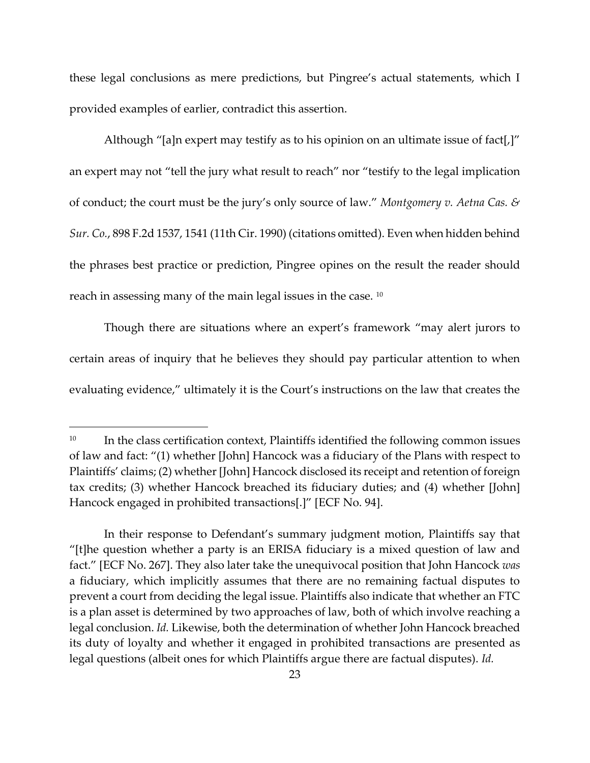these legal conclusions as mere predictions, but Pingree's actual statements, which I provided examples of earlier, contradict this assertion.

Although "[a]n expert may testify as to his opinion on an ultimate issue of fact[,]" an expert may not "tell the jury what result to reach" nor "testify to the legal implication of conduct; the court must be the jury's only source of law." *Montgomery v. Aetna Cas. & Sur. Co.*, 898 F.2d 1537, 1541 (11th Cir. 1990) (citations omitted). Even when hidden behind the phrases best practice or prediction, Pingree opines on the result the reader should reach in assessing many of the main legal issues in the case. [10]

Though there are situations where an expert's framework "may alert jurors to certain areas of inquiry that he believes they should pay particular attention to when evaluating evidence," ultimately it is the Court's instructions on the law that creates the

---

[10] In the class certification context, Plaintiffs identified the following common issues of law and fact: "(1) whether [John] Hancock was a fiduciary of the Plans with respect to Plaintiffs' claims; (2) whether [John] Hancock disclosed its receipt and retention of foreign tax credits; (3) whether Hancock breached its fiduciary duties; and (4) whether [John] Hancock engaged in prohibited transactions[.]" [ECF No. 94].

In their response to Defendant's summary judgment motion, Plaintiffs say that "[t]he question whether a party is an ERISA fiduciary is a mixed question of law and fact." [ECF No. 267]. They also later take the unequivocal position that John Hancock *was* a fiduciary, which implicitly assumes that there are no remaining factual disputes to prevent a court from deciding the legal issue. Plaintiffs also indicate that whether an FTC is a plan asset is determined by two approaches of law, both of which involve reaching a legal conclusion. *Id.* Likewise, both the determination of whether John Hancock breached its duty of loyalty and whether it engaged in prohibited transactions are presented as legal questions (albeit ones for which Plaintiffs argue there are factual disputes). *Id.*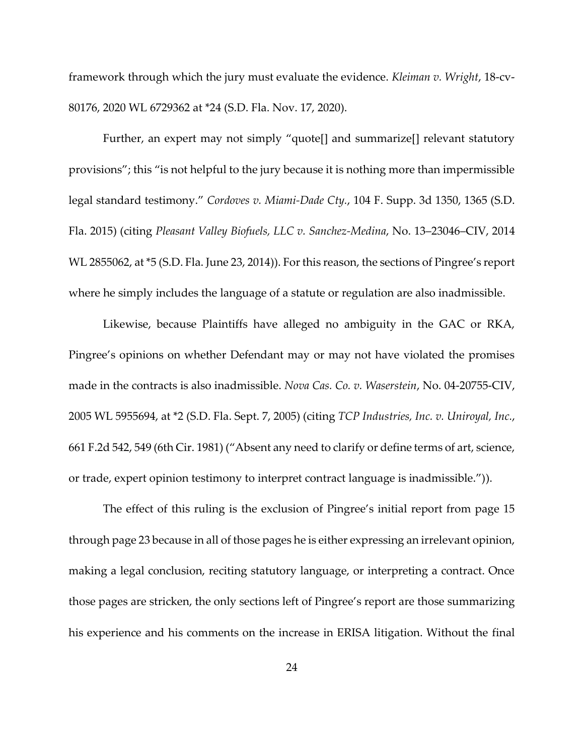framework through which the jury must evaluate the evidence. *Kleiman v. Wright*, 18-cv-80176, 2020 WL 6729362 at *24 (S.D. Fla. Nov. 17, 2020).

Further, an expert may not simply "quote[] and summarize[] relevant statutory provisions"; this "is not helpful to the jury because it is nothing more than impermissible legal standard testimony." *Cordoves v. Miami-Dade Cty.*, 104 F. Supp. 3d 1350, 1365 (S.D. Fla. 2015) (citing *Pleasant Valley Biofuels, LLC v. Sanchez-Medina*, No. 13–23046–CIV, 2014 WL 2855062, at *5 (S.D. Fla. June 23, 2014)). For this reason, the sections of Pingree's report where he simply includes the language of a statute or regulation are also inadmissible.

Likewise, because Plaintiffs have alleged no ambiguity in the GAC or RKA, Pingree's opinions on whether Defendant may or may not have violated the promises made in the contracts is also inadmissible. *Nova Cas. Co. v. Waserstein*, No. 04-20755-CIV, 2005 WL 5955694, at *2 (S.D. Fla. Sept. 7, 2005) (citing *TCP Industries, Inc. v. Uniroyal, Inc.*, 661 F.2d 542, 549 (6th Cir. 1981) ("Absent any need to clarify or define terms of art, science, or trade, expert opinion testimony to interpret contract language is inadmissible.")).

The effect of this ruling is the exclusion of Pingree's initial report from page 15 through page 23 because in all of those pages he is either expressing an irrelevant opinion, making a legal conclusion, reciting statutory language, or interpreting a contract. Once those pages are stricken, the only sections left of Pingree's report are those summarizing his experience and his comments on the increase in ERISA litigation. Without the final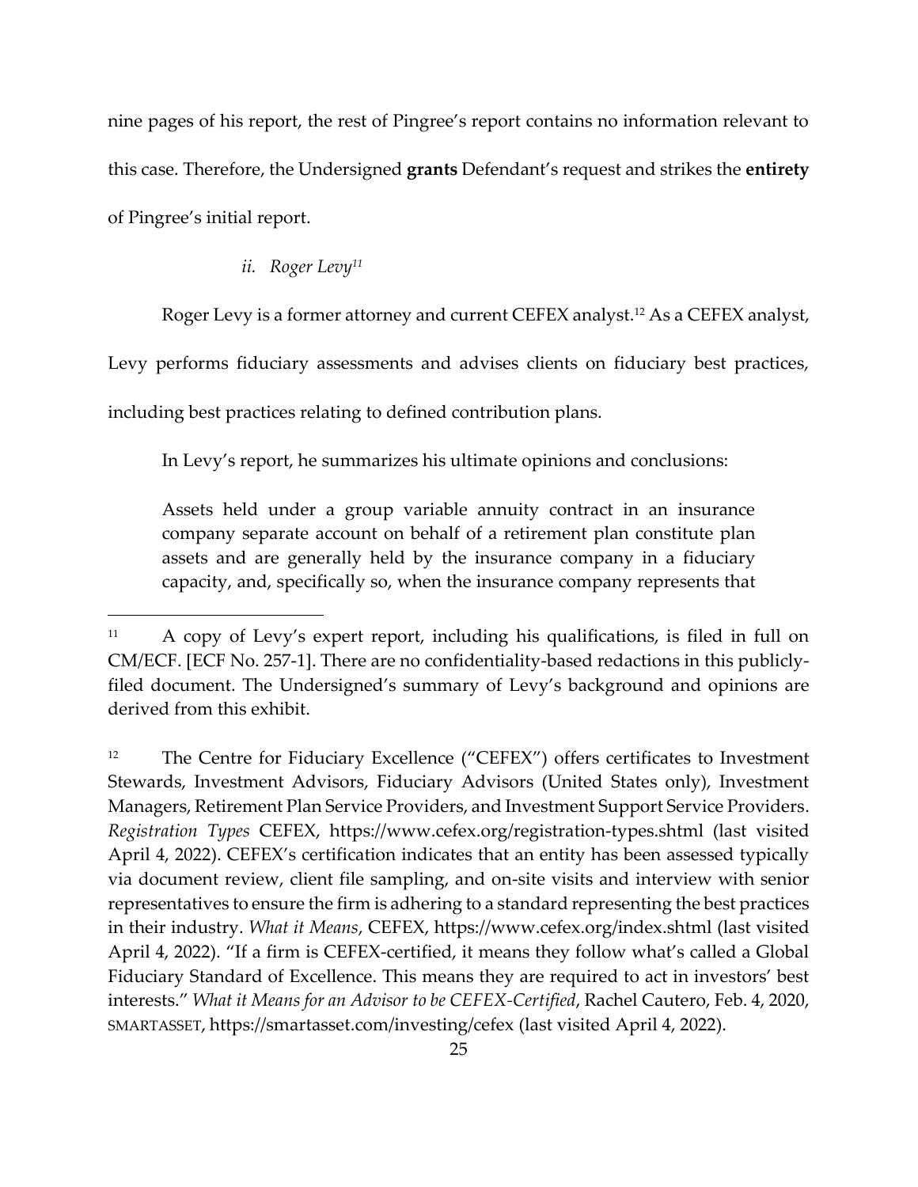nine pages of his report, the rest of Pingree's report contains no information relevant to this case. Therefore, the Undersigned **grants** Defendant's request and strikes the **entirety** of Pingree's initial report.

*ii. Roger Levy*[11]

Roger Levy is a former attorney and current CEFEX analyst.[12] As a CEFEX analyst, Levy performs fiduciary assessments and advises clients on fiduciary best practices, including best practices relating to defined contribution plans.

In Levy's report, he summarizes his ultimate opinions and conclusions:

> Assets held under a group variable annuity contract in an insurance company separate account on behalf of a retirement plan constitute plan assets and are generally held by the insurance company in a fiduciary capacity, and, specifically so, when the insurance company represents that

---

[11] A copy of Levy's expert report, including his qualifications, is filed in full on CM/ECF. [ECF No. 257-1]. There are no confidentiality-based redactions in this publicly-filed document. The Undersigned's summary of Levy's background and opinions are derived from this exhibit.

[12] The Centre for Fiduciary Excellence ("CEFEX") offers certificates to Investment Stewards, Investment Advisors, Fiduciary Advisors (United States only), Investment Managers, Retirement Plan Service Providers, and Investment Support Service Providers. *Registration Types* CEFEX, https://www.cefex.org/registration-types.shtml (last visited April 4, 2022). CEFEX's certification indicates that an entity has been assessed typically via document review, client file sampling, and on-site visits and interview with senior representatives to ensure the firm is adhering to a standard representing the best practices in their industry. *What it Means*, CEFEX, https://www.cefex.org/index.shtml (last visited April 4, 2022). "If a firm is CEFEX-certified, it means they follow what's called a Global Fiduciary Standard of Excellence. This means they are required to act in investors' best interests." *What it Means for an Advisor to be CEFEX-Certified*, Rachel Cautero, Feb. 4, 2020, SMARTASSET, https://smartasset.com/investing/cefex (last visited April 4, 2022).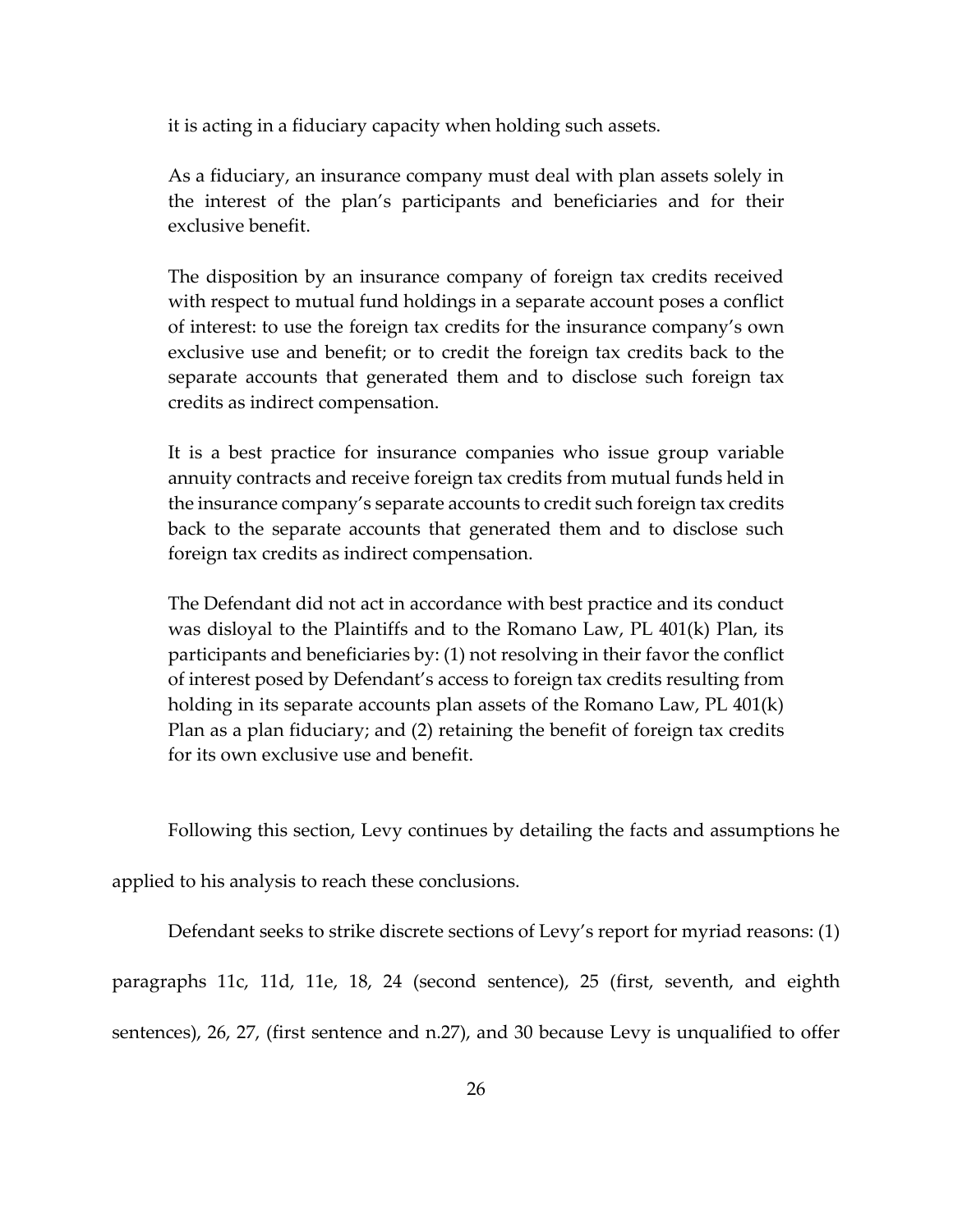it is acting in a fiduciary capacity when holding such assets.

> As a fiduciary, an insurance company must deal with plan assets solely in the interest of the plan's participants and beneficiaries and for their exclusive benefit.
>
> The disposition by an insurance company of foreign tax credits received with respect to mutual fund holdings in a separate account poses a conflict of interest: to use the foreign tax credits for the insurance company's own exclusive use and benefit; or to credit the foreign tax credits back to the separate accounts that generated them and to disclose such foreign tax credits as indirect compensation.
>
> It is a best practice for insurance companies who issue group variable annuity contracts and receive foreign tax credits from mutual funds held in the insurance company's separate accounts to credit such foreign tax credits back to the separate accounts that generated them and to disclose such foreign tax credits as indirect compensation.
>
> The Defendant did not act in accordance with best practice and its conduct was disloyal to the Plaintiffs and to the Romano Law, PL 401(k) Plan, its participants and beneficiaries by: (1) not resolving in their favor the conflict of interest posed by Defendant's access to foreign tax credits resulting from holding in its separate accounts plan assets of the Romano Law, PL 401(k) Plan as a plan fiduciary; and (2) retaining the benefit of foreign tax credits for its own exclusive use and benefit.

Following this section, Levy continues by detailing the facts and assumptions he applied to his analysis to reach these conclusions.

Defendant seeks to strike discrete sections of Levy's report for myriad reasons: (1) paragraphs 11c, 11d, 11e, 18, 24 (second sentence), 25 (first, seventh, and eighth sentences), 26, 27, (first sentence and n.27), and 30 because Levy is unqualified to offer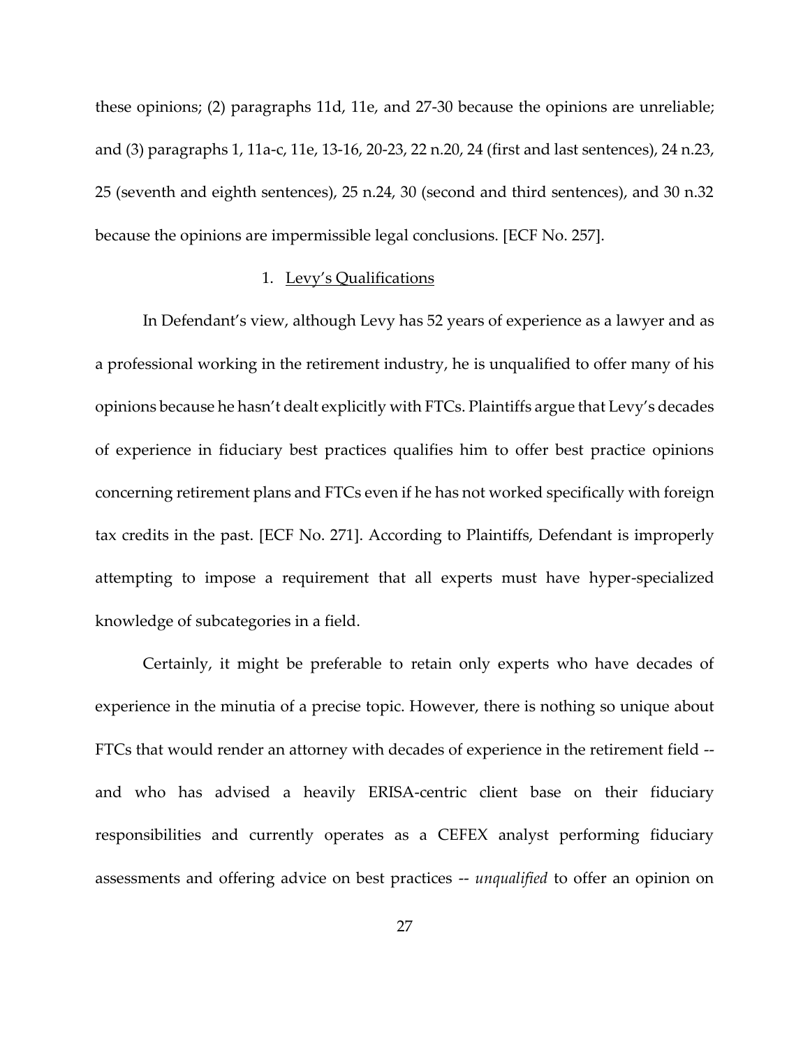these opinions; (2) paragraphs 11d, 11e, and 27-30 because the opinions are unreliable; and (3) paragraphs 1, 11a-c, 11e, 13-16, 20-23, 22 n.20, 24 (first and last sentences), 24 n.23, 25 (seventh and eighth sentences), 25 n.24, 30 (second and third sentences), and 30 n.32 because the opinions are impermissible legal conclusions. [ECF No. 257].

### 1. Levy's Qualifications

In Defendant's view, although Levy has 52 years of experience as a lawyer and as a professional working in the retirement industry, he is unqualified to offer many of his opinions because he hasn't dealt explicitly with FTCs. Plaintiffs argue that Levy's decades of experience in fiduciary best practices qualifies him to offer best practice opinions concerning retirement plans and FTCs even if he has not worked specifically with foreign tax credits in the past. [ECF No. 271]. According to Plaintiffs, Defendant is improperly attempting to impose a requirement that all experts must have hyper-specialized knowledge of subcategories in a field.

Certainly, it might be preferable to retain only experts who have decades of experience in the minutia of a precise topic. However, there is nothing so unique about FTCs that would render an attorney with decades of experience in the retirement field -- and who has advised a heavily ERISA-centric client base on their fiduciary responsibilities and currently operates as a CEFEX analyst performing fiduciary assessments and offering advice on best practices -- *unqualified* to offer an opinion on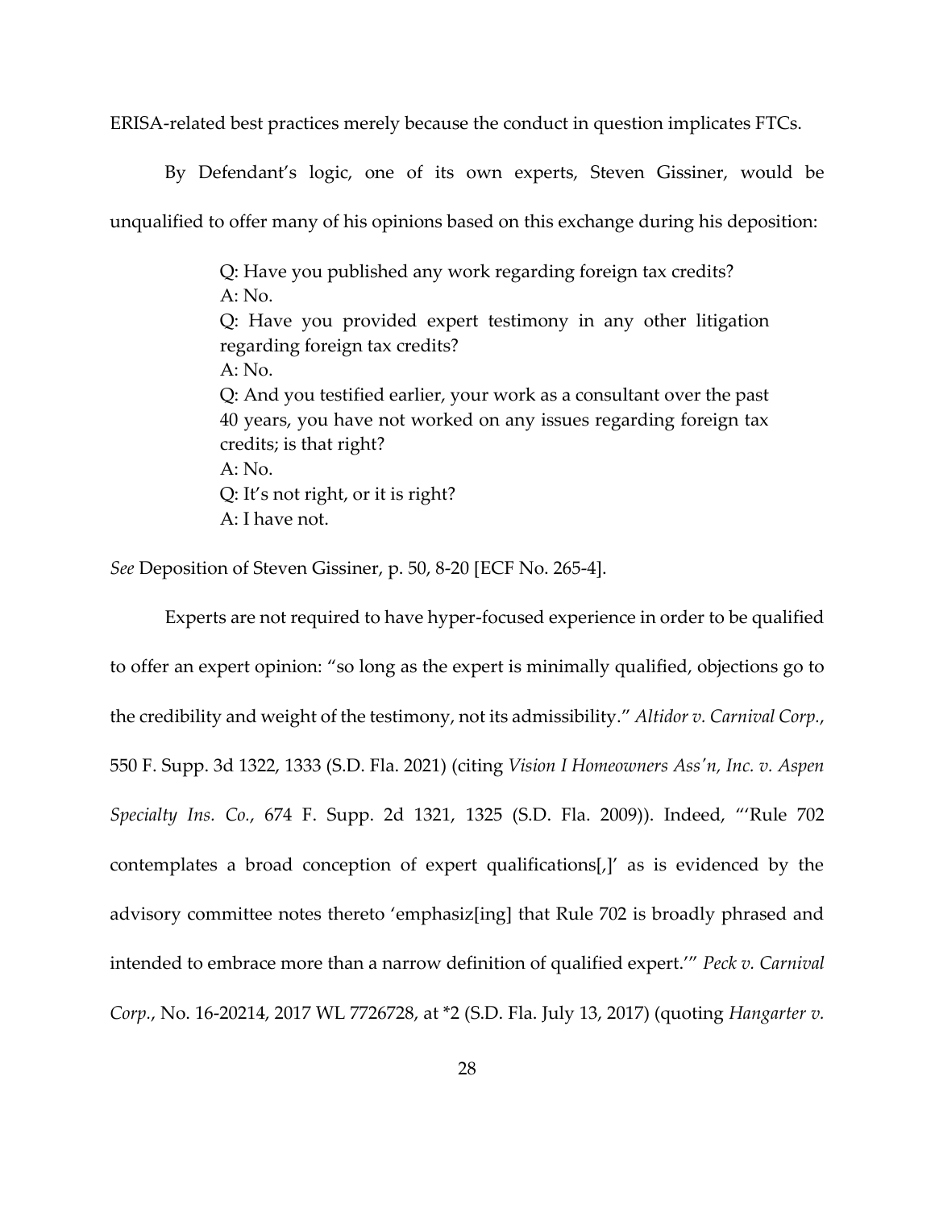ERISA-related best practices merely because the conduct in question implicates FTCs.

By Defendant's logic, one of its own experts, Steven Gissiner, would be unqualified to offer many of his opinions based on this exchange during his deposition:

> Q: Have you published any work regarding foreign tax credits?
> A: No.
> Q: Have you provided expert testimony in any other litigation regarding foreign tax credits?
> A: No.
> Q: And you testified earlier, your work as a consultant over the past 40 years, you have not worked on any issues regarding foreign tax credits; is that right?
> A: No.
> Q: It's not right, or it is right?
> A: I have not.

*See* Deposition of Steven Gissiner, p. 50, 8-20 [ECF No. 265-4].

Experts are not required to have hyper-focused experience in order to be qualified to offer an expert opinion: "so long as the expert is minimally qualified, objections go to the credibility and weight of the testimony, not its admissibility." *Altidor v. Carnival Corp.*, 550 F. Supp. 3d 1322, 1333 (S.D. Fla. 2021) (citing *Vision I Homeowners Ass'n, Inc. v. Aspen Specialty Ins. Co.*, 674 F. Supp. 2d 1321, 1325 (S.D. Fla. 2009)). Indeed, "'Rule 702 contemplates a broad conception of expert qualifications[,]' as is evidenced by the advisory committee notes thereto 'emphasiz[ing] that Rule 702 is broadly phrased and intended to embrace more than a narrow definition of qualified expert.'" *Peck v. Carnival Corp.*, No. 16-20214, 2017 WL 7726728, at *2 (S.D. Fla. July 13, 2017) (quoting *Hangarter v.*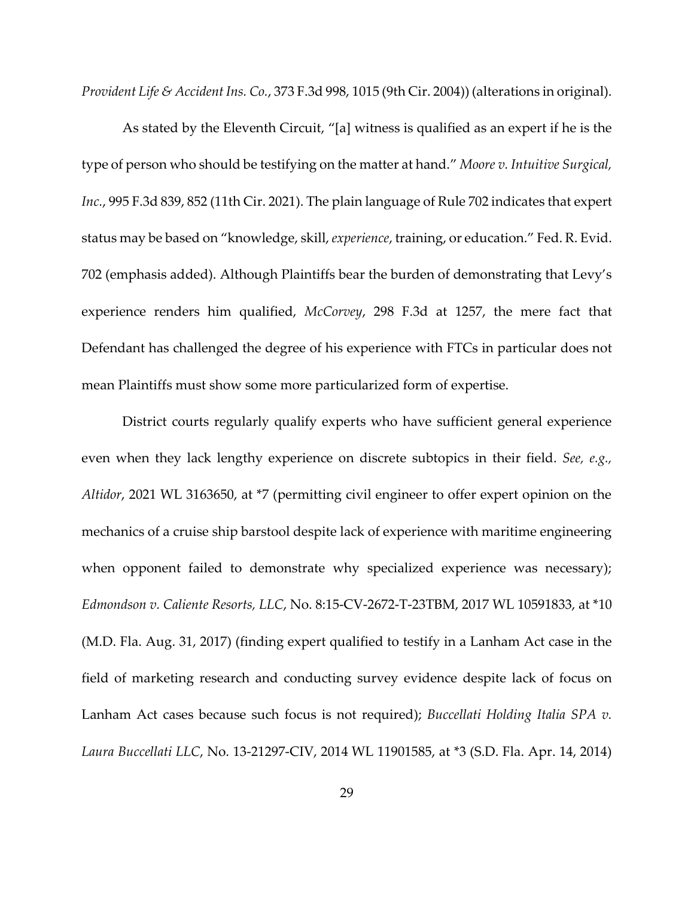*Provident Life & Accident Ins. Co.*, 373 F.3d 998, 1015 (9th Cir. 2004)) (alterations in original).

As stated by the Eleventh Circuit, "[a] witness is qualified as an expert if he is the type of person who should be testifying on the matter at hand." *Moore v. Intuitive Surgical, Inc.*, 995 F.3d 839, 852 (11th Cir. 2021). The plain language of Rule 702 indicates that expert status may be based on "knowledge, skill, *experience*, training, or education." Fed. R. Evid. 702 (emphasis added). Although Plaintiffs bear the burden of demonstrating that Levy's experience renders him qualified, *McCorvey*, 298 F.3d at 1257, the mere fact that Defendant has challenged the degree of his experience with FTCs in particular does not mean Plaintiffs must show some more particularized form of expertise.

District courts regularly qualify experts who have sufficient general experience even when they lack lengthy experience on discrete subtopics in their field. *See, e.g.*, *Altidor*, 2021 WL 3163650, at *7 (permitting civil engineer to offer expert opinion on the mechanics of a cruise ship barstool despite lack of experience with maritime engineering when opponent failed to demonstrate why specialized experience was necessary); *Edmondson v. Caliente Resorts, LLC*, No. 8:15-CV-2672-T-23TBM, 2017 WL 10591833, at *10 (M.D. Fla. Aug. 31, 2017) (finding expert qualified to testify in a Lanham Act case in the field of marketing research and conducting survey evidence despite lack of focus on Lanham Act cases because such focus is not required); *Buccellati Holding Italia SPA v. Laura Buccellati LLC*, No. 13-21297-CIV, 2014 WL 11901585, at *3 (S.D. Fla. Apr. 14, 2014)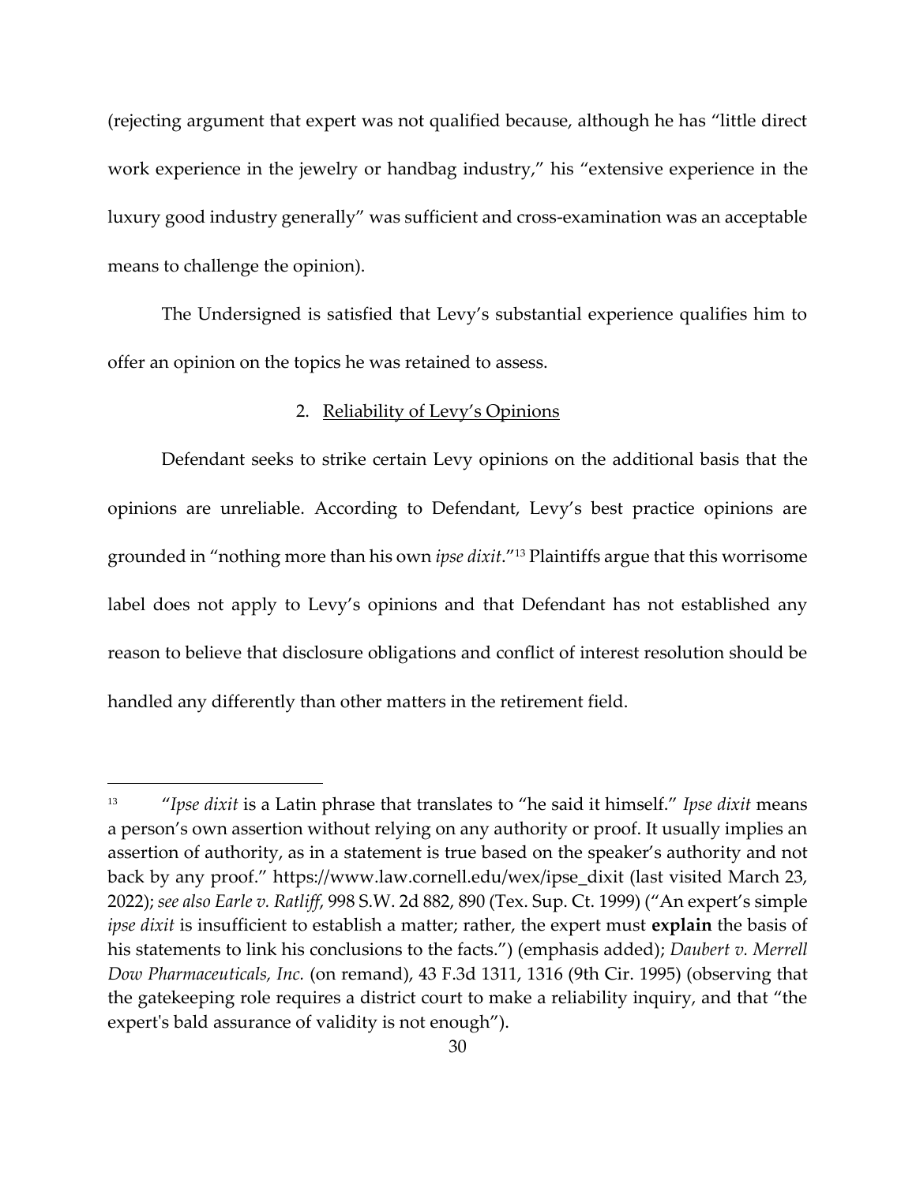(rejecting argument that expert was not qualified because, although he has "little direct work experience in the jewelry or handbag industry," his "extensive experience in the luxury good industry generally" was sufficient and cross-examination was an acceptable means to challenge the opinion).

The Undersigned is satisfied that Levy's substantial experience qualifies him to offer an opinion on the topics he was retained to assess.

2. Reliability of Levy's Opinions

Defendant seeks to strike certain Levy opinions on the additional basis that the opinions are unreliable. According to Defendant, Levy's best practice opinions are grounded in "nothing more than his own *ipse dixit*."[13] Plaintiffs argue that this worrisome label does not apply to Levy's opinions and that Defendant has not established any reason to believe that disclosure obligations and conflict of interest resolution should be handled any differently than other matters in the retirement field.

---

[13] "*Ipse dixit* is a Latin phrase that translates to "he said it himself." *Ipse dixit* means a person's own assertion without relying on any authority or proof. It usually implies an assertion of authority, as in a statement is true based on the speaker's authority and not back by any proof." https://www.law.cornell.edu/wex/ipse_dixit (last visited March 23, 2022); *see also Earle v. Ratliff*, 998 S.W. 2d 882, 890 (Tex. Sup. Ct. 1999) ("An expert's simple *ipse dixit* is insufficient to establish a matter; rather, the expert must **explain** the basis of his statements to link his conclusions to the facts.") (emphasis added); *Daubert v. Merrell Dow Pharmaceuticals, Inc.* (on remand), 43 F.3d 1311, 1316 (9th Cir. 1995) (observing that the gatekeeping role requires a district court to make a reliability inquiry, and that "the expert's bald assurance of validity is not enough").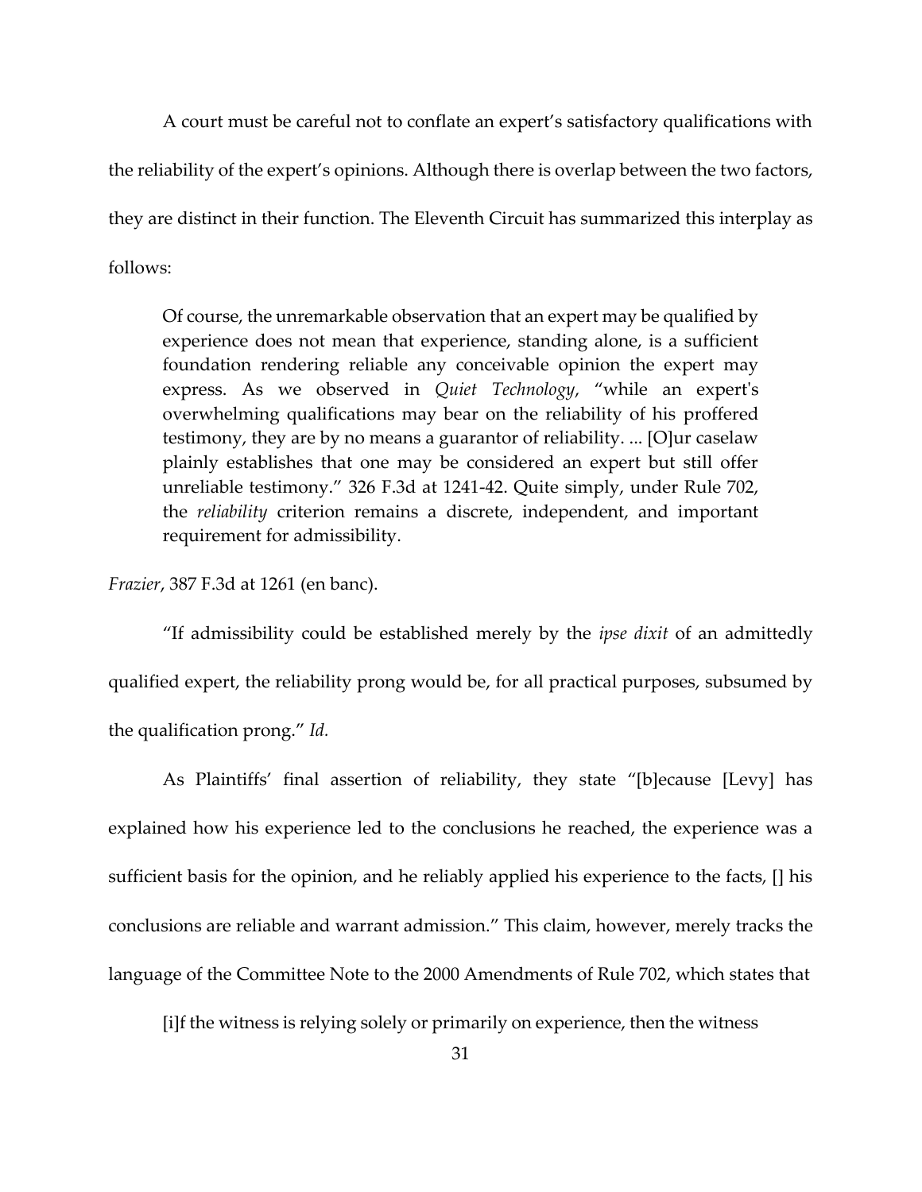A court must be careful not to conflate an expert's satisfactory qualifications with the reliability of the expert's opinions. Although there is overlap between the two factors, they are distinct in their function. The Eleventh Circuit has summarized this interplay as follows:

> Of course, the unremarkable observation that an expert may be qualified by experience does not mean that experience, standing alone, is a sufficient foundation rendering reliable any conceivable opinion the expert may express. As we observed in *Quiet Technology*, "while an expert's overwhelming qualifications may bear on the reliability of his proffered testimony, they are by no means a guarantor of reliability. ... [O]ur caselaw plainly establishes that one may be considered an expert but still offer unreliable testimony." 326 F.3d at 1241-42. Quite simply, under Rule 702, the *reliability* criterion remains a discrete, independent, and important requirement for admissibility.

*Frazier*, 387 F.3d at 1261 (en banc).

"If admissibility could be established merely by the *ipse dixit* of an admittedly qualified expert, the reliability prong would be, for all practical purposes, subsumed by the qualification prong." *Id.*

As Plaintiffs' final assertion of reliability, they state "[b]ecause [Levy] has explained how his experience led to the conclusions he reached, the experience was a sufficient basis for the opinion, and he reliably applied his experience to the facts, [] his conclusions are reliable and warrant admission." This claim, however, merely tracks the language of the Committee Note to the 2000 Amendments of Rule 702, which states that

> [i]f the witness is relying solely or primarily on experience, then the witness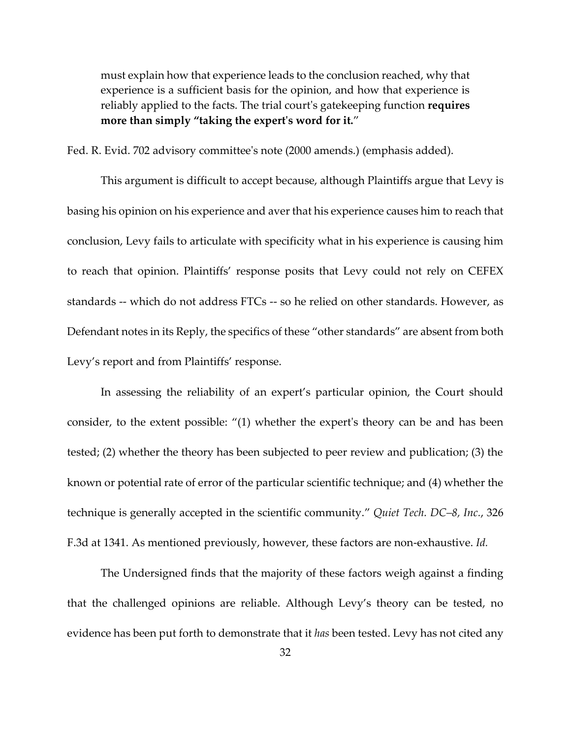> must explain how that experience leads to the conclusion reached, why that experience is a sufficient basis for the opinion, and how that experience is reliably applied to the facts. The trial court's gatekeeping function **requires more than simply "taking the expert's word for it."**

Fed. R. Evid. 702 advisory committee's note (2000 amends.) (emphasis added).

This argument is difficult to accept because, although Plaintiffs argue that Levy is basing his opinion on his experience and aver that his experience causes him to reach that conclusion, Levy fails to articulate with specificity what in his experience is causing him to reach that opinion. Plaintiffs' response posits that Levy could not rely on CEFEX standards -- which do not address FTCs -- so he relied on other standards. However, as Defendant notes in its Reply, the specifics of these "other standards" are absent from both Levy's report and from Plaintiffs' response.

In assessing the reliability of an expert's particular opinion, the Court should consider, to the extent possible: "(1) whether the expert's theory can be and has been tested; (2) whether the theory has been subjected to peer review and publication; (3) the known or potential rate of error of the particular scientific technique; and (4) whether the technique is generally accepted in the scientific community." *Quiet Tech. DC–8, Inc.*, 326 F.3d at 1341. As mentioned previously, however, these factors are non-exhaustive. *Id.*

The Undersigned finds that the majority of these factors weigh against a finding that the challenged opinions are reliable. Although Levy's theory can be tested, no evidence has been put forth to demonstrate that it *has* been tested. Levy has not cited any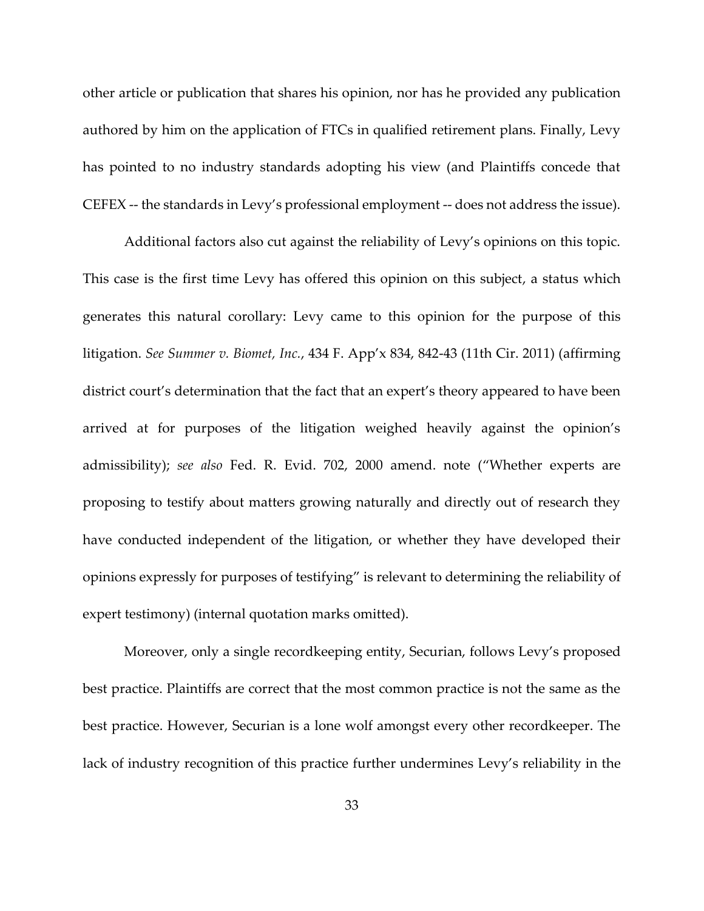other article or publication that shares his opinion, nor has he provided any publication authored by him on the application of FTCs in qualified retirement plans. Finally, Levy has pointed to no industry standards adopting his view (and Plaintiffs concede that CEFEX -- the standards in Levy's professional employment -- does not address the issue).

Additional factors also cut against the reliability of Levy's opinions on this topic. This case is the first time Levy has offered this opinion on this subject, a status which generates this natural corollary: Levy came to this opinion for the purpose of this litigation. *See Summer v. Biomet, Inc.*, 434 F. App'x 834, 842-43 (11th Cir. 2011) (affirming district court's determination that the fact that an expert's theory appeared to have been arrived at for purposes of the litigation weighed heavily against the opinion's admissibility); *see also* Fed. R. Evid. 702, 2000 amend. note ("Whether experts are proposing to testify about matters growing naturally and directly out of research they have conducted independent of the litigation, or whether they have developed their opinions expressly for purposes of testifying" is relevant to determining the reliability of expert testimony) (internal quotation marks omitted).

Moreover, only a single recordkeeping entity, Securian, follows Levy's proposed best practice. Plaintiffs are correct that the most common practice is not the same as the best practice. However, Securian is a lone wolf amongst every other recordkeeper. The lack of industry recognition of this practice further undermines Levy's reliability in the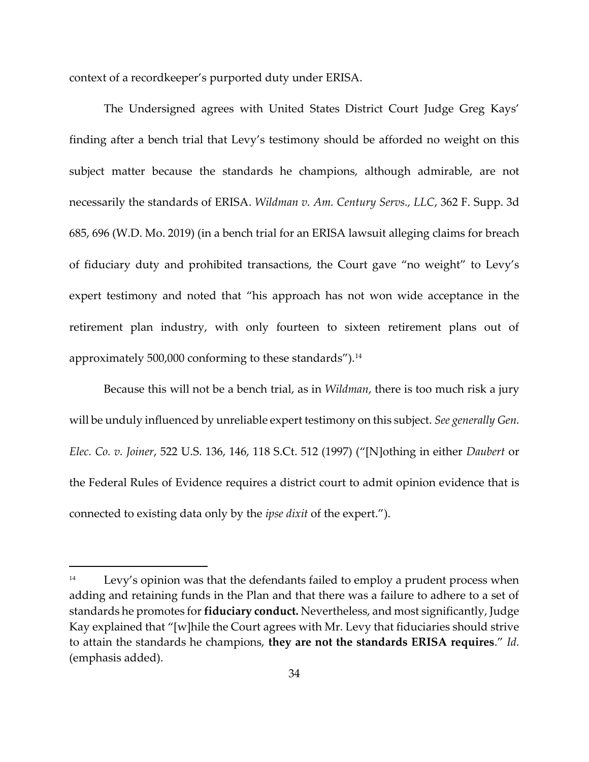context of a recordkeeper's purported duty under ERISA.

The Undersigned agrees with United States District Court Judge Greg Kays' finding after a bench trial that Levy's testimony should be afforded no weight on this subject matter because the standards he champions, although admirable, are not necessarily the standards of ERISA. *Wildman v. Am. Century Servs., LLC*, 362 F. Supp. 3d 685, 696 (W.D. Mo. 2019) (in a bench trial for an ERISA lawsuit alleging claims for breach of fiduciary duty and prohibited transactions, the Court gave "no weight" to Levy's expert testimony and noted that "his approach has not won wide acceptance in the retirement plan industry, with only fourteen to sixteen retirement plans out of approximately 500,000 conforming to these standards").[14]

Because this will not be a bench trial, as in *Wildman*, there is too much risk a jury will be unduly influenced by unreliable expert testimony on this subject. *See generally Gen. Elec. Co. v. Joiner*, 522 U.S. 136, 146, 118 S.Ct. 512 (1997) ("[N]othing in either *Daubert* or the Federal Rules of Evidence requires a district court to admit opinion evidence that is connected to existing data only by the *ipse dixit* of the expert.").

---

[14] Levy's opinion was that the defendants failed to employ a prudent process when adding and retaining funds in the Plan and that there was a failure to adhere to a set of standards he promotes for **fiduciary conduct.** Nevertheless, and most significantly, Judge Kay explained that "[w]hile the Court agrees with Mr. Levy that fiduciaries should strive to attain the standards he champions, **they are not the standards ERISA requires**." *Id.* (emphasis added).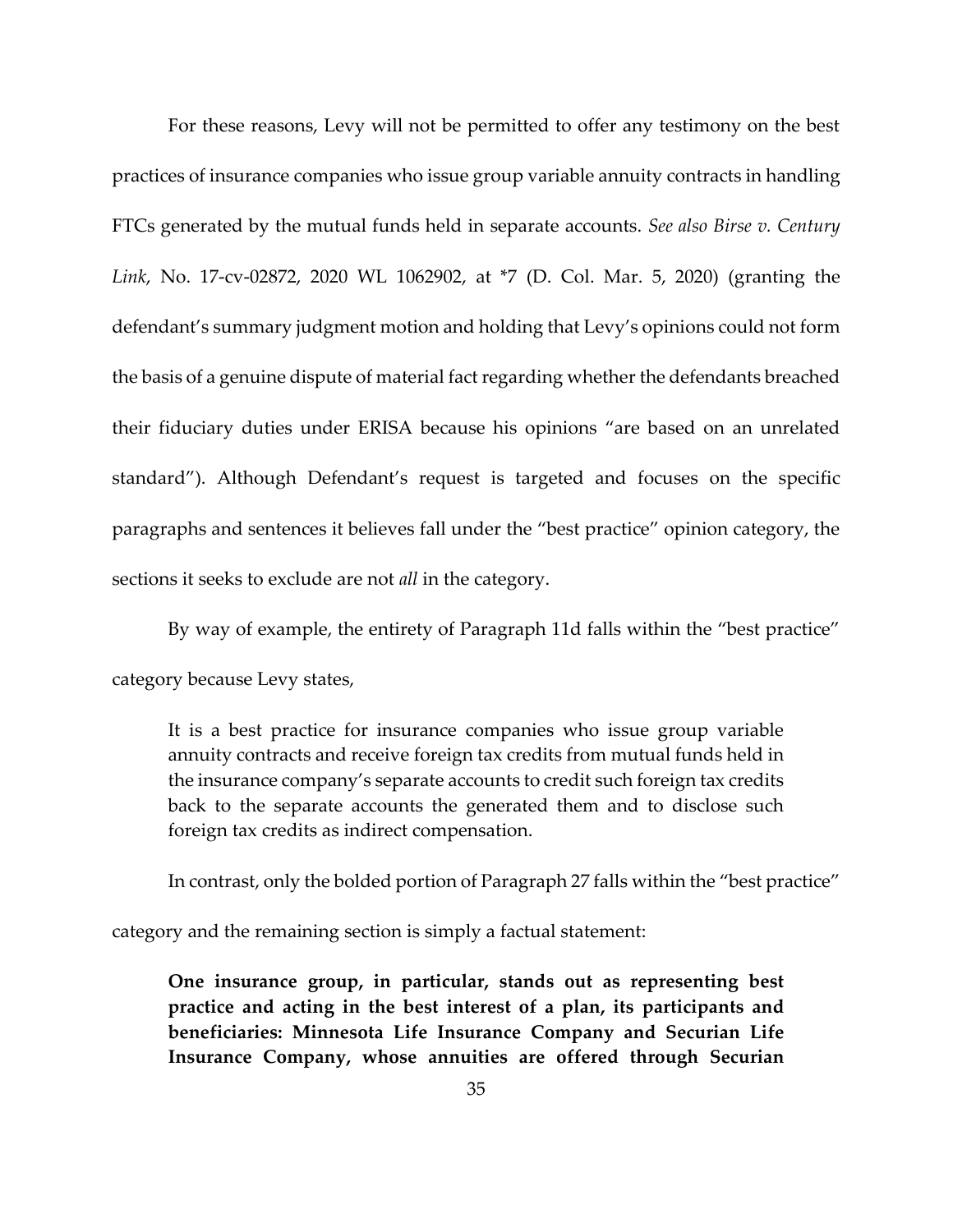For these reasons, Levy will not be permitted to offer any testimony on the best practices of insurance companies who issue group variable annuity contracts in handling FTCs generated by the mutual funds held in separate accounts. *See also Birse v. Century Link*, No. 17-cv-02872, 2020 WL 1062902, at *7 (D. Col. Mar. 5, 2020) (granting the defendant's summary judgment motion and holding that Levy's opinions could not form the basis of a genuine dispute of material fact regarding whether the defendants breached their fiduciary duties under ERISA because his opinions "are based on an unrelated standard"). Although Defendant's request is targeted and focuses on the specific paragraphs and sentences it believes fall under the "best practice" opinion category, the sections it seeks to exclude are not *all* in the category.

By way of example, the entirety of Paragraph 11d falls within the "best practice" category because Levy states,

> It is a best practice for insurance companies who issue group variable annuity contracts and receive foreign tax credits from mutual funds held in the insurance company's separate accounts to credit such foreign tax credits back to the separate accounts the generated them and to disclose such foreign tax credits as indirect compensation.

In contrast, only the bolded portion of Paragraph 27 falls within the "best practice" category and the remaining section is simply a factual statement:

> **One insurance group, in particular, stands out as representing best practice and acting in the best interest of a plan, its participants and beneficiaries: Minnesota Life Insurance Company and Securian Life Insurance Company, whose annuities are offered through Securian**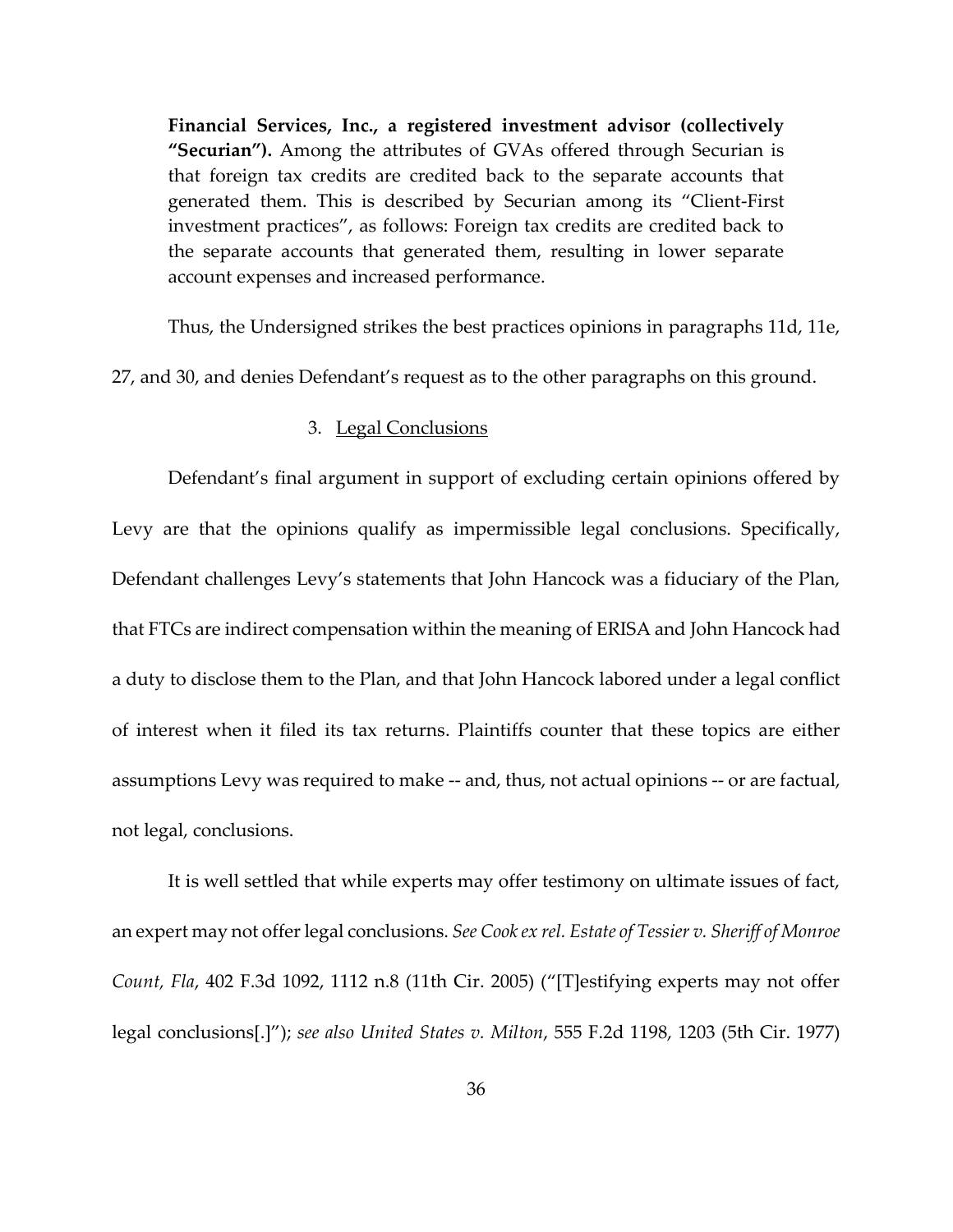**Financial Services, Inc., a registered investment advisor (collectively "Securian").** Among the attributes of GVAs offered through Securian is that foreign tax credits are credited back to the separate accounts that generated them. This is described by Securian among its "Client-First investment practices", as follows: Foreign tax credits are credited back to the separate accounts that generated them, resulting in lower separate account expenses and increased performance.

Thus, the Undersigned strikes the best practices opinions in paragraphs 11d, 11e, 27, and 30, and denies Defendant's request as to the other paragraphs on this ground.

3. Legal Conclusions

Defendant's final argument in support of excluding certain opinions offered by Levy are that the opinions qualify as impermissible legal conclusions. Specifically, Defendant challenges Levy's statements that John Hancock was a fiduciary of the Plan, that FTCs are indirect compensation within the meaning of ERISA and John Hancock had a duty to disclose them to the Plan, and that John Hancock labored under a legal conflict of interest when it filed its tax returns. Plaintiffs counter that these topics are either assumptions Levy was required to make -- and, thus, not actual opinions -- or are factual, not legal, conclusions.

It is well settled that while experts may offer testimony on ultimate issues of fact, an expert may not offer legal conclusions. *See Cook ex rel. Estate of Tessier v. Sheriff of Monroe Count, Fla*, 402 F.3d 1092, 1112 n.8 (11th Cir. 2005) ("[T]estifying experts may not offer legal conclusions[.]"); *see also United States v. Milton*, 555 F.2d 1198, 1203 (5th Cir. 1977)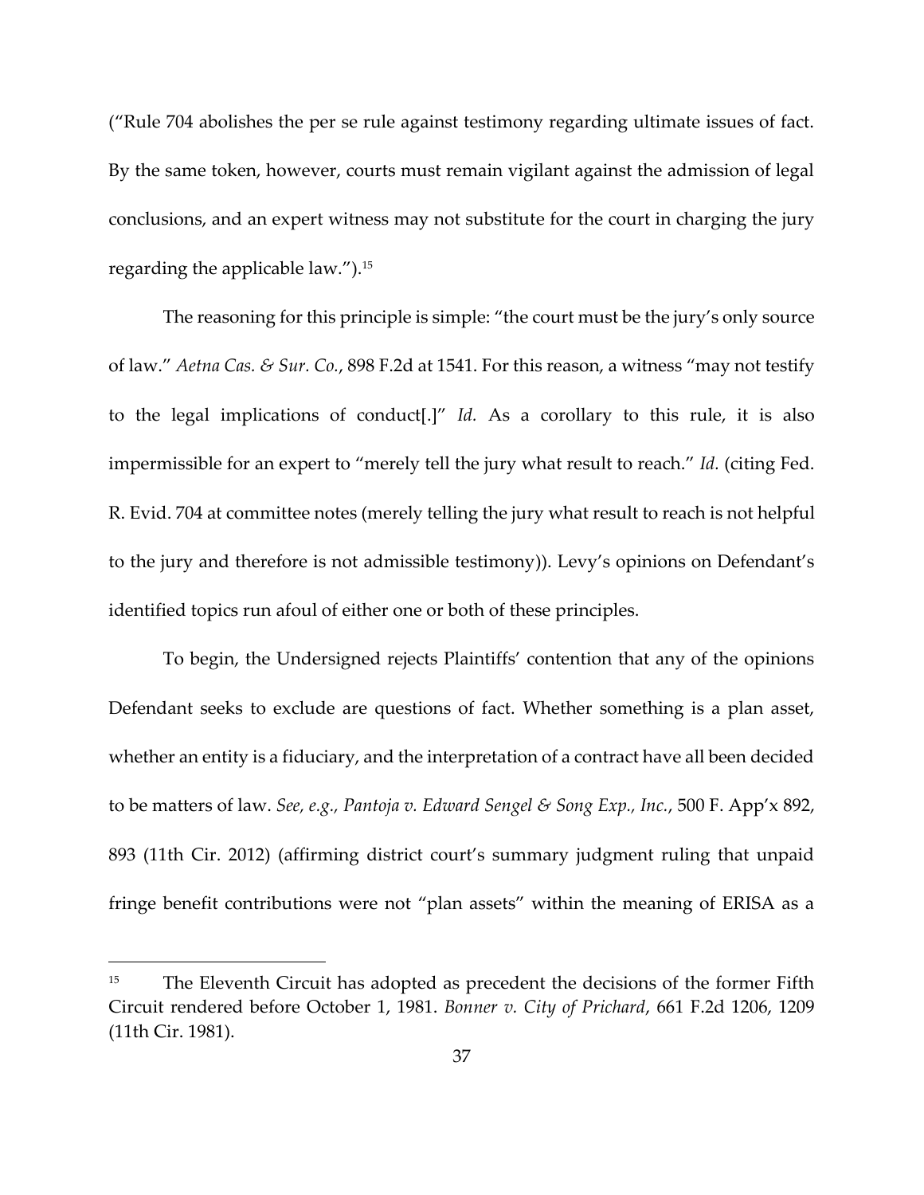("Rule 704 abolishes the per se rule against testimony regarding ultimate issues of fact. By the same token, however, courts must remain vigilant against the admission of legal conclusions, and an expert witness may not substitute for the court in charging the jury regarding the applicable law.").[15]

The reasoning for this principle is simple: "the court must be the jury's only source of law." *Aetna Cas. & Sur. Co.*, 898 F.2d at 1541. For this reason, a witness "may not testify to the legal implications of conduct[.]" *Id.* As a corollary to this rule, it is also impermissible for an expert to "merely tell the jury what result to reach." *Id.* (citing Fed. R. Evid. 704 at committee notes (merely telling the jury what result to reach is not helpful to the jury and therefore is not admissible testimony)). Levy's opinions on Defendant's identified topics run afoul of either one or both of these principles.

To begin, the Undersigned rejects Plaintiffs' contention that any of the opinions Defendant seeks to exclude are questions of fact. Whether something is a plan asset, whether an entity is a fiduciary, and the interpretation of a contract have all been decided to be matters of law. *See, e.g., Pantoja v. Edward Sengel & Song Exp., Inc.*, 500 F. App'x 892, 893 (11th Cir. 2012) (affirming district court's summary judgment ruling that unpaid fringe benefit contributions were not "plan assets" within the meaning of ERISA as a

---

[15] The Eleventh Circuit has adopted as precedent the decisions of the former Fifth Circuit rendered before October 1, 1981. *Bonner v. City of Prichard*, 661 F.2d 1206, 1209 (11th Cir. 1981).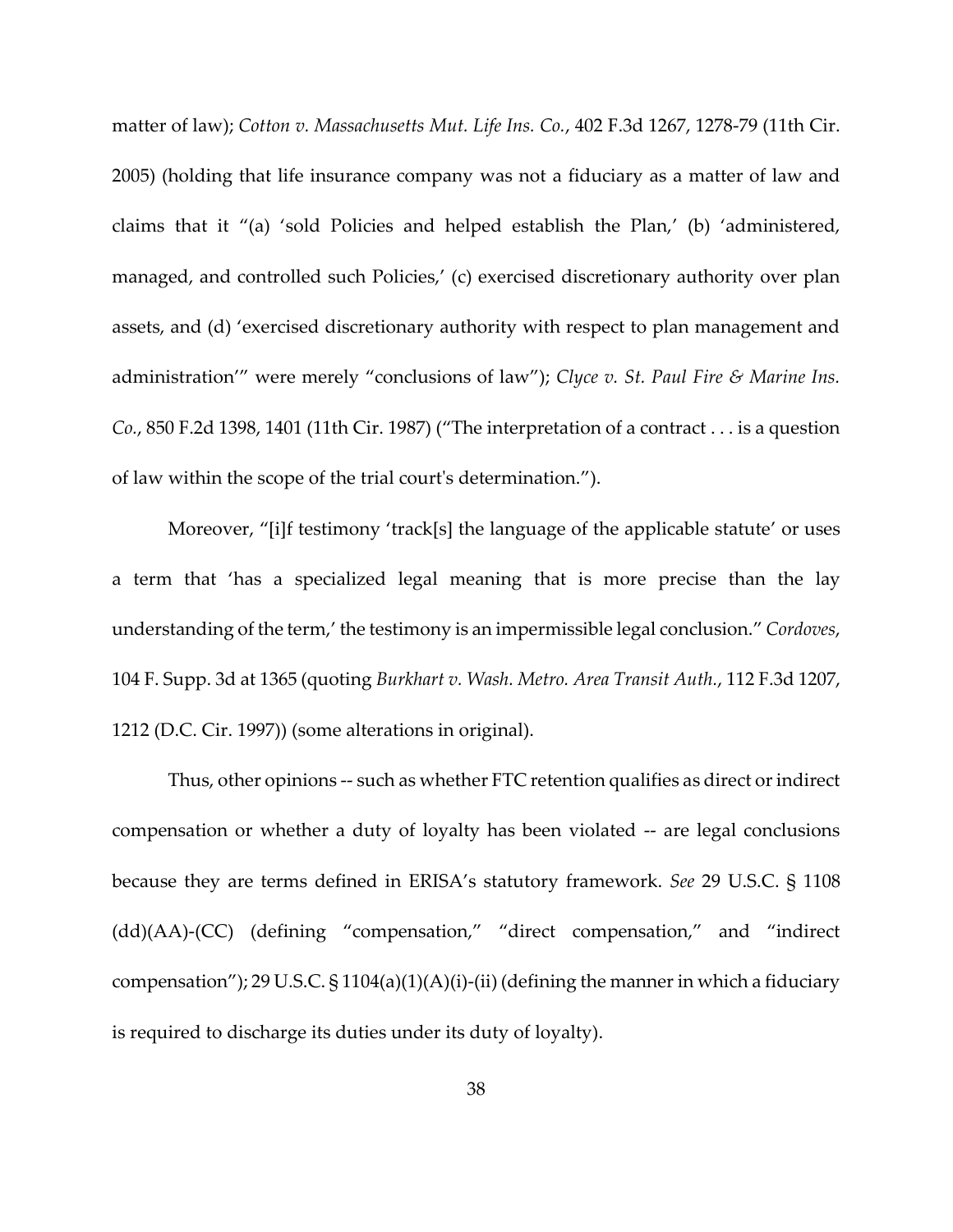matter of law); *Cotton v. Massachusetts Mut. Life Ins. Co.*, 402 F.3d 1267, 1278-79 (11th Cir. 2005) (holding that life insurance company was not a fiduciary as a matter of law and claims that it "(a) 'sold Policies and helped establish the Plan,' (b) 'administered, managed, and controlled such Policies,' (c) exercised discretionary authority over plan assets, and (d) 'exercised discretionary authority with respect to plan management and administration'" were merely "conclusions of law"); *Clyce v. St. Paul Fire & Marine Ins. Co.*, 850 F.2d 1398, 1401 (11th Cir. 1987) ("The interpretation of a contract . . . is a question of law within the scope of the trial court's determination.").

Moreover, "[i]f testimony 'track[s] the language of the applicable statute' or uses a term that 'has a specialized legal meaning that is more precise than the lay understanding of the term,' the testimony is an impermissible legal conclusion." *Cordoves*, 104 F. Supp. 3d at 1365 (quoting *Burkhart v. Wash. Metro. Area Transit Auth.*, 112 F.3d 1207, 1212 (D.C. Cir. 1997)) (some alterations in original).

Thus, other opinions -- such as whether FTC retention qualifies as direct or indirect compensation or whether a duty of loyalty has been violated -- are legal conclusions because they are terms defined in ERISA's statutory framework. *See* 29 U.S.C. § 1108 (dd)(AA)-(CC) (defining "compensation," "direct compensation," and "indirect compensation"); 29 U.S.C. § 1104(a)(1)(A)(i)-(ii) (defining the manner in which a fiduciary is required to discharge its duties under its duty of loyalty).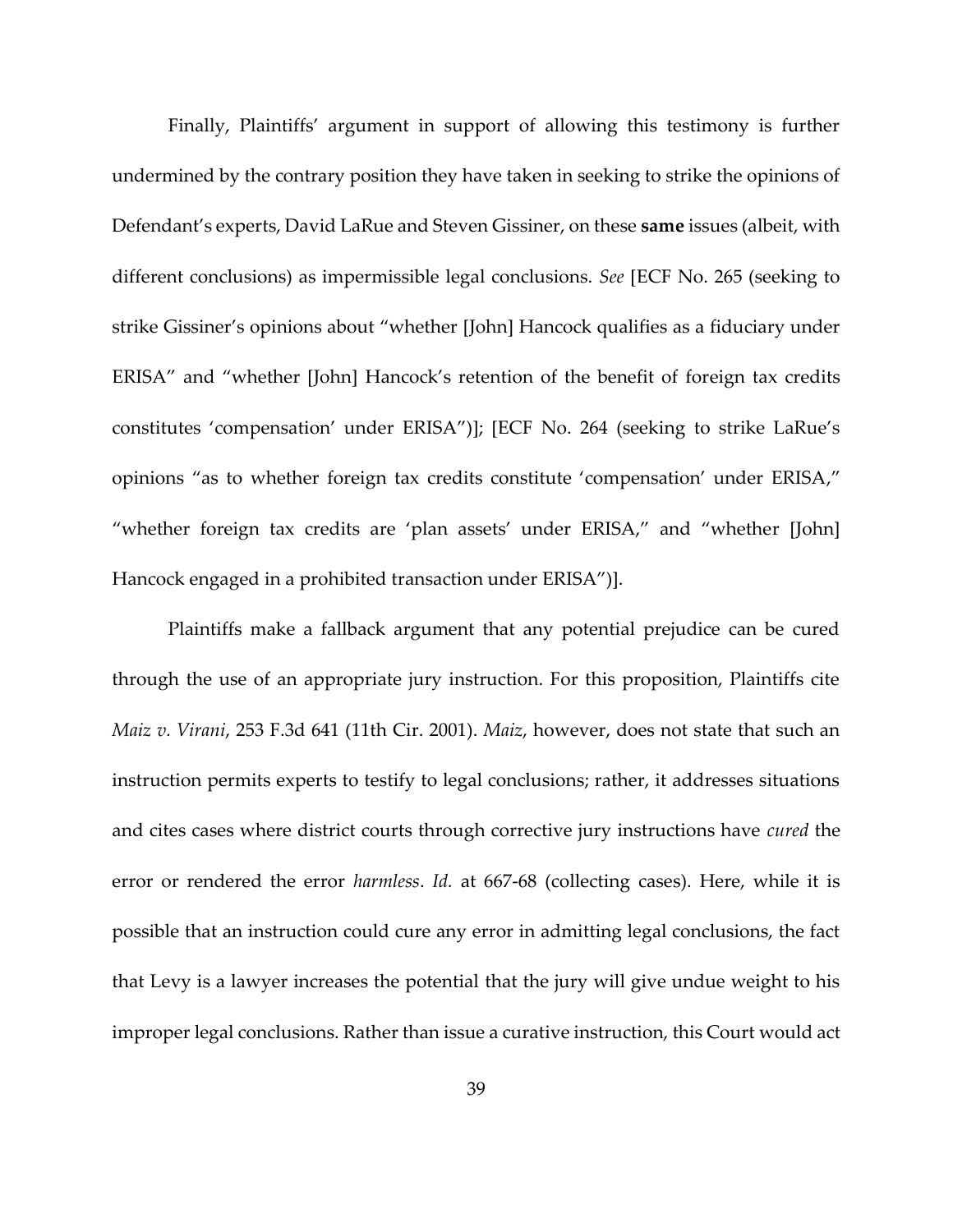Finally, Plaintiffs' argument in support of allowing this testimony is further undermined by the contrary position they have taken in seeking to strike the opinions of Defendant's experts, David LaRue and Steven Gissiner, on these **same** issues (albeit, with different conclusions) as impermissible legal conclusions. *See* [ECF No. 265 (seeking to strike Gissiner's opinions about "whether [John] Hancock qualifies as a fiduciary under ERISA" and "whether [John] Hancock's retention of the benefit of foreign tax credits constitutes 'compensation' under ERISA")]; [ECF No. 264 (seeking to strike LaRue's opinions "as to whether foreign tax credits constitute 'compensation' under ERISA," "whether foreign tax credits are 'plan assets' under ERISA," and "whether [John] Hancock engaged in a prohibited transaction under ERISA")].

Plaintiffs make a fallback argument that any potential prejudice can be cured through the use of an appropriate jury instruction. For this proposition, Plaintiffs cite *Maiz v. Virani*, 253 F.3d 641 (11th Cir. 2001). *Maiz*, however, does not state that such an instruction permits experts to testify to legal conclusions; rather, it addresses situations and cites cases where district courts through corrective jury instructions have *cured* the error or rendered the error *harmless*. *Id.* at 667-68 (collecting cases). Here, while it is possible that an instruction could cure any error in admitting legal conclusions, the fact that Levy is a lawyer increases the potential that the jury will give undue weight to his improper legal conclusions. Rather than issue a curative instruction, this Court would act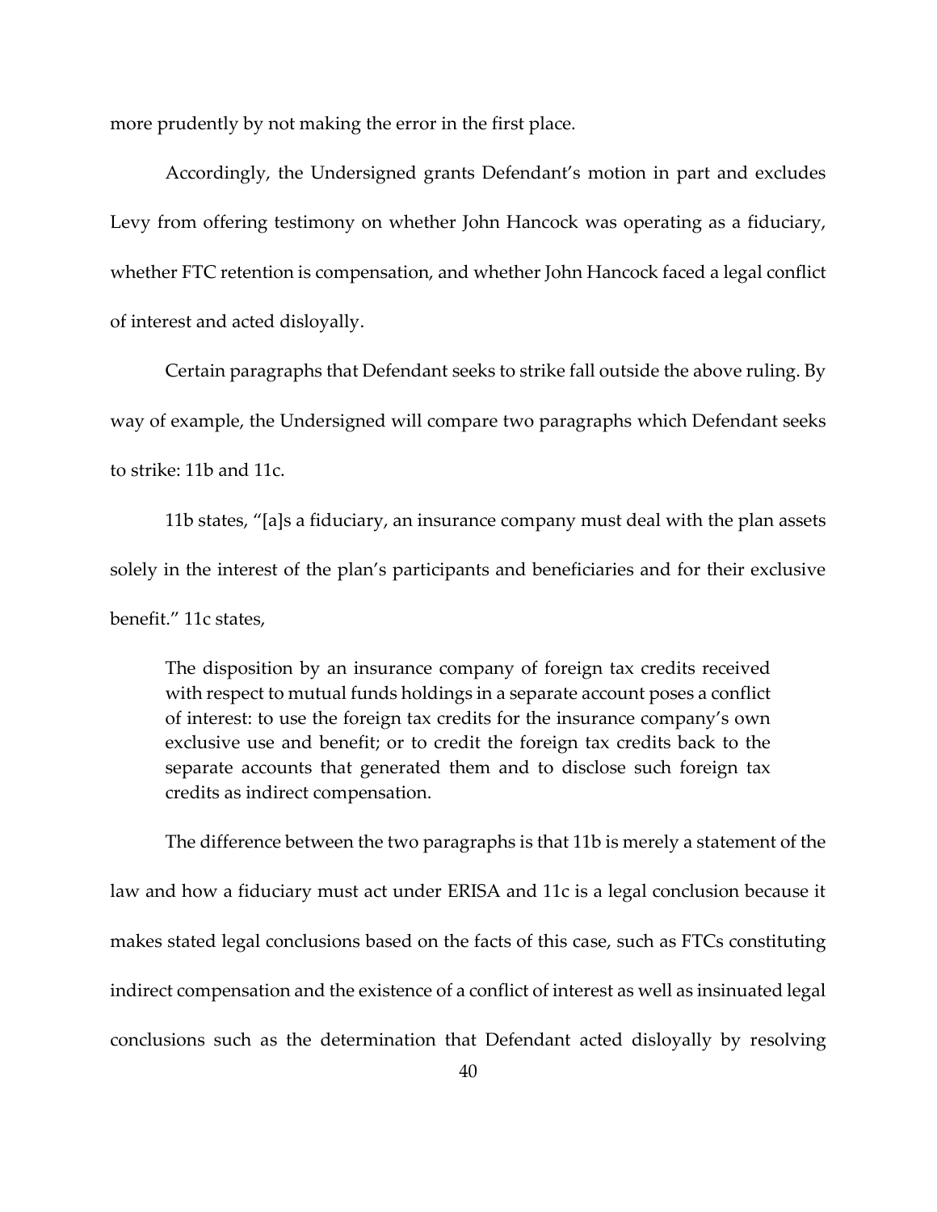more prudently by not making the error in the first place.

Accordingly, the Undersigned grants Defendant's motion in part and excludes Levy from offering testimony on whether John Hancock was operating as a fiduciary, whether FTC retention is compensation, and whether John Hancock faced a legal conflict of interest and acted disloyally.

Certain paragraphs that Defendant seeks to strike fall outside the above ruling. By way of example, the Undersigned will compare two paragraphs which Defendant seeks to strike: 11b and 11c.

11b states, "[a]s a fiduciary, an insurance company must deal with the plan assets solely in the interest of the plan's participants and beneficiaries and for their exclusive benefit." 11c states,

> The disposition by an insurance company of foreign tax credits received with respect to mutual funds holdings in a separate account poses a conflict of interest: to use the foreign tax credits for the insurance company's own exclusive use and benefit; or to credit the foreign tax credits back to the separate accounts that generated them and to disclose such foreign tax credits as indirect compensation.

The difference between the two paragraphs is that 11b is merely a statement of the law and how a fiduciary must act under ERISA and 11c is a legal conclusion because it makes stated legal conclusions based on the facts of this case, such as FTCs constituting indirect compensation and the existence of a conflict of interest as well as insinuated legal conclusions such as the determination that Defendant acted disloyally by resolving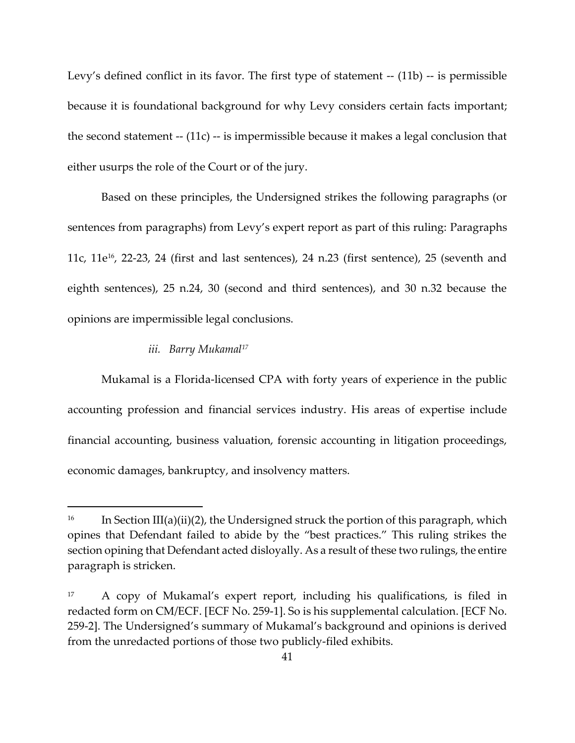Levy's defined conflict in its favor. The first type of statement -- (11b) -- is permissible because it is foundational background for why Levy considers certain facts important; the second statement -- (11c) -- is impermissible because it makes a legal conclusion that either usurps the role of the Court or of the jury.

Based on these principles, the Undersigned strikes the following paragraphs (or sentences from paragraphs) from Levy's expert report as part of this ruling: Paragraphs 11c, 11e[16], 22-23, 24 (first and last sentences), 24 n.23 (first sentence), 25 (seventh and eighth sentences), 25 n.24, 30 (second and third sentences), and 30 n.32 because the opinions are impermissible legal conclusions.

### *iii. Barry Mukamal*[17]

Mukamal is a Florida-licensed CPA with forty years of experience in the public accounting profession and financial services industry. His areas of expertise include financial accounting, business valuation, forensic accounting in litigation proceedings, economic damages, bankruptcy, and insolvency matters.

---

[16] In Section III(a)(ii)(2), the Undersigned struck the portion of this paragraph, which opines that Defendant failed to abide by the "best practices." This ruling strikes the section opining that Defendant acted disloyally. As a result of these two rulings, the entire paragraph is stricken.

[17] A copy of Mukamal's expert report, including his qualifications, is filed in redacted form on CM/ECF. [ECF No. 259-1]. So is his supplemental calculation. [ECF No. 259-2]. The Undersigned's summary of Mukamal's background and opinions is derived from the unredacted portions of those two publicly-filed exhibits.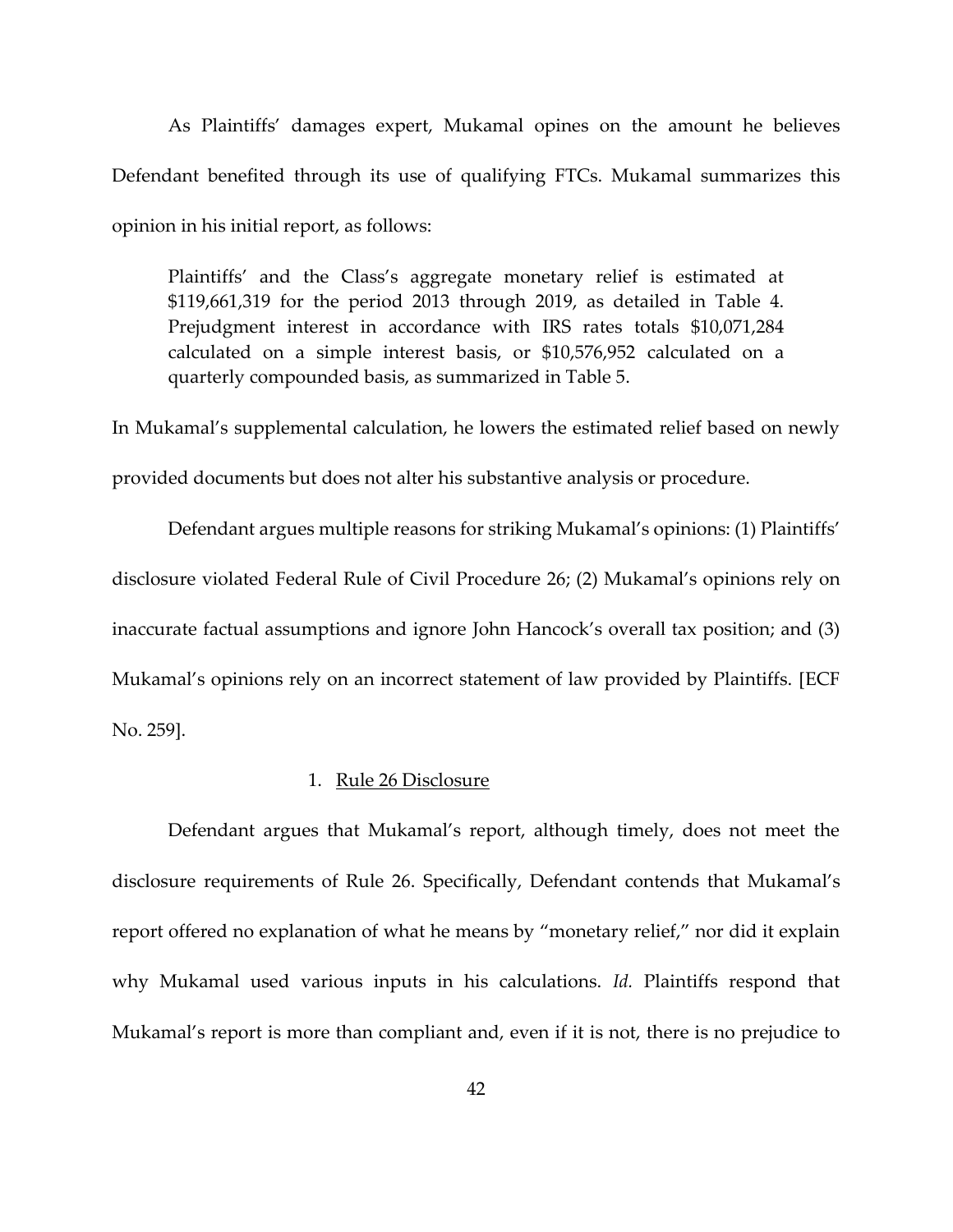As Plaintiffs' damages expert, Mukamal opines on the amount he believes Defendant benefited through its use of qualifying FTCs. Mukamal summarizes this opinion in his initial report, as follows:

> Plaintiffs' and the Class's aggregate monetary relief is estimated at $119,661,319 for the period 2013 through 2019, as detailed in Table 4. Prejudgment interest in accordance with IRS rates totals $10,071,284 calculated on a simple interest basis, or $10,576,952 calculated on a quarterly compounded basis, as summarized in Table 5.

In Mukamal's supplemental calculation, he lowers the estimated relief based on newly provided documents but does not alter his substantive analysis or procedure.

Defendant argues multiple reasons for striking Mukamal's opinions: (1) Plaintiffs' disclosure violated Federal Rule of Civil Procedure 26; (2) Mukamal's opinions rely on inaccurate factual assumptions and ignore John Hancock's overall tax position; and (3) Mukamal's opinions rely on an incorrect statement of law provided by Plaintiffs. [ECF No. 259].

1. Rule 26 Disclosure

Defendant argues that Mukamal's report, although timely, does not meet the disclosure requirements of Rule 26. Specifically, Defendant contends that Mukamal's report offered no explanation of what he means by "monetary relief," nor did it explain why Mukamal used various inputs in his calculations. *Id.* Plaintiffs respond that Mukamal's report is more than compliant and, even if it is not, there is no prejudice to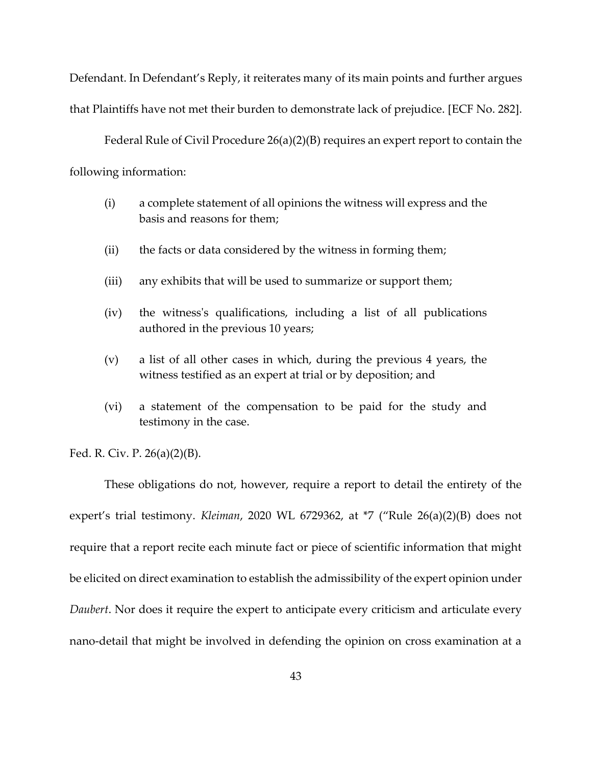Defendant. In Defendant's Reply, it reiterates many of its main points and further argues that Plaintiffs have not met their burden to demonstrate lack of prejudice. [ECF No. 282].

Federal Rule of Civil Procedure 26(a)(2)(B) requires an expert report to contain the following information:

> (i) a complete statement of all opinions the witness will express and the basis and reasons for them;
>
> (ii) the facts or data considered by the witness in forming them;
>
> (iii) any exhibits that will be used to summarize or support them;
>
> (iv) the witness's qualifications, including a list of all publications authored in the previous 10 years;
>
> (v) a list of all other cases in which, during the previous 4 years, the witness testified as an expert at trial or by deposition; and
>
> (vi) a statement of the compensation to be paid for the study and testimony in the case.

Fed. R. Civ. P. 26(a)(2)(B).

These obligations do not, however, require a report to detail the entirety of the expert's trial testimony. *Kleiman*, 2020 WL 6729362, at *7 ("Rule 26(a)(2)(B) does not require that a report recite each minute fact or piece of scientific information that might be elicited on direct examination to establish the admissibility of the expert opinion under *Daubert*. Nor does it require the expert to anticipate every criticism and articulate every nano-detail that might be involved in defending the opinion on cross examination at a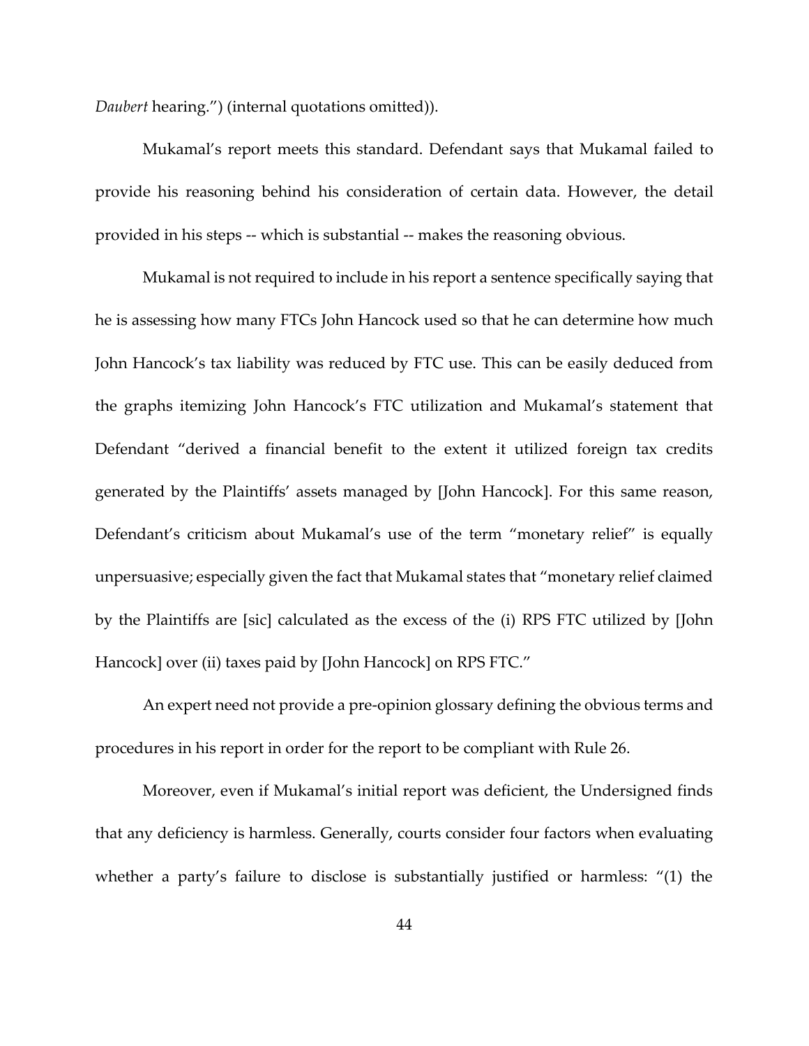*Daubert* hearing.") (internal quotations omitted)).

Mukamal's report meets this standard. Defendant says that Mukamal failed to provide his reasoning behind his consideration of certain data. However, the detail provided in his steps -- which is substantial -- makes the reasoning obvious.

Mukamal is not required to include in his report a sentence specifically saying that he is assessing how many FTCs John Hancock used so that he can determine how much John Hancock's tax liability was reduced by FTC use. This can be easily deduced from the graphs itemizing John Hancock's FTC utilization and Mukamal's statement that Defendant "derived a financial benefit to the extent it utilized foreign tax credits generated by the Plaintiffs' assets managed by [John Hancock]. For this same reason, Defendant's criticism about Mukamal's use of the term "monetary relief" is equally unpersuasive; especially given the fact that Mukamal states that "monetary relief claimed by the Plaintiffs are [sic] calculated as the excess of the (i) RPS FTC utilized by [John Hancock] over (ii) taxes paid by [John Hancock] on RPS FTC."

An expert need not provide a pre-opinion glossary defining the obvious terms and procedures in his report in order for the report to be compliant with Rule 26.

Moreover, even if Mukamal's initial report was deficient, the Undersigned finds that any deficiency is harmless. Generally, courts consider four factors when evaluating whether a party's failure to disclose is substantially justified or harmless: "(1) the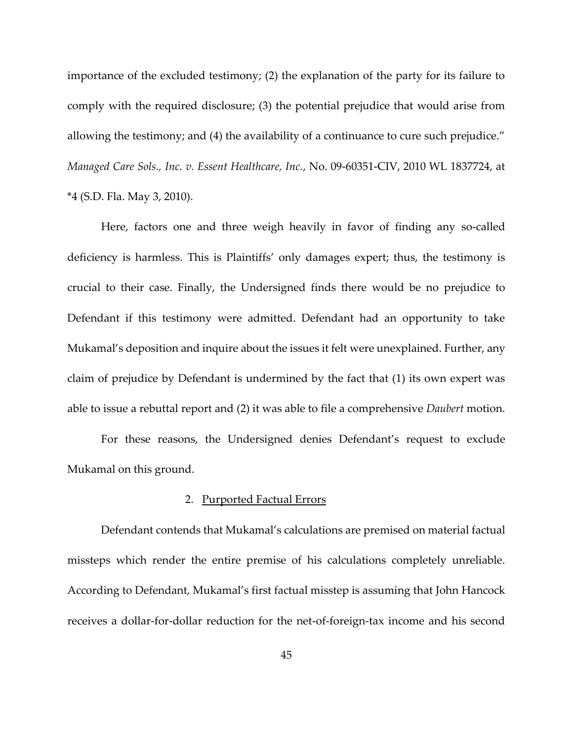importance of the excluded testimony; (2) the explanation of the party for its failure to comply with the required disclosure; (3) the potential prejudice that would arise from allowing the testimony; and (4) the availability of a continuance to cure such prejudice." *Managed Care Sols., Inc. v. Essent Healthcare, Inc.*, No. 09-60351-CIV, 2010 WL 1837724, at *4 (S.D. Fla. May 3, 2010).

Here, factors one and three weigh heavily in favor of finding any so-called deficiency is harmless. This is Plaintiffs' only damages expert; thus, the testimony is crucial to their case. Finally, the Undersigned finds there would be no prejudice to Defendant if this testimony were admitted. Defendant had an opportunity to take Mukamal's deposition and inquire about the issues it felt were unexplained. Further, any claim of prejudice by Defendant is undermined by the fact that (1) its own expert was able to issue a rebuttal report and (2) it was able to file a comprehensive *Daubert* motion.

For these reasons, the Undersigned denies Defendant's request to exclude Mukamal on this ground.

2. Purported Factual Errors

Defendant contends that Mukamal's calculations are premised on material factual missteps which render the entire premise of his calculations completely unreliable. According to Defendant, Mukamal's first factual misstep is assuming that John Hancock receives a dollar-for-dollar reduction for the net-of-foreign-tax income and his second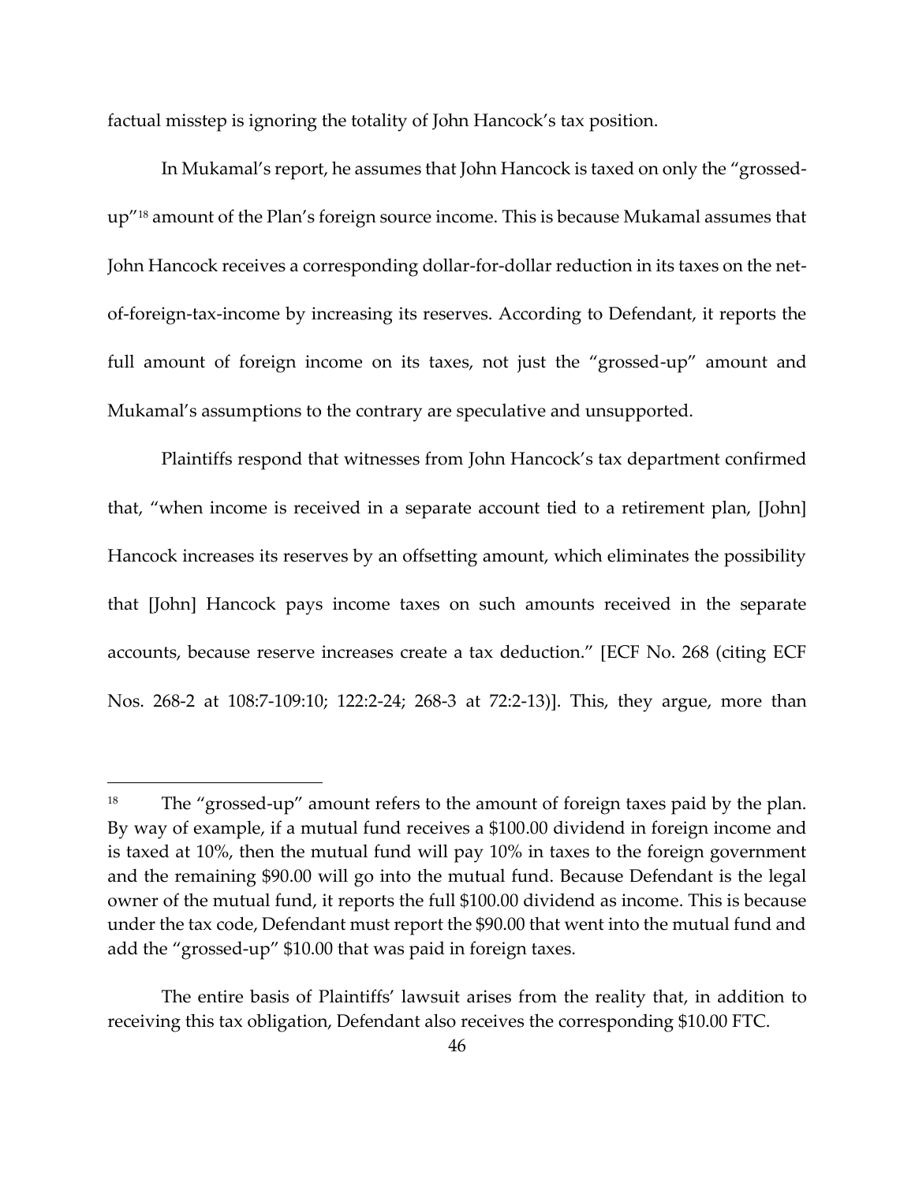factual misstep is ignoring the totality of John Hancock's tax position.

In Mukamal's report, he assumes that John Hancock is taxed on only the "grossed-up"[18] amount of the Plan's foreign source income. This is because Mukamal assumes that John Hancock receives a corresponding dollar-for-dollar reduction in its taxes on the net-of-foreign-tax-income by increasing its reserves. According to Defendant, it reports the full amount of foreign income on its taxes, not just the "grossed-up" amount and Mukamal's assumptions to the contrary are speculative and unsupported.

Plaintiffs respond that witnesses from John Hancock's tax department confirmed that, "when income is received in a separate account tied to a retirement plan, [John] Hancock increases its reserves by an offsetting amount, which eliminates the possibility that [John] Hancock pays income taxes on such amounts received in the separate accounts, because reserve increases create a tax deduction." [ECF No. 268 (citing ECF Nos. 268-2 at 108:7-109:10; 122:2-24; 268-3 at 72:2-13)]. This, they argue, more than

---

[18] The "grossed-up" amount refers to the amount of foreign taxes paid by the plan. By way of example, if a mutual fund receives a $100.00 dividend in foreign income and is taxed at 10%, then the mutual fund will pay 10% in taxes to the foreign government and the remaining $90.00 will go into the mutual fund. Because Defendant is the legal owner of the mutual fund, it reports the full $100.00 dividend as income. This is because under the tax code, Defendant must report the $90.00 that went into the mutual fund and add the "grossed-up" $10.00 that was paid in foreign taxes.

The entire basis of Plaintiffs' lawsuit arises from the reality that, in addition to receiving this tax obligation, Defendant also receives the corresponding $10.00 FTC.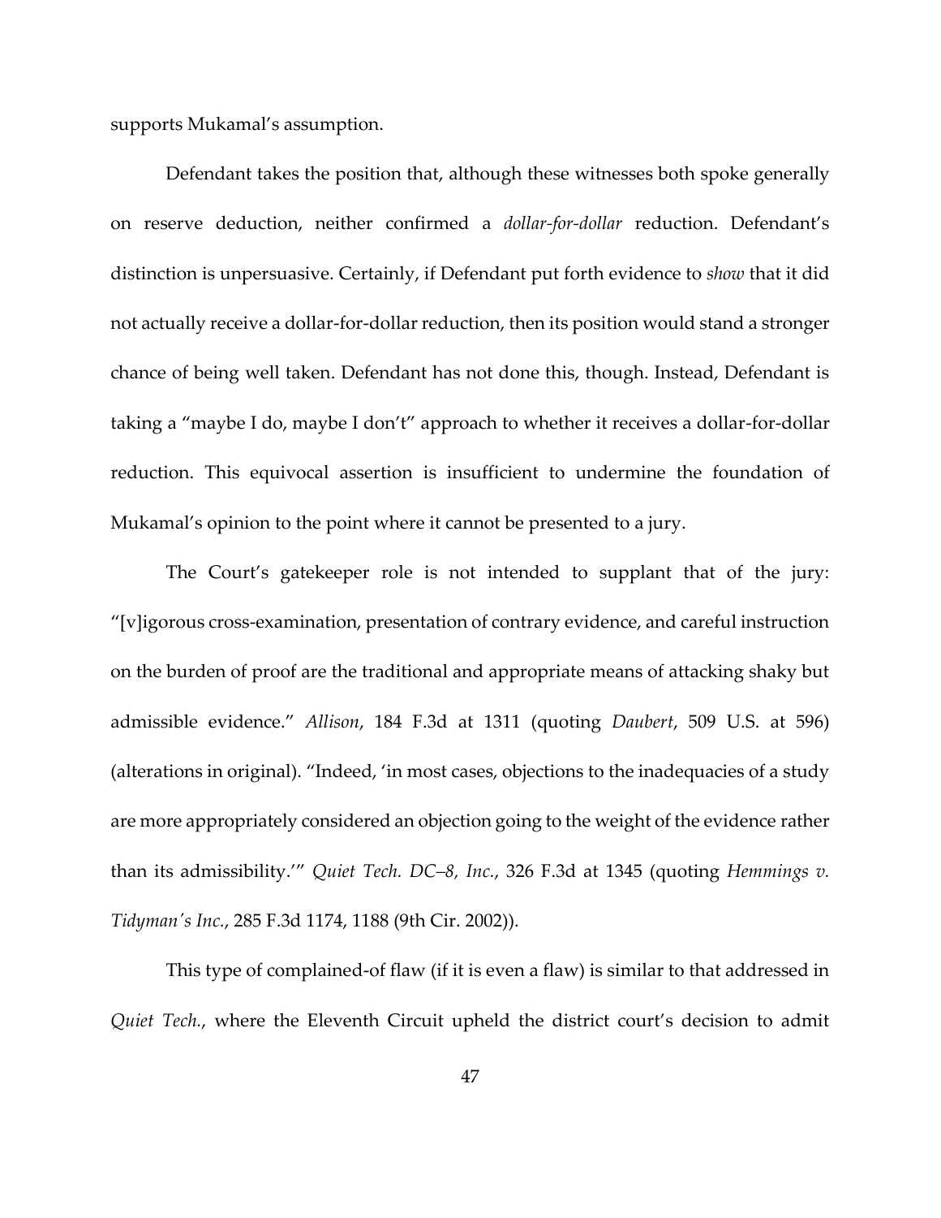supports Mukamal's assumption.

Defendant takes the position that, although these witnesses both spoke generally on reserve deduction, neither confirmed a *dollar-for-dollar* reduction. Defendant's distinction is unpersuasive. Certainly, if Defendant put forth evidence to *show* that it did not actually receive a dollar-for-dollar reduction, then its position would stand a stronger chance of being well taken. Defendant has not done this, though. Instead, Defendant is taking a "maybe I do, maybe I don't" approach to whether it receives a dollar-for-dollar reduction. This equivocal assertion is insufficient to undermine the foundation of Mukamal's opinion to the point where it cannot be presented to a jury.

The Court's gatekeeper role is not intended to supplant that of the jury: "[v]igorous cross-examination, presentation of contrary evidence, and careful instruction on the burden of proof are the traditional and appropriate means of attacking shaky but admissible evidence." *Allison*, 184 F.3d at 1311 (quoting *Daubert*, 509 U.S. at 596) (alterations in original). "Indeed, 'in most cases, objections to the inadequacies of a study are more appropriately considered an objection going to the weight of the evidence rather than its admissibility.'" *Quiet Tech. DC–8, Inc.*, 326 F.3d at 1345 (quoting *Hemmings v. Tidyman's Inc.*, 285 F.3d 1174, 1188 (9th Cir. 2002)).

This type of complained-of flaw (if it is even a flaw) is similar to that addressed in *Quiet Tech.*, where the Eleventh Circuit upheld the district court's decision to admit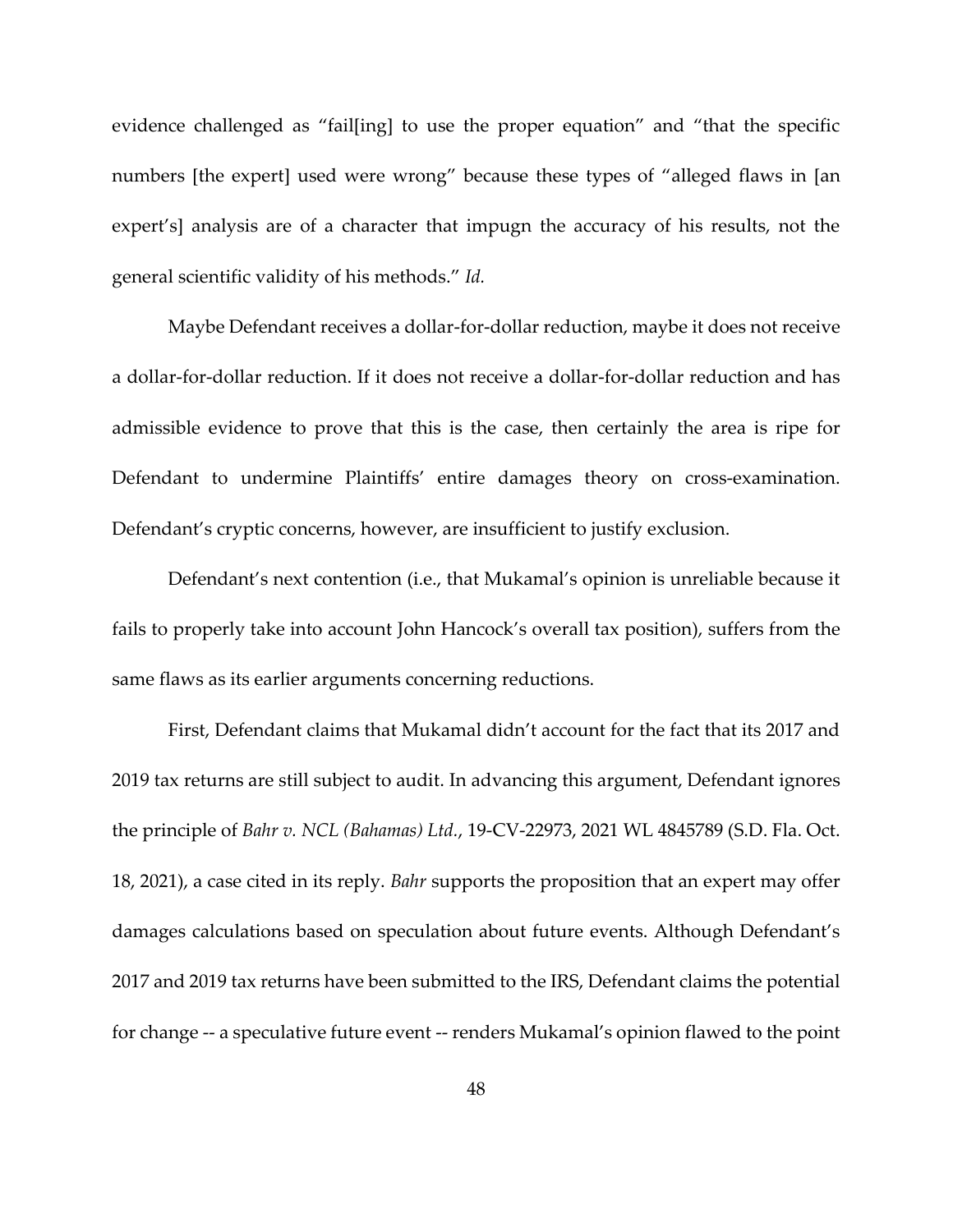evidence challenged as "fail[ing] to use the proper equation" and "that the specific numbers [the expert] used were wrong" because these types of "alleged flaws in [an expert's] analysis are of a character that impugn the accuracy of his results, not the general scientific validity of his methods." *Id.*

Maybe Defendant receives a dollar-for-dollar reduction, maybe it does not receive a dollar-for-dollar reduction. If it does not receive a dollar-for-dollar reduction and has admissible evidence to prove that this is the case, then certainly the area is ripe for Defendant to undermine Plaintiffs' entire damages theory on cross-examination. Defendant's cryptic concerns, however, are insufficient to justify exclusion.

Defendant's next contention (i.e., that Mukamal's opinion is unreliable because it fails to properly take into account John Hancock's overall tax position), suffers from the same flaws as its earlier arguments concerning reductions.

First, Defendant claims that Mukamal didn't account for the fact that its 2017 and 2019 tax returns are still subject to audit. In advancing this argument, Defendant ignores the principle of *Bahr v. NCL (Bahamas) Ltd.*, 19-CV-22973, 2021 WL 4845789 (S.D. Fla. Oct. 18, 2021), a case cited in its reply. *Bahr* supports the proposition that an expert may offer damages calculations based on speculation about future events. Although Defendant's 2017 and 2019 tax returns have been submitted to the IRS, Defendant claims the potential for change -- a speculative future event -- renders Mukamal's opinion flawed to the point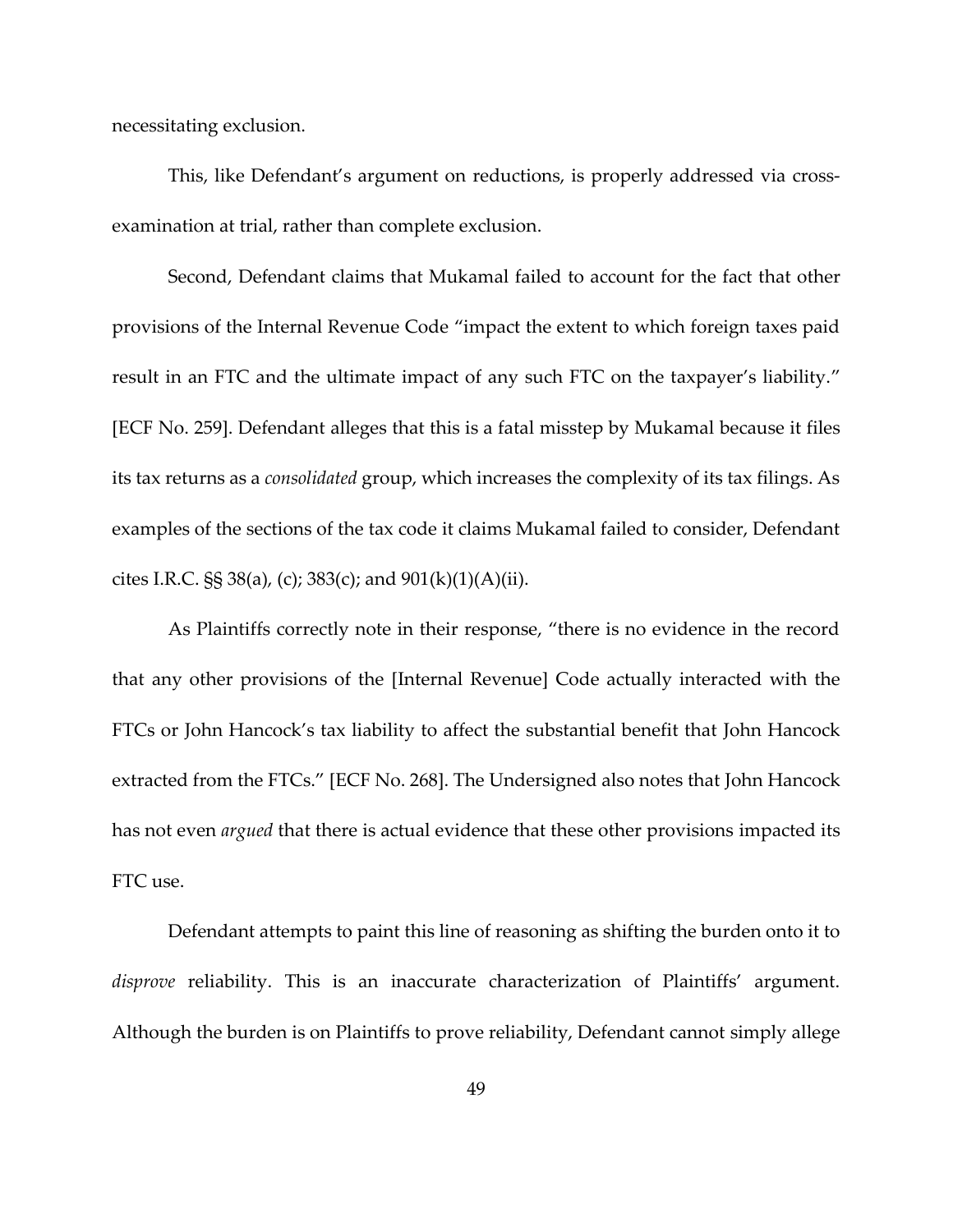necessitating exclusion.

This, like Defendant's argument on reductions, is properly addressed via cross-examination at trial, rather than complete exclusion.

Second, Defendant claims that Mukamal failed to account for the fact that other provisions of the Internal Revenue Code "impact the extent to which foreign taxes paid result in an FTC and the ultimate impact of any such FTC on the taxpayer's liability." [ECF No. 259]. Defendant alleges that this is a fatal misstep by Mukamal because it files its tax returns as a *consolidated* group, which increases the complexity of its tax filings. As examples of the sections of the tax code it claims Mukamal failed to consider, Defendant cites I.R.C. §§ 38(a), (c); 383(c); and 901(k)(1)(A)(ii).

As Plaintiffs correctly note in their response, "there is no evidence in the record that any other provisions of the [Internal Revenue] Code actually interacted with the FTCs or John Hancock's tax liability to affect the substantial benefit that John Hancock extracted from the FTCs." [ECF No. 268]. The Undersigned also notes that John Hancock has not even *argued* that there is actual evidence that these other provisions impacted its FTC use.

Defendant attempts to paint this line of reasoning as shifting the burden onto it to *disprove* reliability. This is an inaccurate characterization of Plaintiffs' argument. Although the burden is on Plaintiffs to prove reliability, Defendant cannot simply allege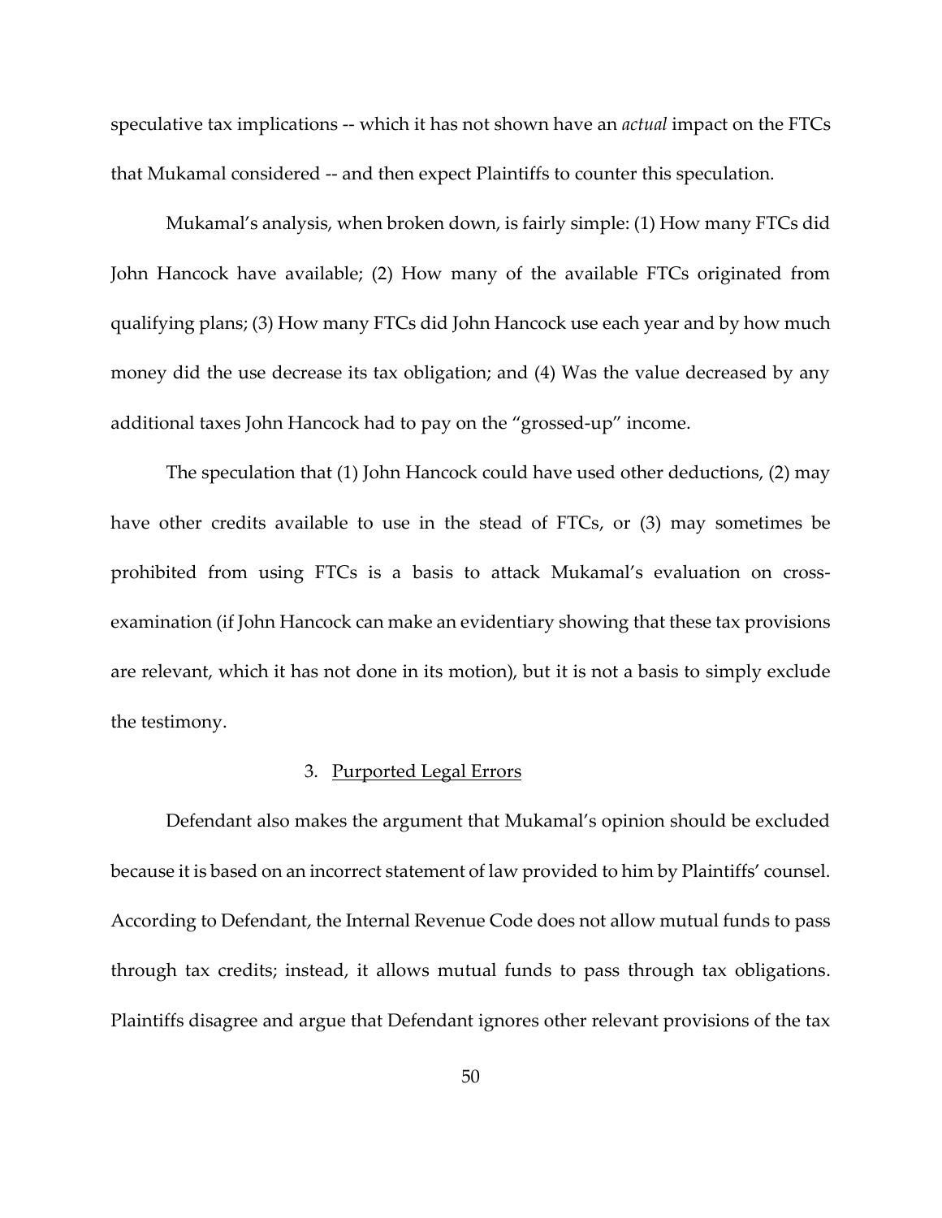speculative tax implications -- which it has not shown have an *actual* impact on the FTCs that Mukamal considered -- and then expect Plaintiffs to counter this speculation.

Mukamal's analysis, when broken down, is fairly simple: (1) How many FTCs did John Hancock have available; (2) How many of the available FTCs originated from qualifying plans; (3) How many FTCs did John Hancock use each year and by how much money did the use decrease its tax obligation; and (4) Was the value decreased by any additional taxes John Hancock had to pay on the "grossed-up" income.

The speculation that (1) John Hancock could have used other deductions, (2) may have other credits available to use in the stead of FTCs, or (3) may sometimes be prohibited from using FTCs is a basis to attack Mukamal's evaluation on cross-examination (if John Hancock can make an evidentiary showing that these tax provisions are relevant, which it has not done in its motion), but it is not a basis to simply exclude the testimony.

3. <u>Purported Legal Errors</u>

Defendant also makes the argument that Mukamal's opinion should be excluded because it is based on an incorrect statement of law provided to him by Plaintiffs' counsel. According to Defendant, the Internal Revenue Code does not allow mutual funds to pass through tax credits; instead, it allows mutual funds to pass through tax obligations. Plaintiffs disagree and argue that Defendant ignores other relevant provisions of the tax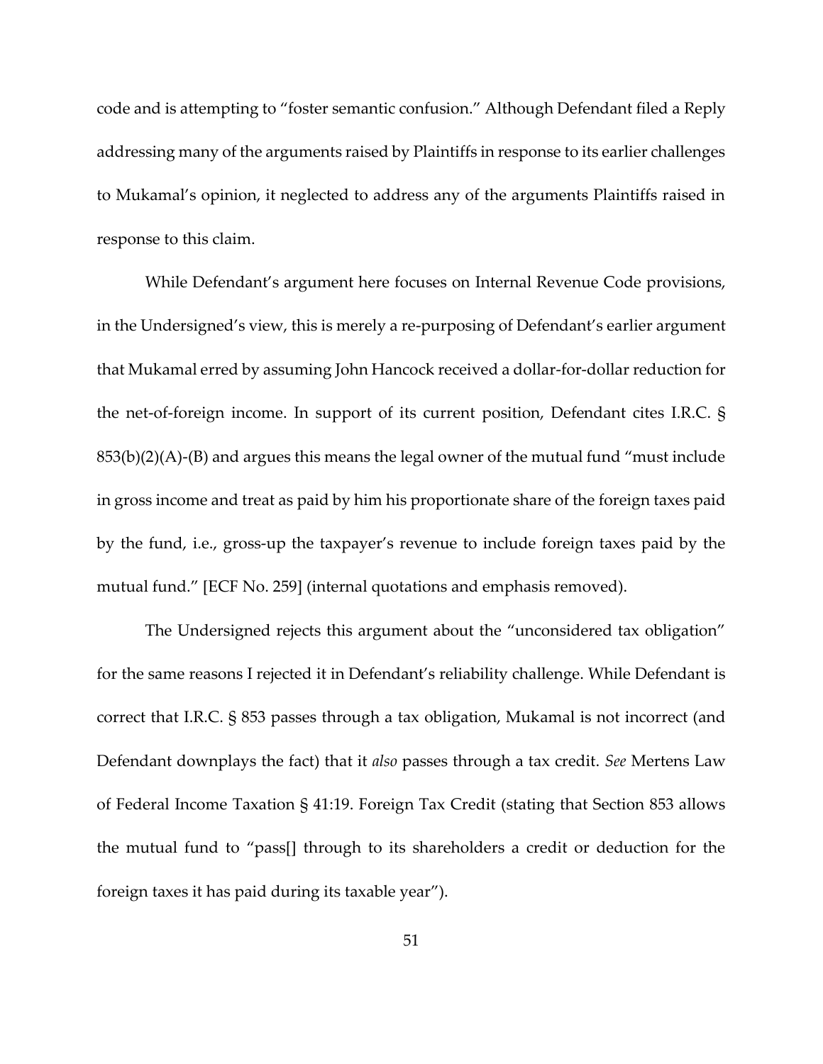code and is attempting to "foster semantic confusion." Although Defendant filed a Reply addressing many of the arguments raised by Plaintiffs in response to its earlier challenges to Mukamal's opinion, it neglected to address any of the arguments Plaintiffs raised in response to this claim.

While Defendant's argument here focuses on Internal Revenue Code provisions, in the Undersigned's view, this is merely a re-purposing of Defendant's earlier argument that Mukamal erred by assuming John Hancock received a dollar-for-dollar reduction for the net-of-foreign income. In support of its current position, Defendant cites I.R.C. § 853(b)(2)(A)-(B) and argues this means the legal owner of the mutual fund "must include in gross income and treat as paid by him his proportionate share of the foreign taxes paid by the fund, i.e., gross-up the taxpayer's revenue to include foreign taxes paid by the mutual fund." [ECF No. 259] (internal quotations and emphasis removed).

The Undersigned rejects this argument about the "unconsidered tax obligation" for the same reasons I rejected it in Defendant's reliability challenge. While Defendant is correct that I.R.C. § 853 passes through a tax obligation, Mukamal is not incorrect (and Defendant downplays the fact) that it *also* passes through a tax credit. *See* Mertens Law of Federal Income Taxation § 41:19. Foreign Tax Credit (stating that Section 853 allows the mutual fund to "pass[] through to its shareholders a credit or deduction for the foreign taxes it has paid during its taxable year").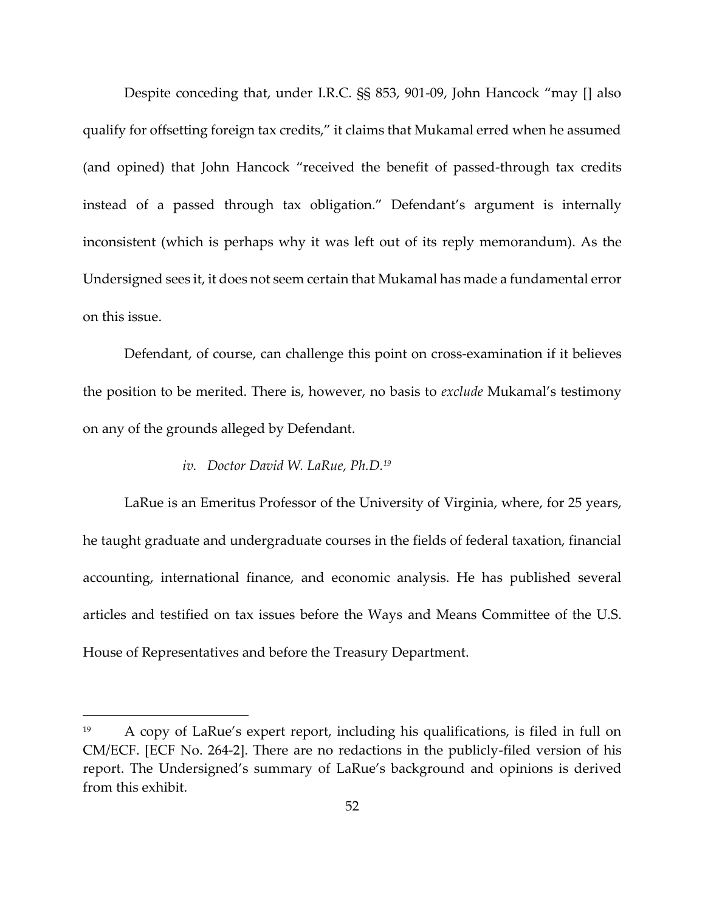Despite conceding that, under I.R.C. §§ 853, 901-09, John Hancock "may [] also qualify for offsetting foreign tax credits," it claims that Mukamal erred when he assumed (and opined) that John Hancock "received the benefit of passed-through tax credits instead of a passed through tax obligation." Defendant's argument is internally inconsistent (which is perhaps why it was left out of its reply memorandum). As the Undersigned sees it, it does not seem certain that Mukamal has made a fundamental error on this issue.

Defendant, of course, can challenge this point on cross-examination if it believes the position to be merited. There is, however, no basis to *exclude* Mukamal's testimony on any of the grounds alleged by Defendant.

*iv. Doctor David W. LaRue, Ph.D.*[19]

LaRue is an Emeritus Professor of the University of Virginia, where, for 25 years, he taught graduate and undergraduate courses in the fields of federal taxation, financial accounting, international finance, and economic analysis. He has published several articles and testified on tax issues before the Ways and Means Committee of the U.S. House of Representatives and before the Treasury Department.

---

[19] A copy of LaRue's expert report, including his qualifications, is filed in full on CM/ECF. [ECF No. 264-2]. There are no redactions in the publicly-filed version of his report. The Undersigned's summary of LaRue's background and opinions is derived from this exhibit.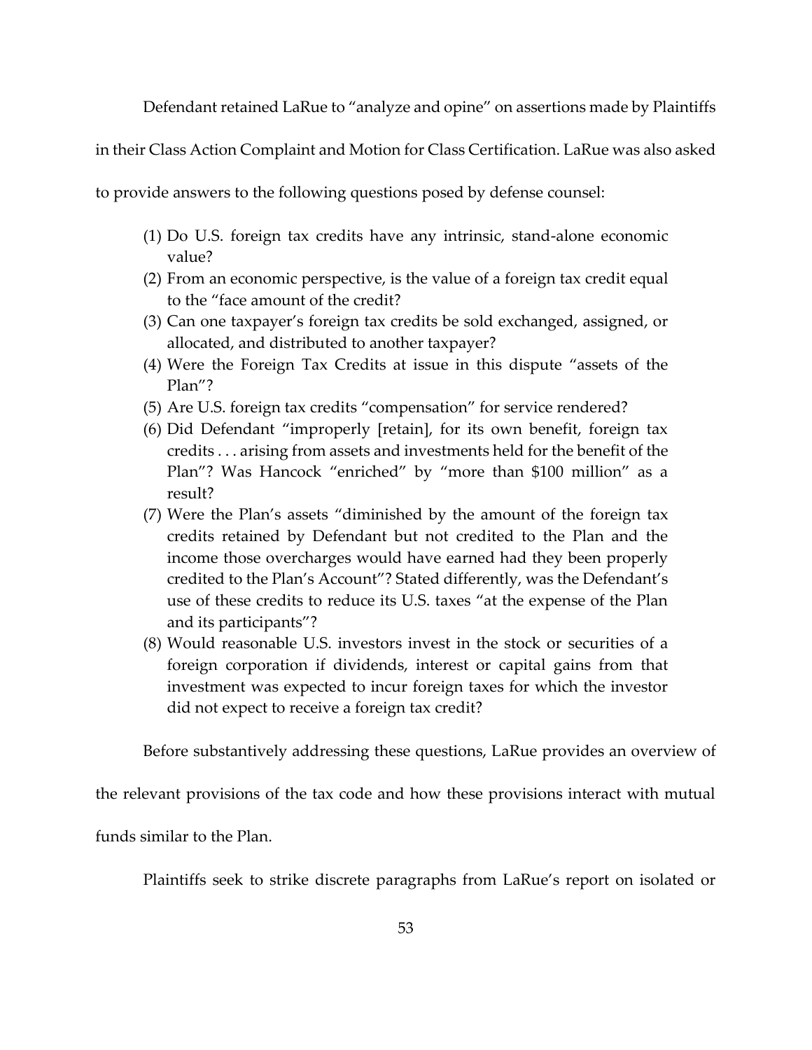Defendant retained LaRue to "analyze and opine" on assertions made by Plaintiffs in their Class Action Complaint and Motion for Class Certification. LaRue was also asked to provide answers to the following questions posed by defense counsel:

(1) Do U.S. foreign tax credits have any intrinsic, stand-alone economic value?
(2) From an economic perspective, is the value of a foreign tax credit equal to the "face amount of the credit?
(3) Can one taxpayer's foreign tax credits be sold exchanged, assigned, or allocated, and distributed to another taxpayer?
(4) Were the Foreign Tax Credits at issue in this dispute "assets of the Plan"?
(5) Are U.S. foreign tax credits "compensation" for service rendered?
(6) Did Defendant "improperly [retain], for its own benefit, foreign tax credits . . . arising from assets and investments held for the benefit of the Plan"? Was Hancock "enriched" by "more than $100 million" as a result?
(7) Were the Plan's assets "diminished by the amount of the foreign tax credits retained by Defendant but not credited to the Plan and the income those overcharges would have earned had they been properly credited to the Plan's Account"? Stated differently, was the Defendant's use of these credits to reduce its U.S. taxes "at the expense of the Plan and its participants"?
(8) Would reasonable U.S. investors invest in the stock or securities of a foreign corporation if dividends, interest or capital gains from that investment was expected to incur foreign taxes for which the investor did not expect to receive a foreign tax credit?

Before substantively addressing these questions, LaRue provides an overview of the relevant provisions of the tax code and how these provisions interact with mutual funds similar to the Plan.

Plaintiffs seek to strike discrete paragraphs from LaRue's report on isolated or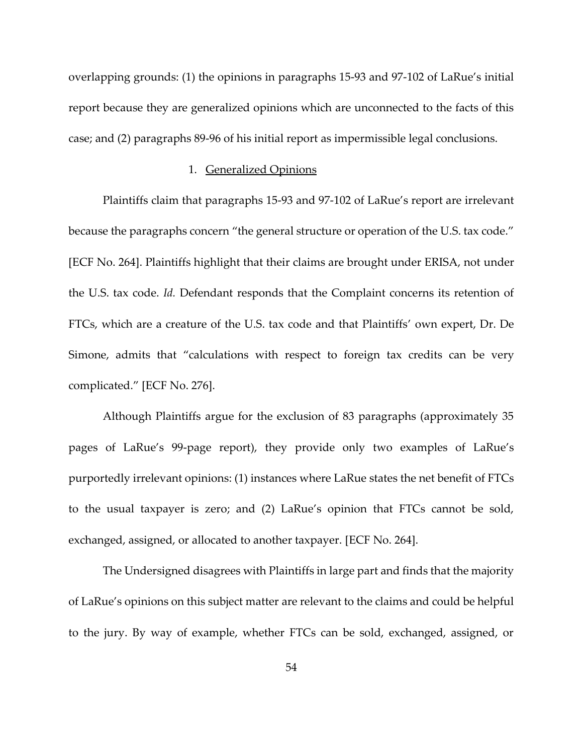overlapping grounds: (1) the opinions in paragraphs 15-93 and 97-102 of LaRue's initial report because they are generalized opinions which are unconnected to the facts of this case; and (2) paragraphs 89-96 of his initial report as impermissible legal conclusions.

1. Generalized Opinions

Plaintiffs claim that paragraphs 15-93 and 97-102 of LaRue's report are irrelevant because the paragraphs concern "the general structure or operation of the U.S. tax code." [ECF No. 264]. Plaintiffs highlight that their claims are brought under ERISA, not under the U.S. tax code. *Id.* Defendant responds that the Complaint concerns its retention of FTCs, which are a creature of the U.S. tax code and that Plaintiffs' own expert, Dr. De Simone, admits that "calculations with respect to foreign tax credits can be very complicated." [ECF No. 276].

Although Plaintiffs argue for the exclusion of 83 paragraphs (approximately 35 pages of LaRue's 99-page report), they provide only two examples of LaRue's purportedly irrelevant opinions: (1) instances where LaRue states the net benefit of FTCs to the usual taxpayer is zero; and (2) LaRue's opinion that FTCs cannot be sold, exchanged, assigned, or allocated to another taxpayer. [ECF No. 264].

The Undersigned disagrees with Plaintiffs in large part and finds that the majority of LaRue's opinions on this subject matter are relevant to the claims and could be helpful to the jury. By way of example, whether FTCs can be sold, exchanged, assigned, or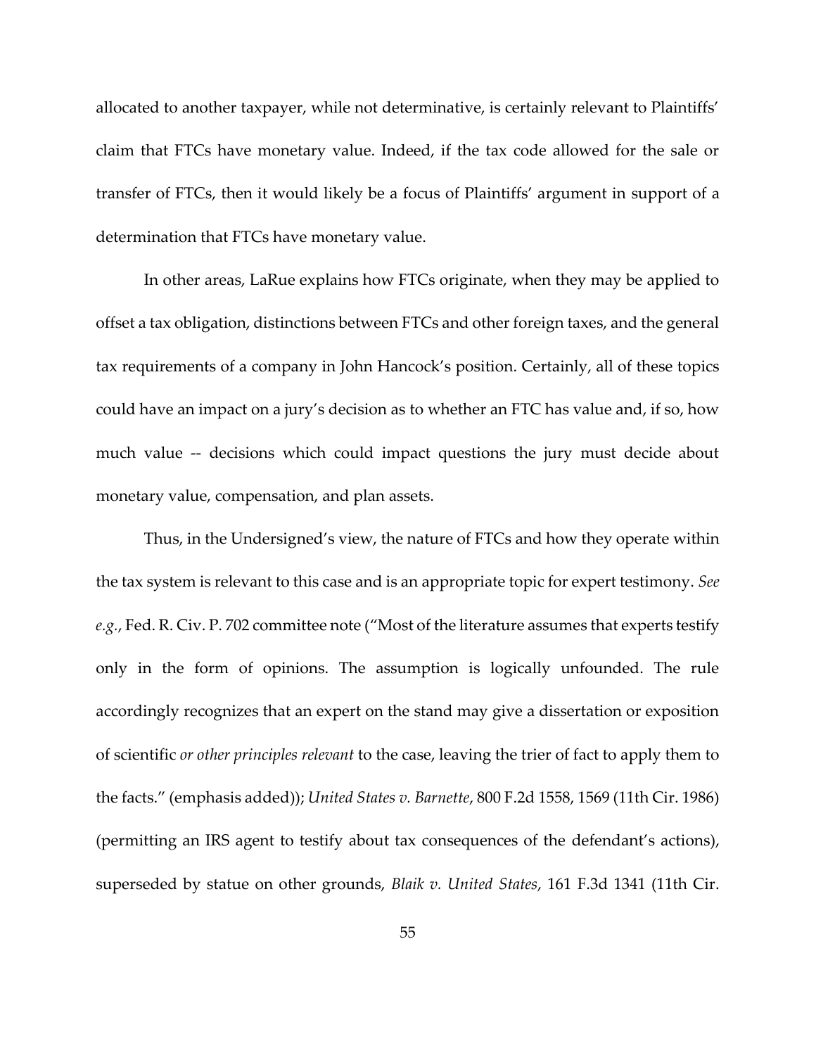allocated to another taxpayer, while not determinative, is certainly relevant to Plaintiffs' claim that FTCs have monetary value. Indeed, if the tax code allowed for the sale or transfer of FTCs, then it would likely be a focus of Plaintiffs' argument in support of a determination that FTCs have monetary value.

In other areas, LaRue explains how FTCs originate, when they may be applied to offset a tax obligation, distinctions between FTCs and other foreign taxes, and the general tax requirements of a company in John Hancock's position. Certainly, all of these topics could have an impact on a jury's decision as to whether an FTC has value and, if so, how much value -- decisions which could impact questions the jury must decide about monetary value, compensation, and plan assets.

Thus, in the Undersigned's view, the nature of FTCs and how they operate within the tax system is relevant to this case and is an appropriate topic for expert testimony. *See e.g.*, Fed. R. Civ. P. 702 committee note ("Most of the literature assumes that experts testify only in the form of opinions. The assumption is logically unfounded. The rule accordingly recognizes that an expert on the stand may give a dissertation or exposition of scientific *or other principles relevant* to the case, leaving the trier of fact to apply them to the facts." (emphasis added)); *United States v. Barnette*, 800 F.2d 1558, 1569 (11th Cir. 1986) (permitting an IRS agent to testify about tax consequences of the defendant's actions), superseded by statue on other grounds, *Blaik v. United States*, 161 F.3d 1341 (11th Cir.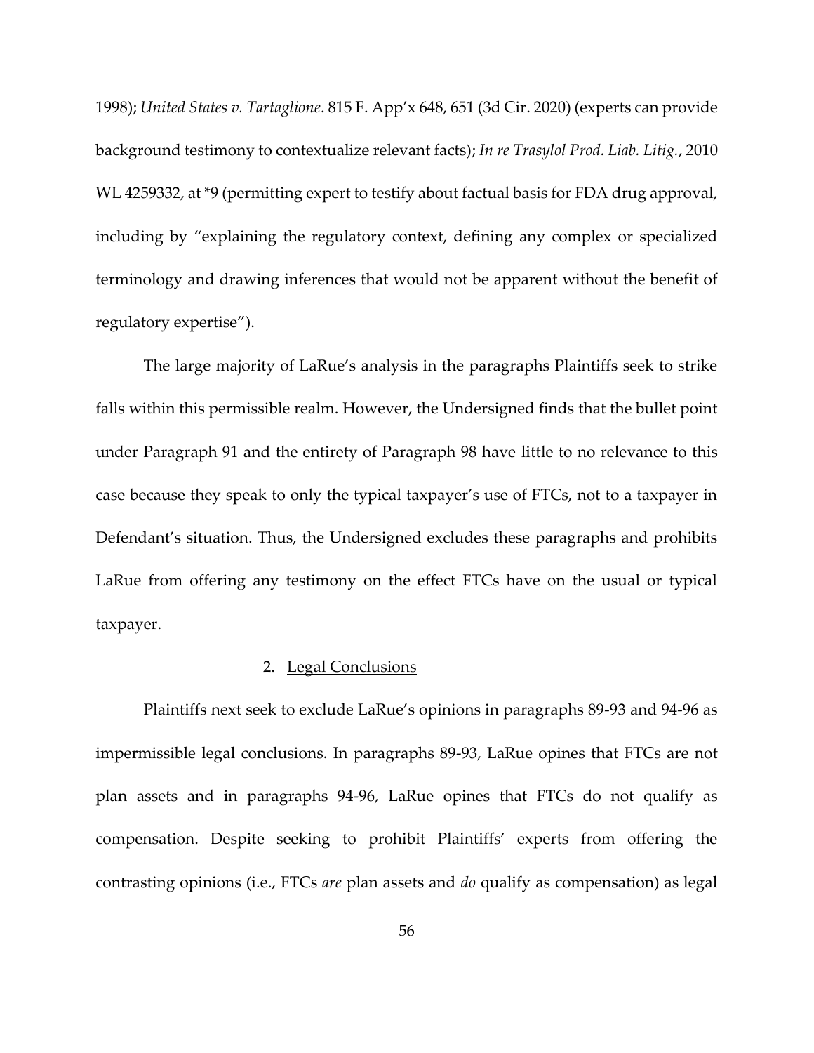1998); *United States v. Tartaglione*. 815 F. App'x 648, 651 (3d Cir. 2020) (experts can provide background testimony to contextualize relevant facts); *In re Trasylol Prod. Liab. Litig.*, 2010 WL 4259332, at *9 (permitting expert to testify about factual basis for FDA drug approval, including by "explaining the regulatory context, defining any complex or specialized terminology and drawing inferences that would not be apparent without the benefit of regulatory expertise").

The large majority of LaRue's analysis in the paragraphs Plaintiffs seek to strike falls within this permissible realm. However, the Undersigned finds that the bullet point under Paragraph 91 and the entirety of Paragraph 98 have little to no relevance to this case because they speak to only the typical taxpayer's use of FTCs, not to a taxpayer in Defendant's situation. Thus, the Undersigned excludes these paragraphs and prohibits LaRue from offering any testimony on the effect FTCs have on the usual or typical taxpayer.

2. Legal Conclusions

Plaintiffs next seek to exclude LaRue's opinions in paragraphs 89-93 and 94-96 as impermissible legal conclusions. In paragraphs 89-93, LaRue opines that FTCs are not plan assets and in paragraphs 94-96, LaRue opines that FTCs do not qualify as compensation. Despite seeking to prohibit Plaintiffs' experts from offering the contrasting opinions (i.e., FTCs *are* plan assets and *do* qualify as compensation) as legal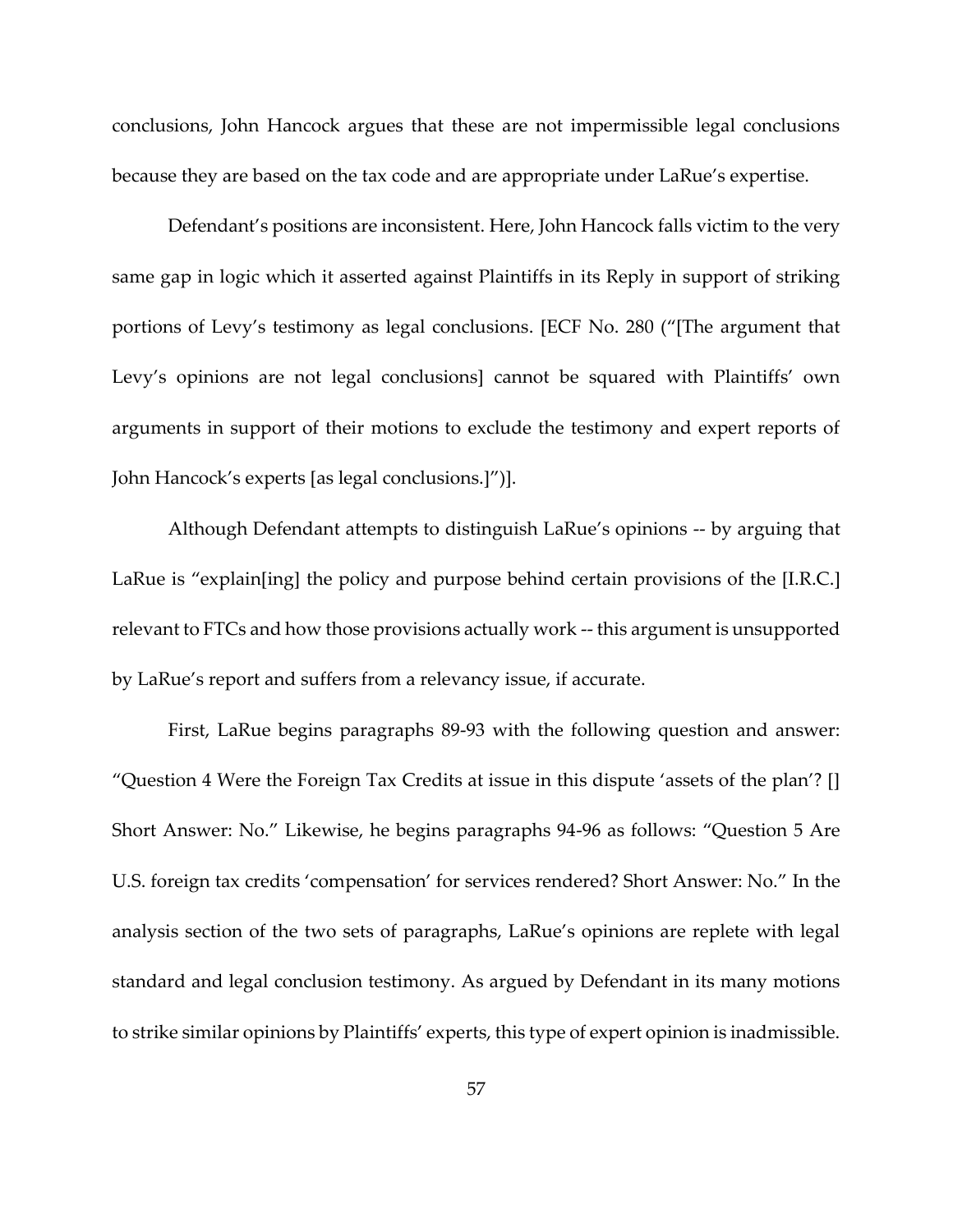conclusions, John Hancock argues that these are not impermissible legal conclusions because they are based on the tax code and are appropriate under LaRue's expertise.

Defendant's positions are inconsistent. Here, John Hancock falls victim to the very same gap in logic which it asserted against Plaintiffs in its Reply in support of striking portions of Levy's testimony as legal conclusions. [ECF No. 280 ("[The argument that Levy's opinions are not legal conclusions] cannot be squared with Plaintiffs' own arguments in support of their motions to exclude the testimony and expert reports of John Hancock's experts [as legal conclusions.]")].

Although Defendant attempts to distinguish LaRue's opinions -- by arguing that LaRue is "explain[ing] the policy and purpose behind certain provisions of the [I.R.C.] relevant to FTCs and how those provisions actually work -- this argument is unsupported by LaRue's report and suffers from a relevancy issue, if accurate.

First, LaRue begins paragraphs 89-93 with the following question and answer: "Question 4 Were the Foreign Tax Credits at issue in this dispute 'assets of the plan'? [] Short Answer: No." Likewise, he begins paragraphs 94-96 as follows: "Question 5 Are U.S. foreign tax credits 'compensation' for services rendered? Short Answer: No." In the analysis section of the two sets of paragraphs, LaRue's opinions are replete with legal standard and legal conclusion testimony. As argued by Defendant in its many motions to strike similar opinions by Plaintiffs' experts, this type of expert opinion is inadmissible.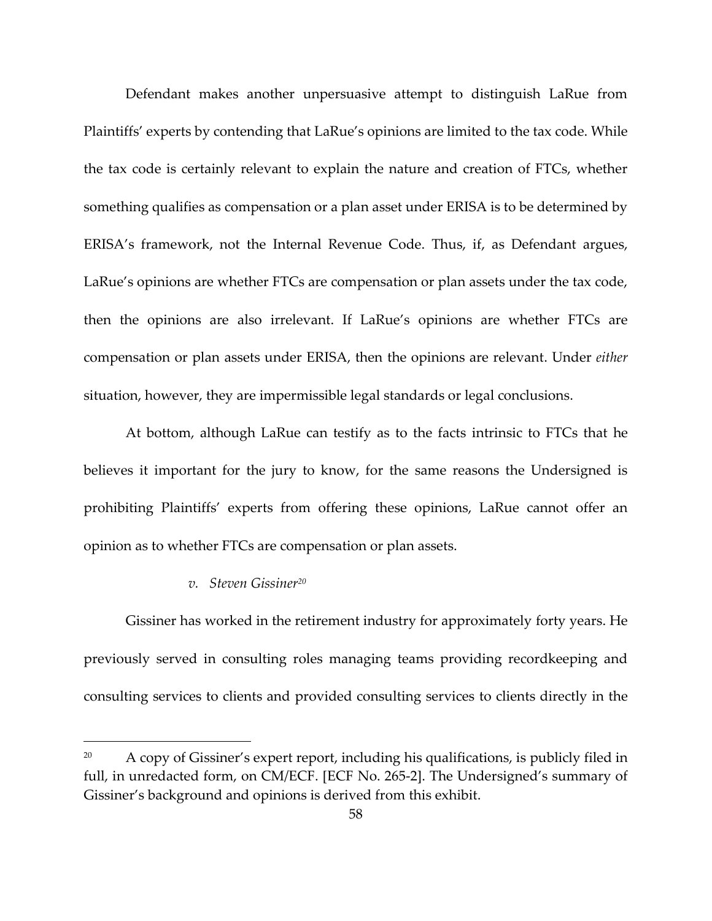Defendant makes another unpersuasive attempt to distinguish LaRue from Plaintiffs' experts by contending that LaRue's opinions are limited to the tax code. While the tax code is certainly relevant to explain the nature and creation of FTCs, whether something qualifies as compensation or a plan asset under ERISA is to be determined by ERISA's framework, not the Internal Revenue Code. Thus, if, as Defendant argues, LaRue's opinions are whether FTCs are compensation or plan assets under the tax code, then the opinions are also irrelevant. If LaRue's opinions are whether FTCs are compensation or plan assets under ERISA, then the opinions are relevant. Under *either* situation, however, they are impermissible legal standards or legal conclusions.

At bottom, although LaRue can testify as to the facts intrinsic to FTCs that he believes it important for the jury to know, for the same reasons the Undersigned is prohibiting Plaintiffs' experts from offering these opinions, LaRue cannot offer an opinion as to whether FTCs are compensation or plan assets.

*v. Steven Gissiner*[20]

Gissiner has worked in the retirement industry for approximately forty years. He previously served in consulting roles managing teams providing recordkeeping and consulting services to clients and provided consulting services to clients directly in the

---

[20] A copy of Gissiner's expert report, including his qualifications, is publicly filed in full, in unredacted form, on CM/ECF. [ECF No. 265-2]. The Undersigned's summary of Gissiner's background and opinions is derived from this exhibit.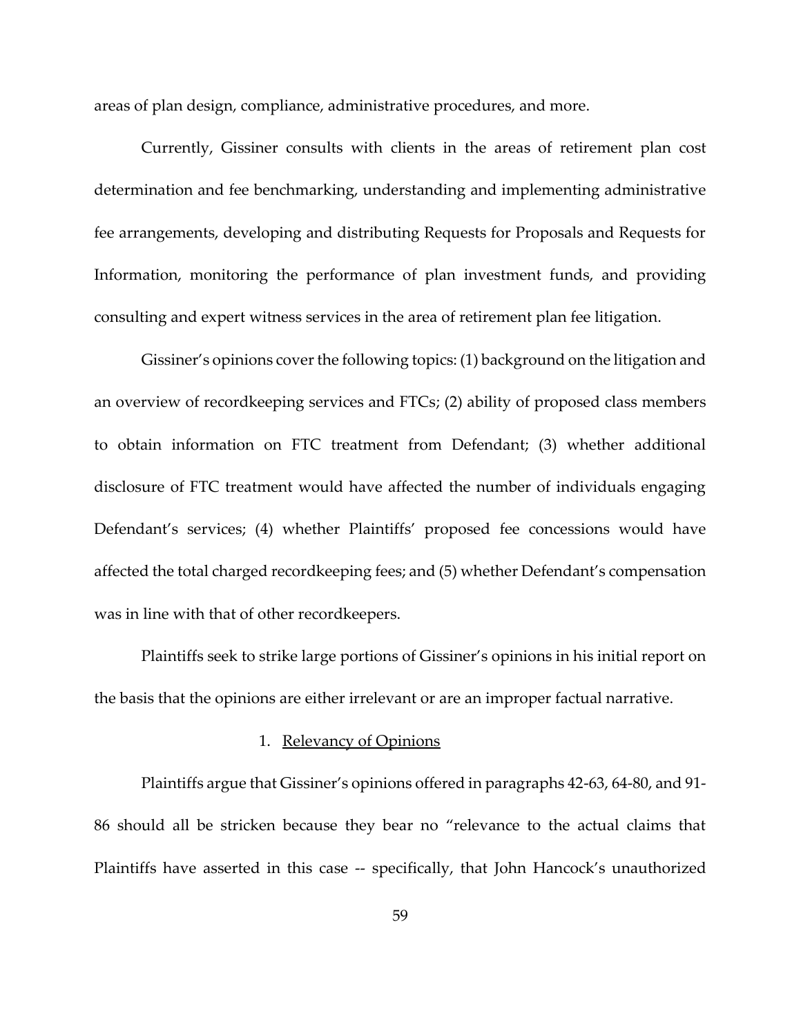areas of plan design, compliance, administrative procedures, and more.

Currently, Gissiner consults with clients in the areas of retirement plan cost determination and fee benchmarking, understanding and implementing administrative fee arrangements, developing and distributing Requests for Proposals and Requests for Information, monitoring the performance of plan investment funds, and providing consulting and expert witness services in the area of retirement plan fee litigation.

Gissiner's opinions cover the following topics: (1) background on the litigation and an overview of recordkeeping services and FTCs; (2) ability of proposed class members to obtain information on FTC treatment from Defendant; (3) whether additional disclosure of FTC treatment would have affected the number of individuals engaging Defendant's services; (4) whether Plaintiffs' proposed fee concessions would have affected the total charged recordkeeping fees; and (5) whether Defendant's compensation was in line with that of other recordkeepers.

Plaintiffs seek to strike large portions of Gissiner's opinions in his initial report on the basis that the opinions are either irrelevant or are an improper factual narrative.

1. <u>Relevancy of Opinions</u>

Plaintiffs argue that Gissiner's opinions offered in paragraphs 42-63, 64-80, and 91-86 should all be stricken because they bear no "relevance to the actual claims that Plaintiffs have asserted in this case -- specifically, that John Hancock's unauthorized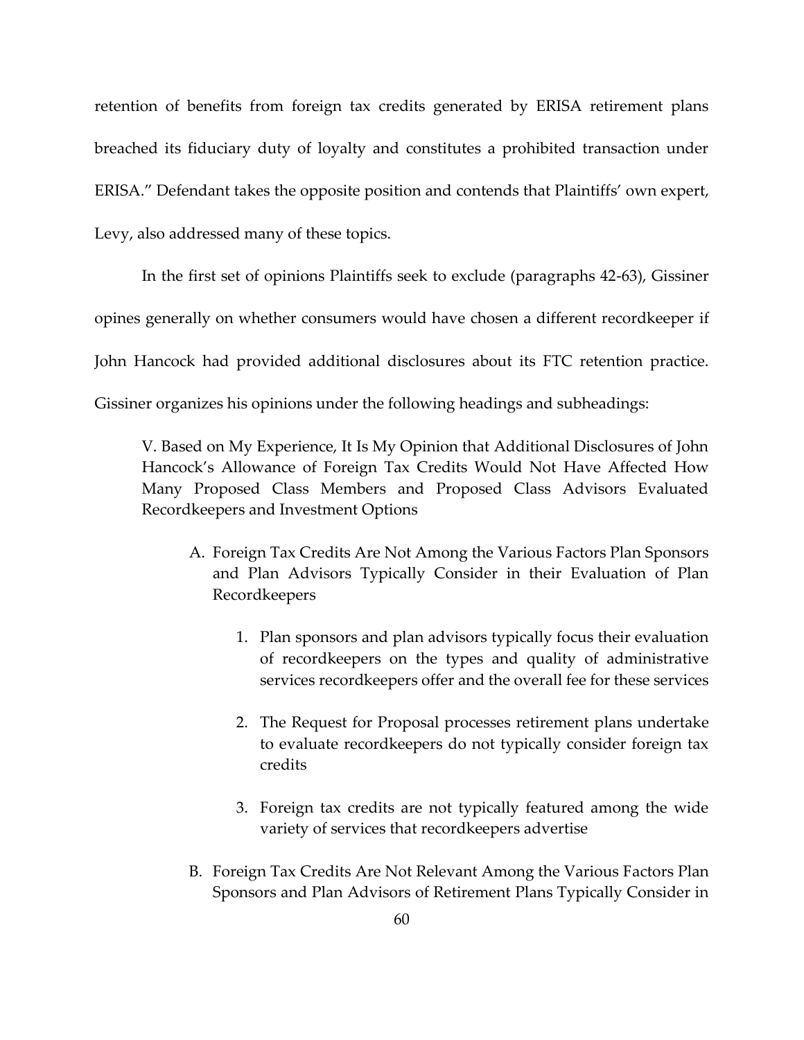retention of benefits from foreign tax credits generated by ERISA retirement plans breached its fiduciary duty of loyalty and constitutes a prohibited transaction under ERISA." Defendant takes the opposite position and contends that Plaintiffs' own expert, Levy, also addressed many of these topics.

In the first set of opinions Plaintiffs seek to exclude (paragraphs 42-63), Gissiner opines generally on whether consumers would have chosen a different recordkeeper if John Hancock had provided additional disclosures about its FTC retention practice. Gissiner organizes his opinions under the following headings and subheadings:

> V. Based on My Experience, It Is My Opinion that Additional Disclosures of John Hancock's Allowance of Foreign Tax Credits Would Not Have Affected How Many Proposed Class Members and Proposed Class Advisors Evaluated Recordkeepers and Investment Options
>
> A. Foreign Tax Credits Are Not Among the Various Factors Plan Sponsors and Plan Advisors Typically Consider in their Evaluation of Plan Recordkeepers
>
> 1. Plan sponsors and plan advisors typically focus their evaluation of recordkeepers on the types and quality of administrative services recordkeepers offer and the overall fee for these services
>
> 2. The Request for Proposal processes retirement plans undertake to evaluate recordkeepers do not typically consider foreign tax credits
>
> 3. Foreign tax credits are not typically featured among the wide variety of services that recordkeepers advertise
>
> B. Foreign Tax Credits Are Not Relevant Among the Various Factors Plan Sponsors and Plan Advisors of Retirement Plans Typically Consider in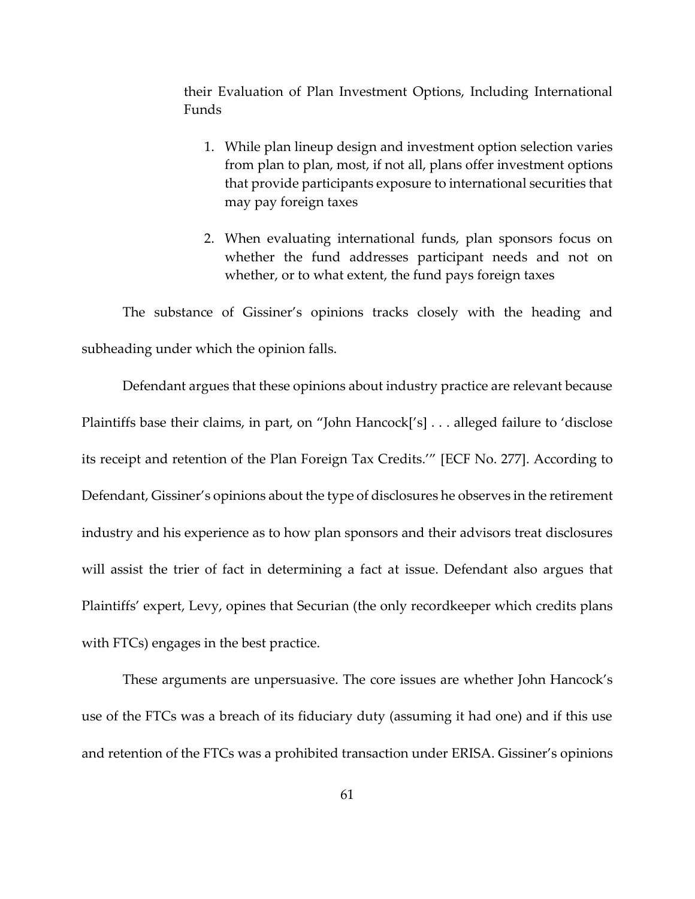their Evaluation of Plan Investment Options, Including International Funds

1. While plan lineup design and investment option selection varies from plan to plan, most, if not all, plans offer investment options that provide participants exposure to international securities that may pay foreign taxes

2. When evaluating international funds, plan sponsors focus on whether the fund addresses participant needs and not on whether, or to what extent, the fund pays foreign taxes

The substance of Gissiner's opinions tracks closely with the heading and subheading under which the opinion falls.

Defendant argues that these opinions about industry practice are relevant because Plaintiffs base their claims, in part, on "John Hancock['s] . . . alleged failure to 'disclose its receipt and retention of the Plan Foreign Tax Credits.'" [ECF No. 277]. According to Defendant, Gissiner's opinions about the type of disclosures he observes in the retirement industry and his experience as to how plan sponsors and their advisors treat disclosures will assist the trier of fact in determining a fact at issue. Defendant also argues that Plaintiffs' expert, Levy, opines that Securian (the only recordkeeper which credits plans with FTCs) engages in the best practice.

These arguments are unpersuasive. The core issues are whether John Hancock's use of the FTCs was a breach of its fiduciary duty (assuming it had one) and if this use and retention of the FTCs was a prohibited transaction under ERISA. Gissiner's opinions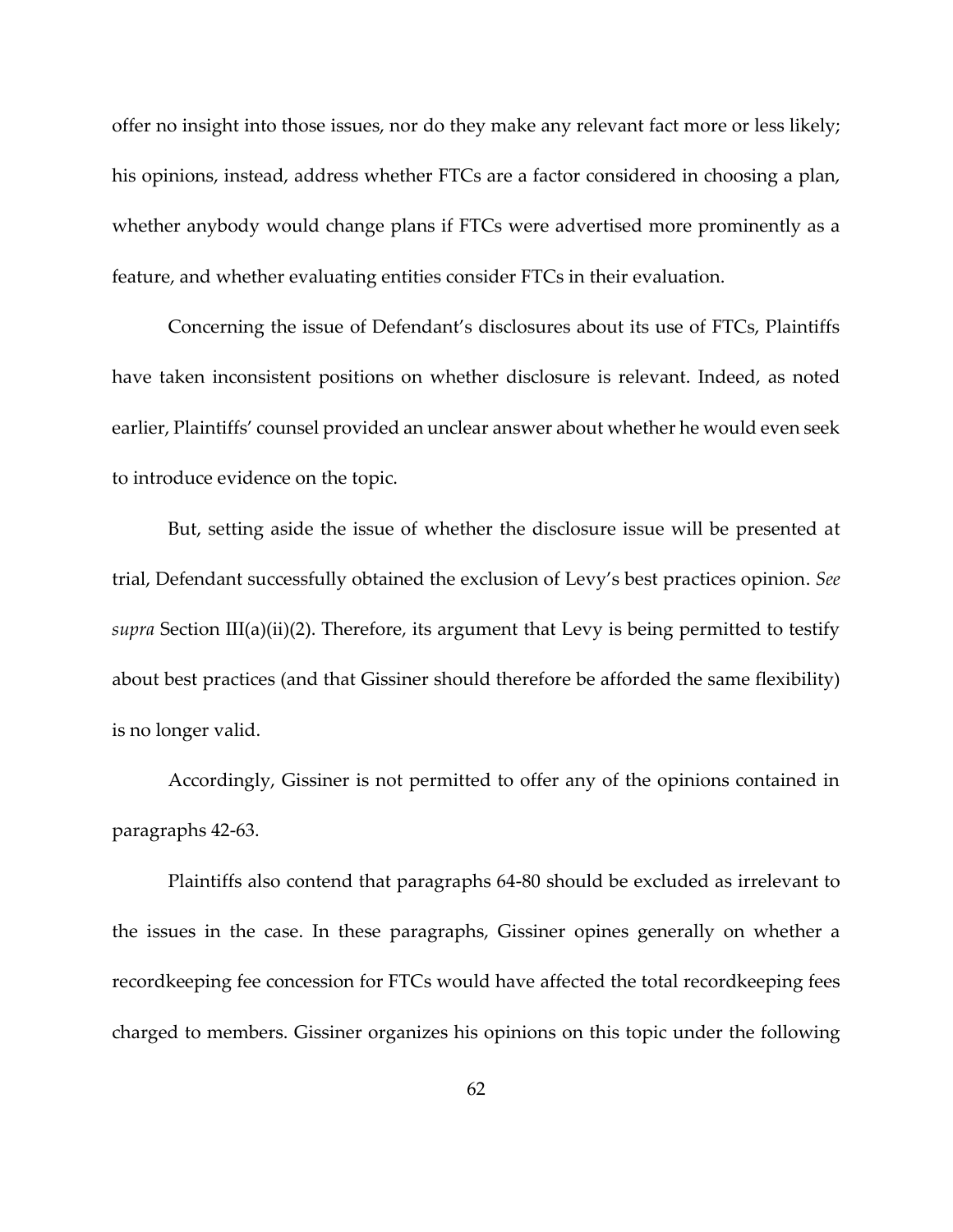offer no insight into those issues, nor do they make any relevant fact more or less likely; his opinions, instead, address whether FTCs are a factor considered in choosing a plan, whether anybody would change plans if FTCs were advertised more prominently as a feature, and whether evaluating entities consider FTCs in their evaluation.

Concerning the issue of Defendant's disclosures about its use of FTCs, Plaintiffs have taken inconsistent positions on whether disclosure is relevant. Indeed, as noted earlier, Plaintiffs' counsel provided an unclear answer about whether he would even seek to introduce evidence on the topic.

But, setting aside the issue of whether the disclosure issue will be presented at trial, Defendant successfully obtained the exclusion of Levy's best practices opinion. *See supra* Section III(a)(ii)(2). Therefore, its argument that Levy is being permitted to testify about best practices (and that Gissiner should therefore be afforded the same flexibility) is no longer valid.

Accordingly, Gissiner is not permitted to offer any of the opinions contained in paragraphs 42-63.

Plaintiffs also contend that paragraphs 64-80 should be excluded as irrelevant to the issues in the case. In these paragraphs, Gissiner opines generally on whether a recordkeeping fee concession for FTCs would have affected the total recordkeeping fees charged to members. Gissiner organizes his opinions on this topic under the following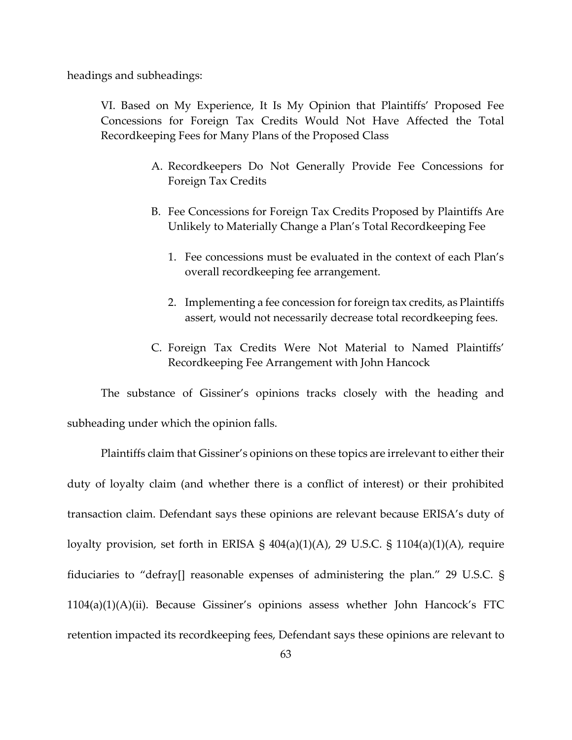headings and subheadings:

> VI. Based on My Experience, It Is My Opinion that Plaintiffs' Proposed Fee Concessions for Foreign Tax Credits Would Not Have Affected the Total Recordkeeping Fees for Many Plans of the Proposed Class
>
> A. Recordkeepers Do Not Generally Provide Fee Concessions for Foreign Tax Credits
>
> B. Fee Concessions for Foreign Tax Credits Proposed by Plaintiffs Are Unlikely to Materially Change a Plan's Total Recordkeeping Fee
>
> 1. Fee concessions must be evaluated in the context of each Plan's overall recordkeeping fee arrangement.
>
> 2. Implementing a fee concession for foreign tax credits, as Plaintiffs assert, would not necessarily decrease total recordkeeping fees.
>
> C. Foreign Tax Credits Were Not Material to Named Plaintiffs' Recordkeeping Fee Arrangement with John Hancock

The substance of Gissiner's opinions tracks closely with the heading and subheading under which the opinion falls.

Plaintiffs claim that Gissiner's opinions on these topics are irrelevant to either their duty of loyalty claim (and whether there is a conflict of interest) or their prohibited transaction claim. Defendant says these opinions are relevant because ERISA's duty of loyalty provision, set forth in ERISA § 404(a)(1)(A), 29 U.S.C. § 1104(a)(1)(A), require fiduciaries to "defray[] reasonable expenses of administering the plan." 29 U.S.C. § 1104(a)(1)(A)(ii). Because Gissiner's opinions assess whether John Hancock's FTC retention impacted its recordkeeping fees, Defendant says these opinions are relevant to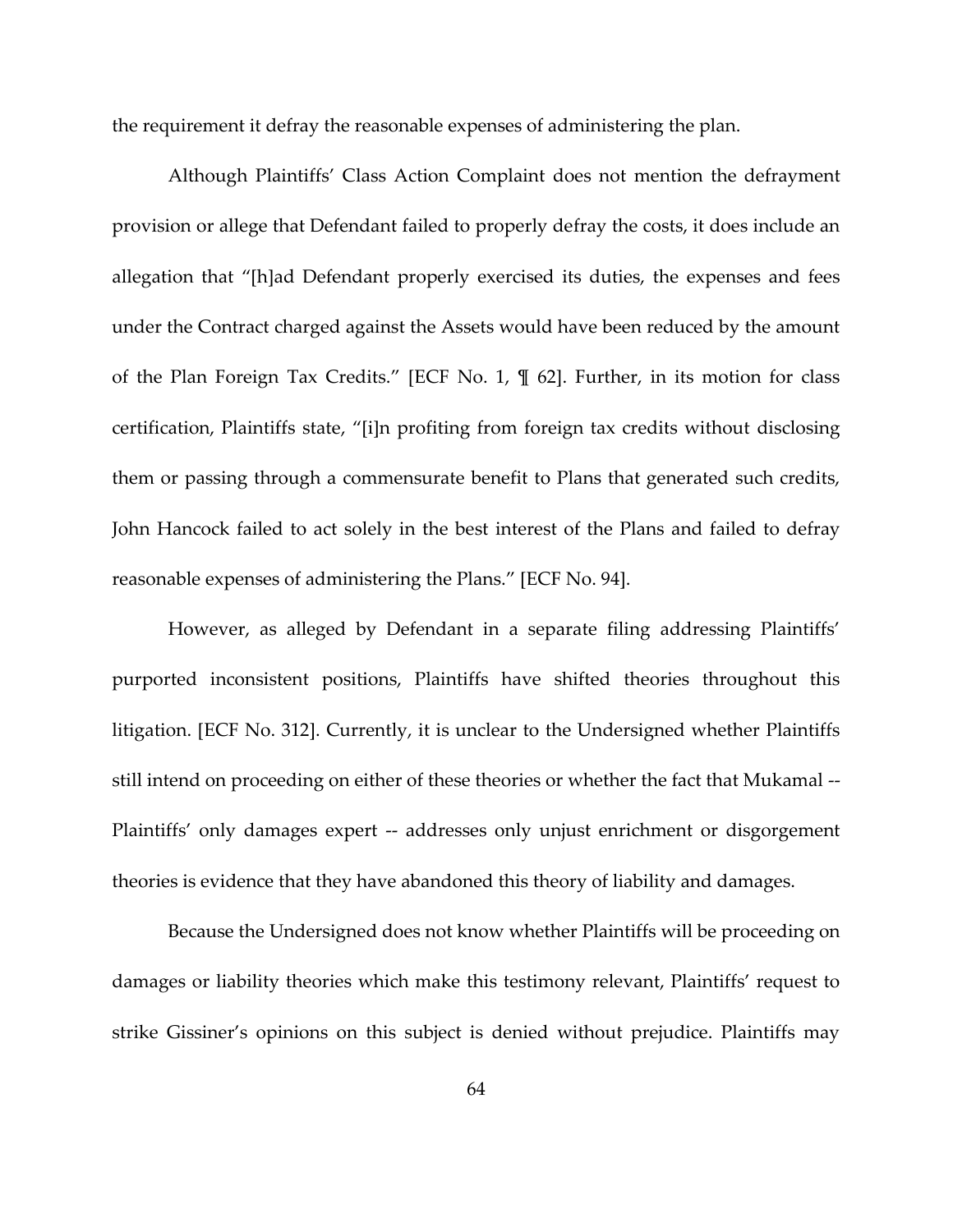the requirement it defray the reasonable expenses of administering the plan.

Although Plaintiffs' Class Action Complaint does not mention the defrayment provision or allege that Defendant failed to properly defray the costs, it does include an allegation that "[h]ad Defendant properly exercised its duties, the expenses and fees under the Contract charged against the Assets would have been reduced by the amount of the Plan Foreign Tax Credits." [ECF No. 1, ¶ 62]. Further, in its motion for class certification, Plaintiffs state, "[i]n profiting from foreign tax credits without disclosing them or passing through a commensurate benefit to Plans that generated such credits, John Hancock failed to act solely in the best interest of the Plans and failed to defray reasonable expenses of administering the Plans." [ECF No. 94].

However, as alleged by Defendant in a separate filing addressing Plaintiffs' purported inconsistent positions, Plaintiffs have shifted theories throughout this litigation. [ECF No. 312]. Currently, it is unclear to the Undersigned whether Plaintiffs still intend on proceeding on either of these theories or whether the fact that Mukamal -- Plaintiffs' only damages expert -- addresses only unjust enrichment or disgorgement theories is evidence that they have abandoned this theory of liability and damages.

Because the Undersigned does not know whether Plaintiffs will be proceeding on damages or liability theories which make this testimony relevant, Plaintiffs' request to strike Gissiner's opinions on this subject is denied without prejudice. Plaintiffs may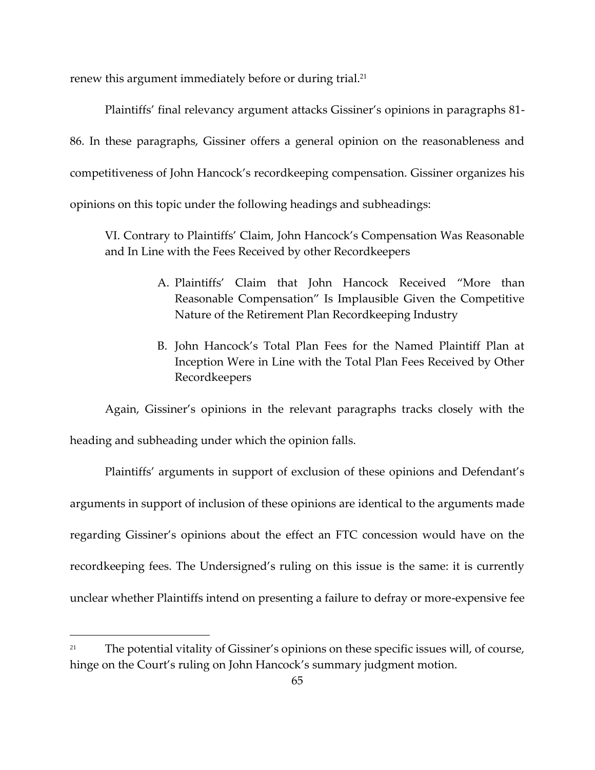renew this argument immediately before or during trial.[21]

Plaintiffs' final relevancy argument attacks Gissiner's opinions in paragraphs 81-86. In these paragraphs, Gissiner offers a general opinion on the reasonableness and competitiveness of John Hancock's recordkeeping compensation. Gissiner organizes his opinions on this topic under the following headings and subheadings:

> VI. Contrary to Plaintiffs' Claim, John Hancock's Compensation Was Reasonable and In Line with the Fees Received by other Recordkeepers
>
> A. Plaintiffs' Claim that John Hancock Received "More than Reasonable Compensation" Is Implausible Given the Competitive Nature of the Retirement Plan Recordkeeping Industry
>
> B. John Hancock's Total Plan Fees for the Named Plaintiff Plan at Inception Were in Line with the Total Plan Fees Received by Other Recordkeepers

Again, Gissiner's opinions in the relevant paragraphs tracks closely with the heading and subheading under which the opinion falls.

Plaintiffs' arguments in support of exclusion of these opinions and Defendant's arguments in support of inclusion of these opinions are identical to the arguments made regarding Gissiner's opinions about the effect an FTC concession would have on the recordkeeping fees. The Undersigned's ruling on this issue is the same: it is currently unclear whether Plaintiffs intend on presenting a failure to defray or more-expensive fee

[21] The potential vitality of Gissiner's opinions on these specific issues will, of course, hinge on the Court's ruling on John Hancock's summary judgment motion.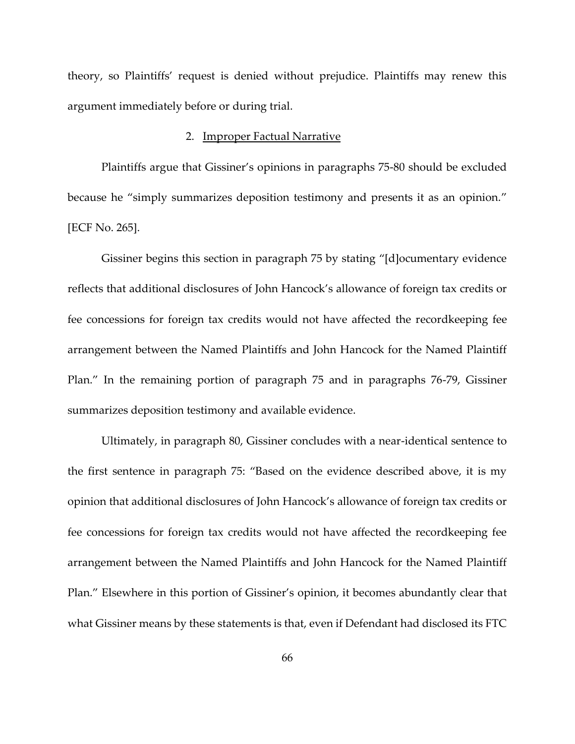theory, so Plaintiffs' request is denied without prejudice. Plaintiffs may renew this argument immediately before or during trial.

### 2. Improper Factual Narrative

Plaintiffs argue that Gissiner's opinions in paragraphs 75-80 should be excluded because he "simply summarizes deposition testimony and presents it as an opinion." [ECF No. 265].

Gissiner begins this section in paragraph 75 by stating "[d]ocumentary evidence reflects that additional disclosures of John Hancock's allowance of foreign tax credits or fee concessions for foreign tax credits would not have affected the recordkeeping fee arrangement between the Named Plaintiffs and John Hancock for the Named Plaintiff Plan." In the remaining portion of paragraph 75 and in paragraphs 76-79, Gissiner summarizes deposition testimony and available evidence.

Ultimately, in paragraph 80, Gissiner concludes with a near-identical sentence to the first sentence in paragraph 75: "Based on the evidence described above, it is my opinion that additional disclosures of John Hancock's allowance of foreign tax credits or fee concessions for foreign tax credits would not have affected the recordkeeping fee arrangement between the Named Plaintiffs and John Hancock for the Named Plaintiff Plan." Elsewhere in this portion of Gissiner's opinion, it becomes abundantly clear that what Gissiner means by these statements is that, even if Defendant had disclosed its FTC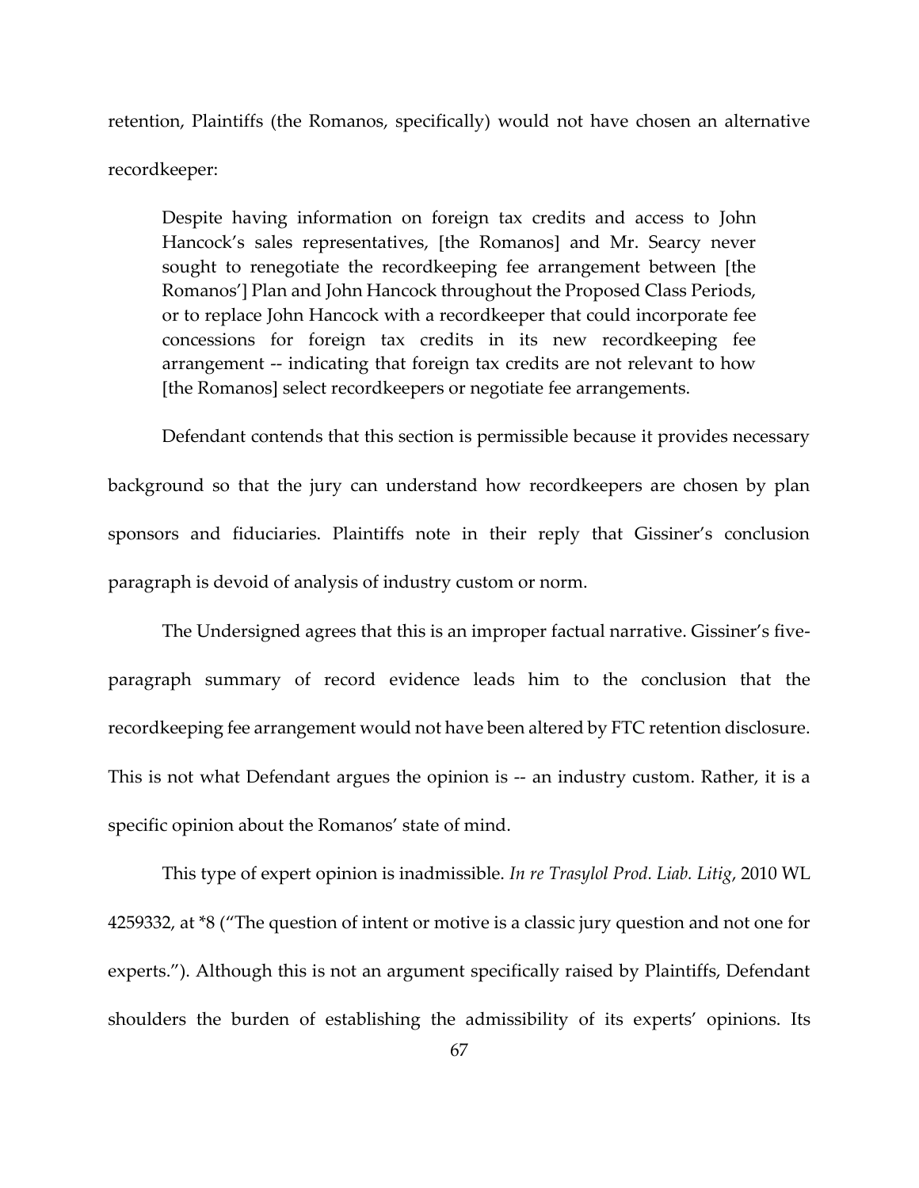retention, Plaintiffs (the Romanos, specifically) would not have chosen an alternative recordkeeper:

> Despite having information on foreign tax credits and access to John Hancock's sales representatives, [the Romanos] and Mr. Searcy never sought to renegotiate the recordkeeping fee arrangement between [the Romanos'] Plan and John Hancock throughout the Proposed Class Periods, or to replace John Hancock with a recordkeeper that could incorporate fee concessions for foreign tax credits in its new recordkeeping fee arrangement -- indicating that foreign tax credits are not relevant to how [the Romanos] select recordkeepers or negotiate fee arrangements.

Defendant contends that this section is permissible because it provides necessary background so that the jury can understand how recordkeepers are chosen by plan sponsors and fiduciaries. Plaintiffs note in their reply that Gissiner's conclusion paragraph is devoid of analysis of industry custom or norm.

The Undersigned agrees that this is an improper factual narrative. Gissiner's five-paragraph summary of record evidence leads him to the conclusion that the recordkeeping fee arrangement would not have been altered by FTC retention disclosure. This is not what Defendant argues the opinion is -- an industry custom. Rather, it is a specific opinion about the Romanos' state of mind.

This type of expert opinion is inadmissible. *In re Trasylol Prod. Liab. Litig*, 2010 WL 4259332, at *8 ("The question of intent or motive is a classic jury question and not one for experts."). Although this is not an argument specifically raised by Plaintiffs, Defendant shoulders the burden of establishing the admissibility of its experts' opinions. Its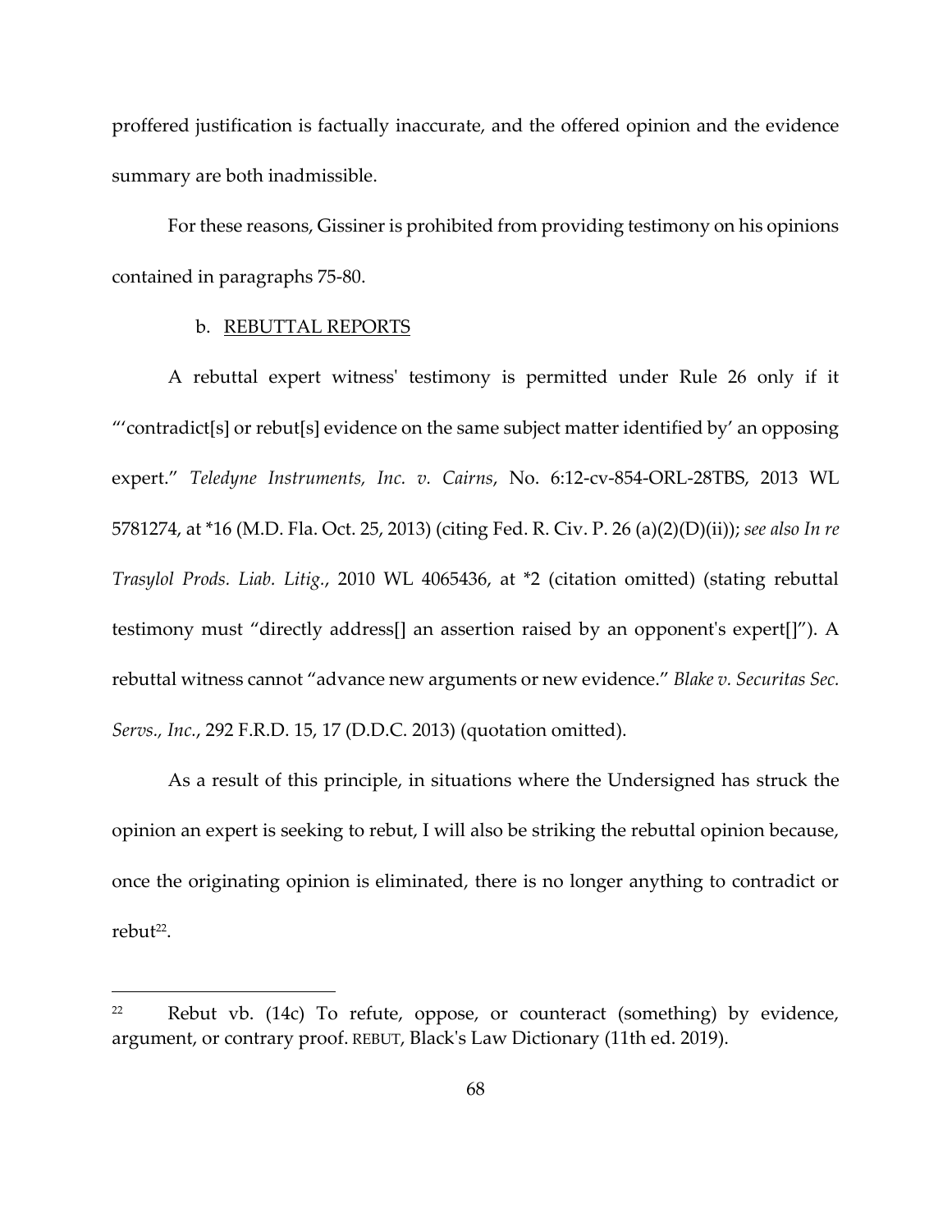proffered justification is factually inaccurate, and the offered opinion and the evidence summary are both inadmissible.

For these reasons, Gissiner is prohibited from providing testimony on his opinions contained in paragraphs 75-80.

b. <u>REBUTTAL REPORTS</u>

A rebuttal expert witness' testimony is permitted under Rule 26 only if it "'contradict[s] or rebut[s] evidence on the same subject matter identified by' an opposing expert." *Teledyne Instruments, Inc. v. Cairns*, No. 6:12-cv-854-ORL-28TBS, 2013 WL 5781274, at *16 (M.D. Fla. Oct. 25, 2013) (citing Fed. R. Civ. P. 26 (a)(2)(D)(ii)); *see also In re Trasylol Prods. Liab. Litig.*, 2010 WL 4065436, at *2 (citation omitted) (stating rebuttal testimony must "directly address[] an assertion raised by an opponent's expert[]"). A rebuttal witness cannot "advance new arguments or new evidence." *Blake v. Securitas Sec. Servs., Inc.*, 292 F.R.D. 15, 17 (D.D.C. 2013) (quotation omitted).

As a result of this principle, in situations where the Undersigned has struck the opinion an expert is seeking to rebut, I will also be striking the rebuttal opinion because, once the originating opinion is eliminated, there is no longer anything to contradict or rebut[22].

[22] Rebut vb. (14c) To refute, oppose, or counteract (something) by evidence, argument, or contrary proof. REBUT, Black's Law Dictionary (11th ed. 2019).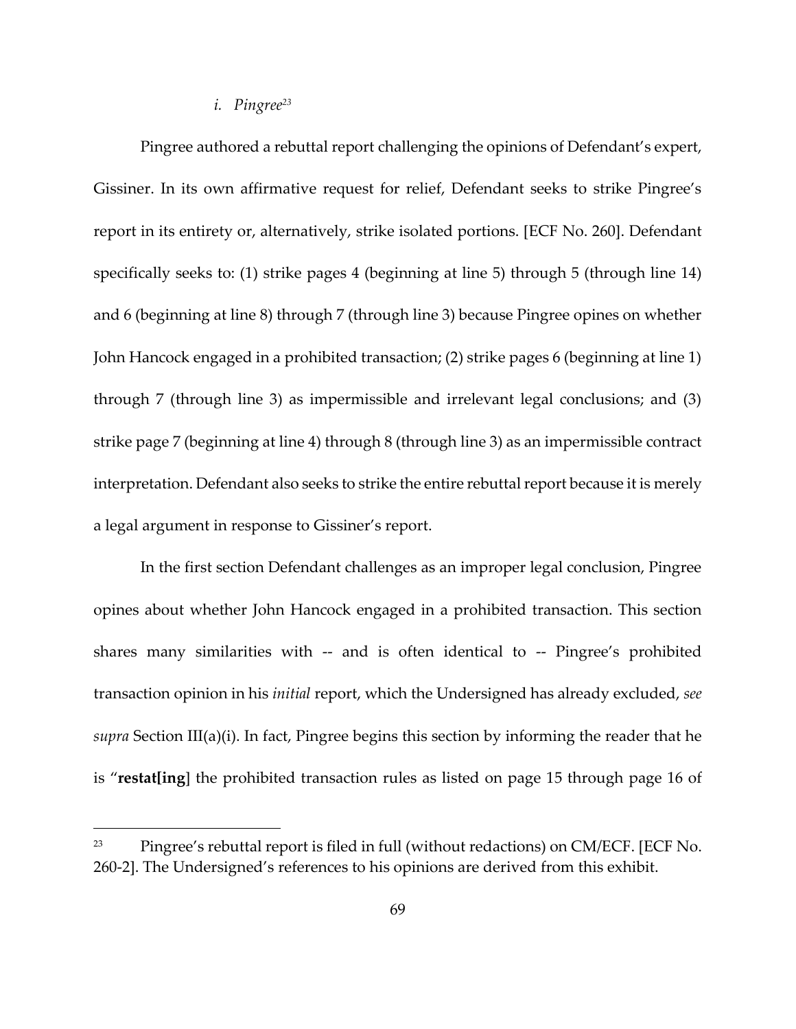*i. Pingree*[23]

Pingree authored a rebuttal report challenging the opinions of Defendant's expert, Gissiner. In its own affirmative request for relief, Defendant seeks to strike Pingree's report in its entirety or, alternatively, strike isolated portions. [ECF No. 260]. Defendant specifically seeks to: (1) strike pages 4 (beginning at line 5) through 5 (through line 14) and 6 (beginning at line 8) through 7 (through line 3) because Pingree opines on whether John Hancock engaged in a prohibited transaction; (2) strike pages 6 (beginning at line 1) through 7 (through line 3) as impermissible and irrelevant legal conclusions; and (3) strike page 7 (beginning at line 4) through 8 (through line 3) as an impermissible contract interpretation. Defendant also seeks to strike the entire rebuttal report because it is merely a legal argument in response to Gissiner's report.

In the first section Defendant challenges as an improper legal conclusion, Pingree opines about whether John Hancock engaged in a prohibited transaction. This section shares many similarities with -- and is often identical to -- Pingree's prohibited transaction opinion in his *initial* report, which the Undersigned has already excluded, *see supra* Section III(a)(i). In fact, Pingree begins this section by informing the reader that he is "**restat[ing]** the prohibited transaction rules as listed on page 15 through page 16 of

[23] Pingree's rebuttal report is filed in full (without redactions) on CM/ECF. [ECF No. 260-2]. The Undersigned's references to his opinions are derived from this exhibit.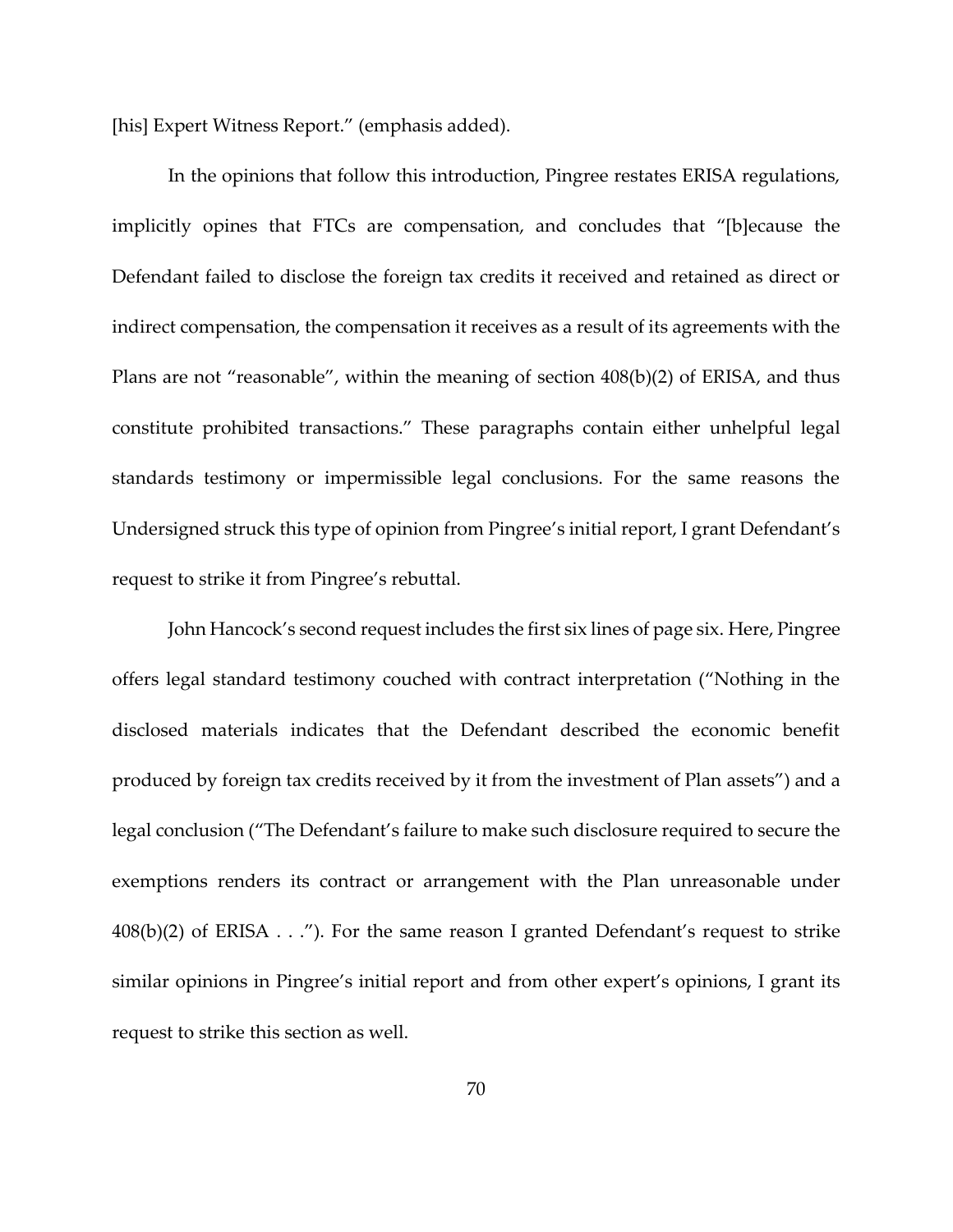[his] Expert Witness Report." (emphasis added).

In the opinions that follow this introduction, Pingree restates ERISA regulations, implicitly opines that FTCs are compensation, and concludes that "[b]ecause the Defendant failed to disclose the foreign tax credits it received and retained as direct or indirect compensation, the compensation it receives as a result of its agreements with the Plans are not "reasonable", within the meaning of section 408(b)(2) of ERISA, and thus constitute prohibited transactions." These paragraphs contain either unhelpful legal standards testimony or impermissible legal conclusions. For the same reasons the Undersigned struck this type of opinion from Pingree's initial report, I grant Defendant's request to strike it from Pingree's rebuttal.

John Hancock's second request includes the first six lines of page six. Here, Pingree offers legal standard testimony couched with contract interpretation ("Nothing in the disclosed materials indicates that the Defendant described the economic benefit produced by foreign tax credits received by it from the investment of Plan assets") and a legal conclusion ("The Defendant's failure to make such disclosure required to secure the exemptions renders its contract or arrangement with the Plan unreasonable under 408(b)(2) of ERISA . . ."). For the same reason I granted Defendant's request to strike similar opinions in Pingree's initial report and from other expert's opinions, I grant its request to strike this section as well.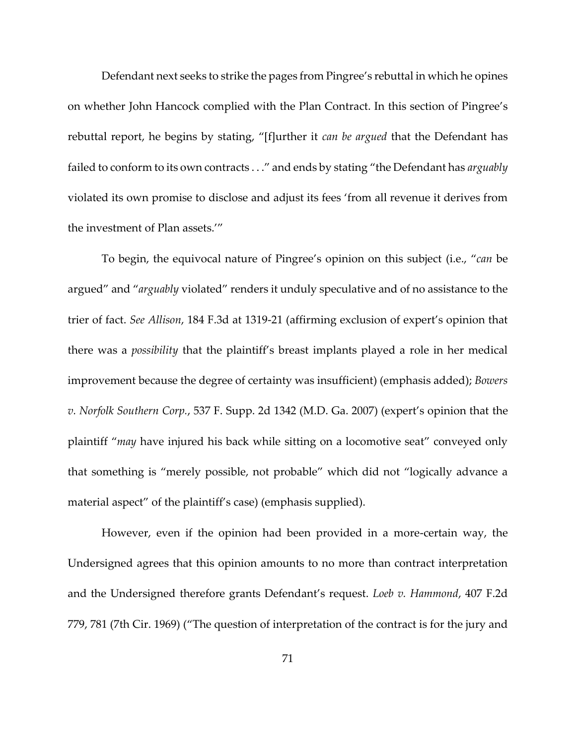Defendant next seeks to strike the pages from Pingree's rebuttal in which he opines on whether John Hancock complied with the Plan Contract. In this section of Pingree's rebuttal report, he begins by stating, "[f]urther it *can be argued* that the Defendant has failed to conform to its own contracts . . ." and ends by stating "the Defendant has *arguably* violated its own promise to disclose and adjust its fees 'from all revenue it derives from the investment of Plan assets.'"

To begin, the equivocal nature of Pingree's opinion on this subject (i.e., "*can* be argued" and "*arguably* violated" renders it unduly speculative and of no assistance to the trier of fact. *See Allison*, 184 F.3d at 1319-21 (affirming exclusion of expert's opinion that there was a *possibility* that the plaintiff's breast implants played a role in her medical improvement because the degree of certainty was insufficient) (emphasis added); *Bowers v. Norfolk Southern Corp.*, 537 F. Supp. 2d 1342 (M.D. Ga. 2007) (expert's opinion that the plaintiff "*may* have injured his back while sitting on a locomotive seat" conveyed only that something is "merely possible, not probable" which did not "logically advance a material aspect" of the plaintiff's case) (emphasis supplied).

However, even if the opinion had been provided in a more-certain way, the Undersigned agrees that this opinion amounts to no more than contract interpretation and the Undersigned therefore grants Defendant's request. *Loeb v. Hammond*, 407 F.2d 779, 781 (7th Cir. 1969) ("The question of interpretation of the contract is for the jury and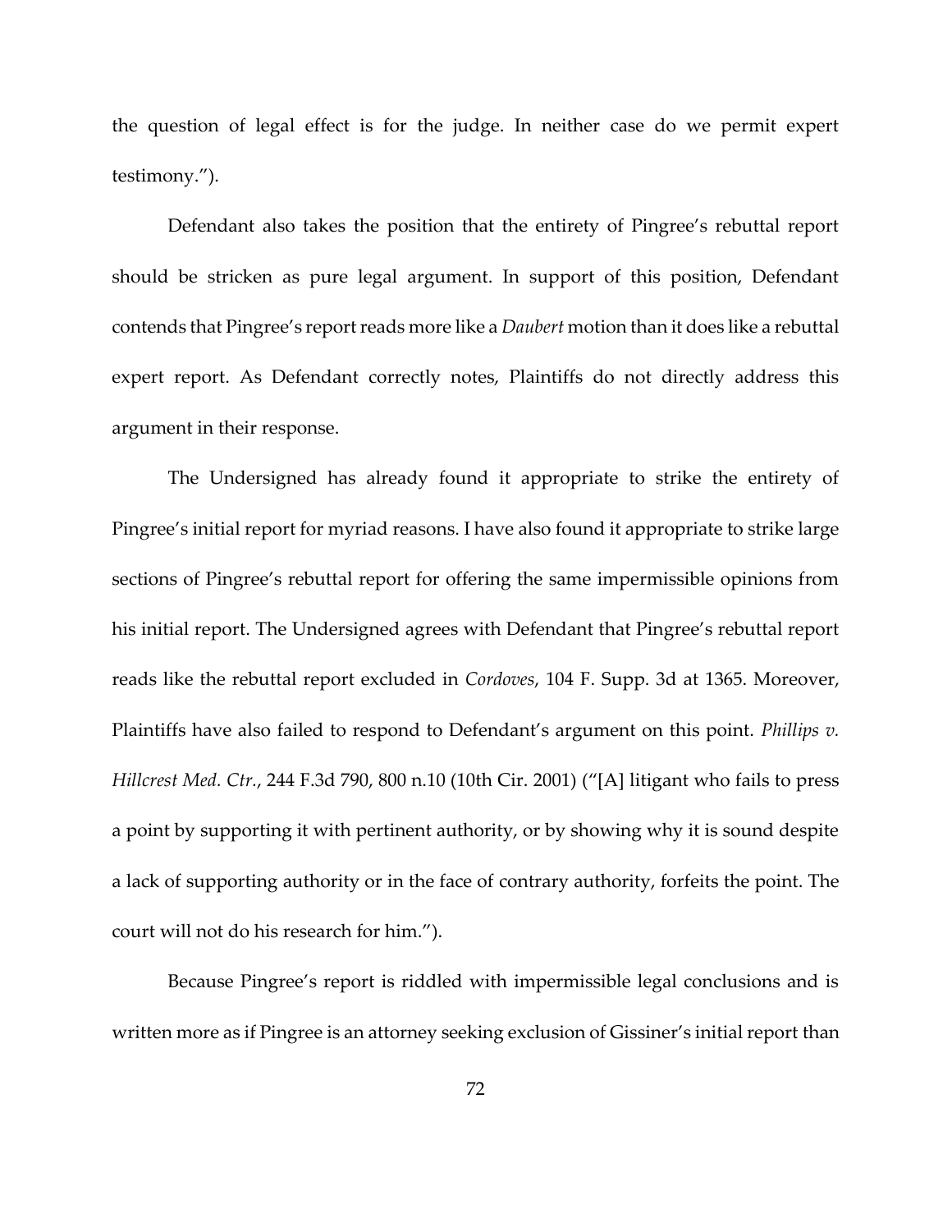the question of legal effect is for the judge. In neither case do we permit expert testimony.").

Defendant also takes the position that the entirety of Pingree's rebuttal report should be stricken as pure legal argument. In support of this position, Defendant contends that Pingree's report reads more like a *Daubert* motion than it does like a rebuttal expert report. As Defendant correctly notes, Plaintiffs do not directly address this argument in their response.

The Undersigned has already found it appropriate to strike the entirety of Pingree's initial report for myriad reasons. I have also found it appropriate to strike large sections of Pingree's rebuttal report for offering the same impermissible opinions from his initial report. The Undersigned agrees with Defendant that Pingree's rebuttal report reads like the rebuttal report excluded in *Cordoves*, 104 F. Supp. 3d at 1365. Moreover, Plaintiffs have also failed to respond to Defendant's argument on this point. *Phillips v. Hillcrest Med. Ctr.*, 244 F.3d 790, 800 n.10 (10th Cir. 2001) ("[A] litigant who fails to press a point by supporting it with pertinent authority, or by showing why it is sound despite a lack of supporting authority or in the face of contrary authority, forfeits the point. The court will not do his research for him.").

Because Pingree's report is riddled with impermissible legal conclusions and is written more as if Pingree is an attorney seeking exclusion of Gissiner's initial report than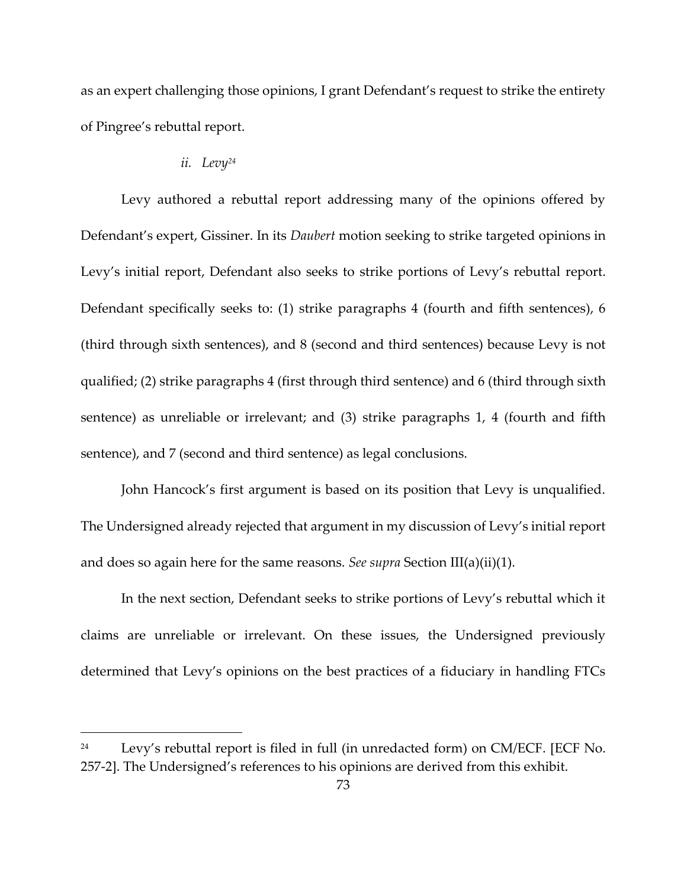as an expert challenging those opinions, I grant Defendant's request to strike the entirety of Pingree's rebuttal report.

*ii. Levy*[24]

Levy authored a rebuttal report addressing many of the opinions offered by Defendant's expert, Gissiner. In its *Daubert* motion seeking to strike targeted opinions in Levy's initial report, Defendant also seeks to strike portions of Levy's rebuttal report. Defendant specifically seeks to: (1) strike paragraphs 4 (fourth and fifth sentences), 6 (third through sixth sentences), and 8 (second and third sentences) because Levy is not qualified; (2) strike paragraphs 4 (first through third sentence) and 6 (third through sixth sentence) as unreliable or irrelevant; and (3) strike paragraphs 1, 4 (fourth and fifth sentence), and 7 (second and third sentence) as legal conclusions.

John Hancock's first argument is based on its position that Levy is unqualified. The Undersigned already rejected that argument in my discussion of Levy's initial report and does so again here for the same reasons. *See supra* Section III(a)(ii)(1).

In the next section, Defendant seeks to strike portions of Levy's rebuttal which it claims are unreliable or irrelevant. On these issues, the Undersigned previously determined that Levy's opinions on the best practices of a fiduciary in handling FTCs

[24] Levy's rebuttal report is filed in full (in unredacted form) on CM/ECF. [ECF No. 257-2]. The Undersigned's references to his opinions are derived from this exhibit.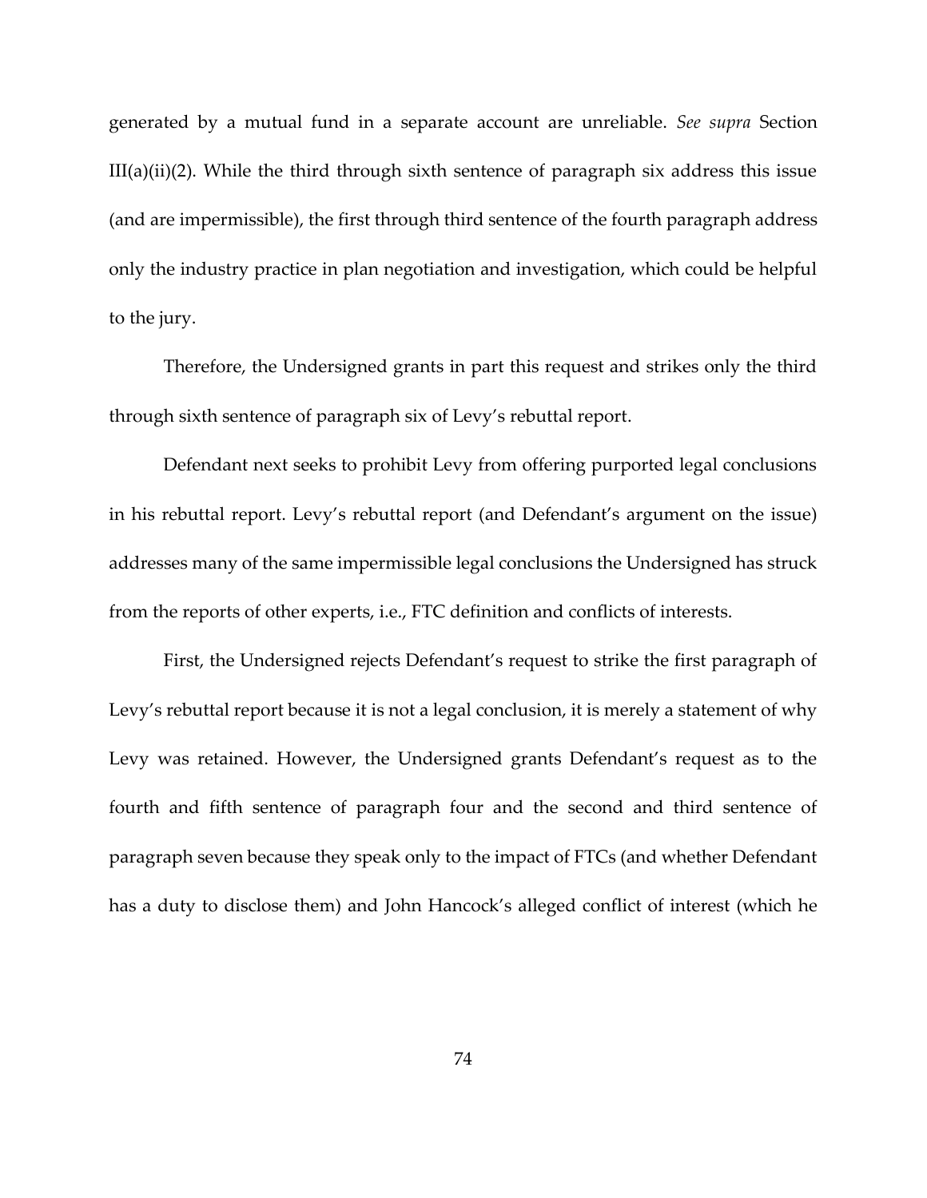generated by a mutual fund in a separate account are unreliable. *See supra* Section III(a)(ii)(2). While the third through sixth sentence of paragraph six address this issue (and are impermissible), the first through third sentence of the fourth paragraph address only the industry practice in plan negotiation and investigation, which could be helpful to the jury.

Therefore, the Undersigned grants in part this request and strikes only the third through sixth sentence of paragraph six of Levy's rebuttal report.

Defendant next seeks to prohibit Levy from offering purported legal conclusions in his rebuttal report. Levy's rebuttal report (and Defendant's argument on the issue) addresses many of the same impermissible legal conclusions the Undersigned has struck from the reports of other experts, i.e., FTC definition and conflicts of interests.

First, the Undersigned rejects Defendant's request to strike the first paragraph of Levy's rebuttal report because it is not a legal conclusion, it is merely a statement of why Levy was retained. However, the Undersigned grants Defendant's request as to the fourth and fifth sentence of paragraph four and the second and third sentence of paragraph seven because they speak only to the impact of FTCs (and whether Defendant has a duty to disclose them) and John Hancock's alleged conflict of interest (which he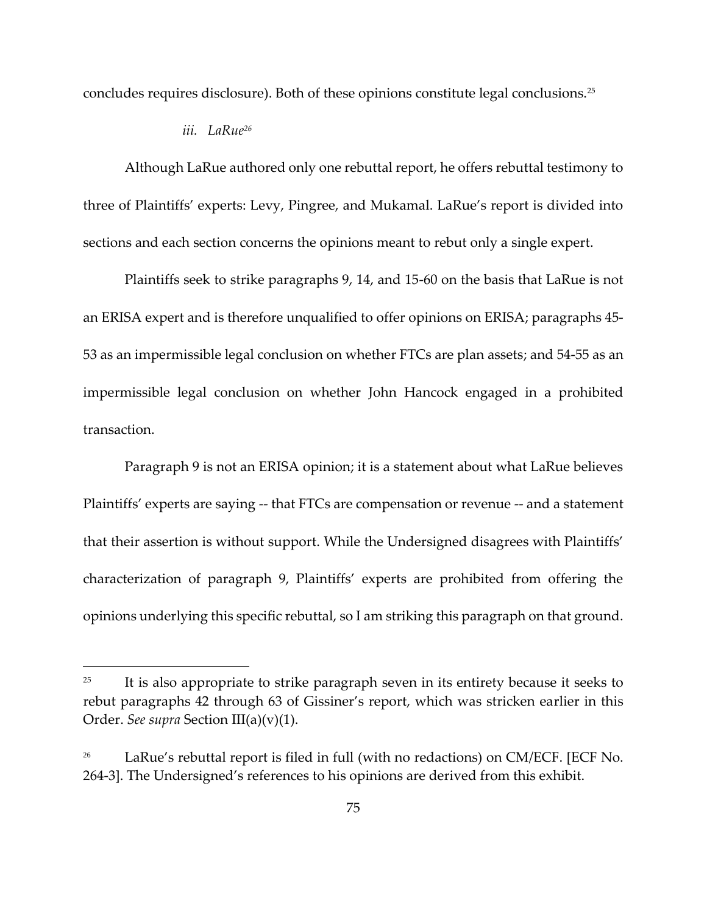concludes requires disclosure). Both of these opinions constitute legal conclusions.[25]

*iii. LaRue*[26]

Although LaRue authored only one rebuttal report, he offers rebuttal testimony to three of Plaintiffs' experts: Levy, Pingree, and Mukamal. LaRue's report is divided into sections and each section concerns the opinions meant to rebut only a single expert.

Plaintiffs seek to strike paragraphs 9, 14, and 15-60 on the basis that LaRue is not an ERISA expert and is therefore unqualified to offer opinions on ERISA; paragraphs 45-53 as an impermissible legal conclusion on whether FTCs are plan assets; and 54-55 as an impermissible legal conclusion on whether John Hancock engaged in a prohibited transaction.

Paragraph 9 is not an ERISA opinion; it is a statement about what LaRue believes Plaintiffs' experts are saying -- that FTCs are compensation or revenue -- and a statement that their assertion is without support. While the Undersigned disagrees with Plaintiffs' characterization of paragraph 9, Plaintiffs' experts are prohibited from offering the opinions underlying this specific rebuttal, so I am striking this paragraph on that ground.

---

[25] It is also appropriate to strike paragraph seven in its entirety because it seeks to rebut paragraphs 42 through 63 of Gissiner's report, which was stricken earlier in this Order. *See supra* Section III(a)(v)(1).

[26] LaRue's rebuttal report is filed in full (with no redactions) on CM/ECF. [ECF No. 264-3]. The Undersigned's references to his opinions are derived from this exhibit.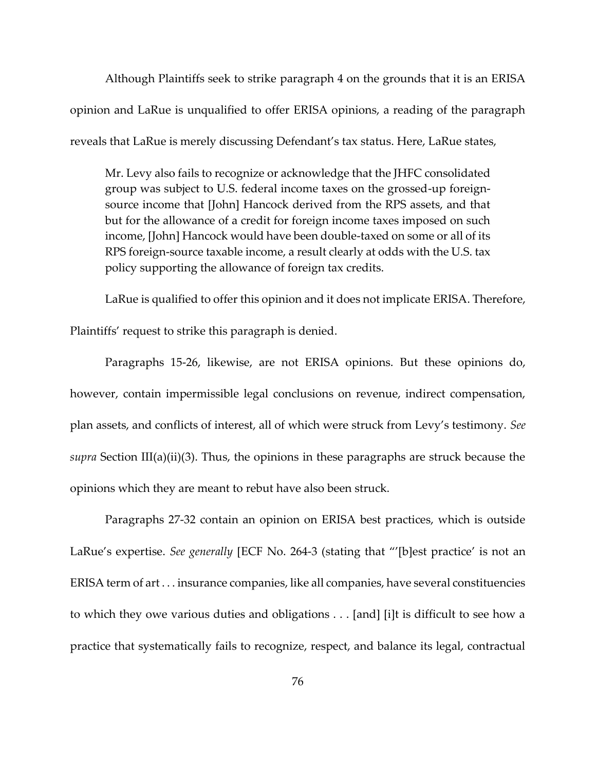Although Plaintiffs seek to strike paragraph 4 on the grounds that it is an ERISA opinion and LaRue is unqualified to offer ERISA opinions, a reading of the paragraph reveals that LaRue is merely discussing Defendant's tax status. Here, LaRue states,

> Mr. Levy also fails to recognize or acknowledge that the JHFC consolidated group was subject to U.S. federal income taxes on the grossed-up foreign-source income that [John] Hancock derived from the RPS assets, and that but for the allowance of a credit for foreign income taxes imposed on such income, [John] Hancock would have been double-taxed on some or all of its RPS foreign-source taxable income, a result clearly at odds with the U.S. tax policy supporting the allowance of foreign tax credits.

LaRue is qualified to offer this opinion and it does not implicate ERISA. Therefore, Plaintiffs' request to strike this paragraph is denied.

Paragraphs 15-26, likewise, are not ERISA opinions. But these opinions do, however, contain impermissible legal conclusions on revenue, indirect compensation, plan assets, and conflicts of interest, all of which were struck from Levy's testimony. *See supra* Section III(a)(ii)(3). Thus, the opinions in these paragraphs are struck because the opinions which they are meant to rebut have also been struck.

Paragraphs 27-32 contain an opinion on ERISA best practices, which is outside LaRue's expertise. *See generally* [ECF No. 264-3 (stating that "'[b]est practice' is not an ERISA term of art . . . insurance companies, like all companies, have several constituencies to which they owe various duties and obligations . . . [and] [i]t is difficult to see how a practice that systematically fails to recognize, respect, and balance its legal, contractual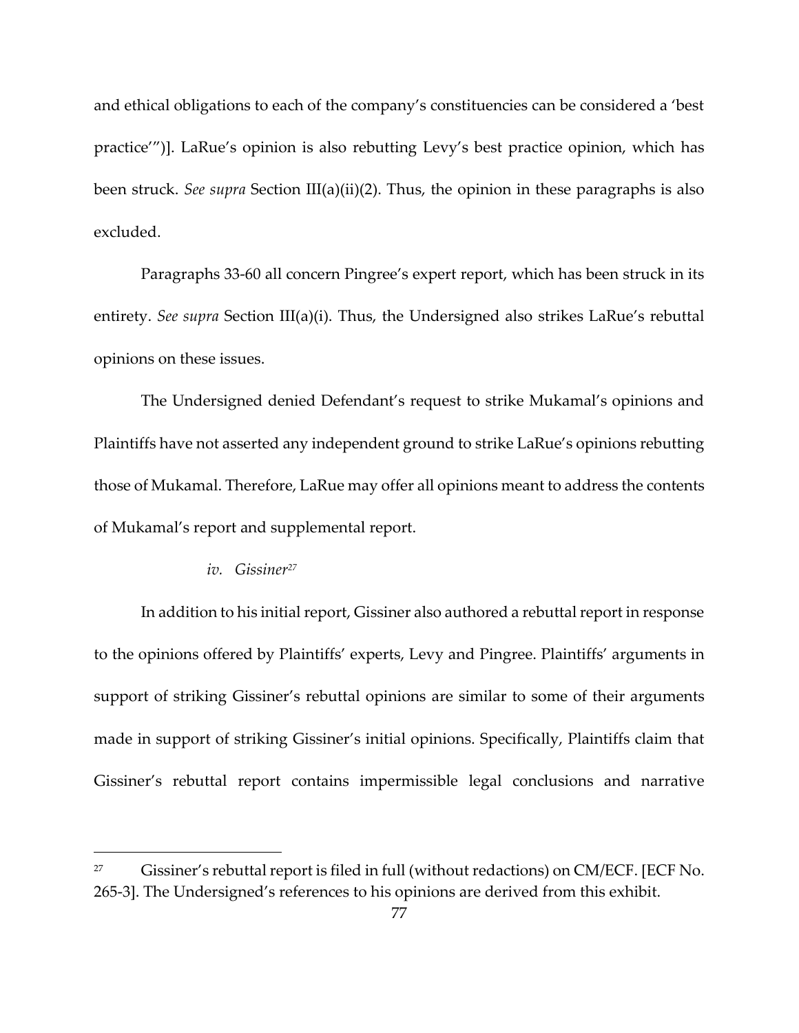and ethical obligations to each of the company's constituencies can be considered a 'best practice'")]. LaRue's opinion is also rebutting Levy's best practice opinion, which has been struck. *See supra* Section III(a)(ii)(2). Thus, the opinion in these paragraphs is also excluded.

Paragraphs 33-60 all concern Pingree's expert report, which has been struck in its entirety. *See supra* Section III(a)(i). Thus, the Undersigned also strikes LaRue's rebuttal opinions on these issues.

The Undersigned denied Defendant's request to strike Mukamal's opinions and Plaintiffs have not asserted any independent ground to strike LaRue's opinions rebutting those of Mukamal. Therefore, LaRue may offer all opinions meant to address the contents of Mukamal's report and supplemental report.

*iv. Gissiner*[27]

In addition to his initial report, Gissiner also authored a rebuttal report in response to the opinions offered by Plaintiffs' experts, Levy and Pingree. Plaintiffs' arguments in support of striking Gissiner's rebuttal opinions are similar to some of their arguments made in support of striking Gissiner's initial opinions. Specifically, Plaintiffs claim that Gissiner's rebuttal report contains impermissible legal conclusions and narrative

---

[27] Gissiner's rebuttal report is filed in full (without redactions) on CM/ECF. [ECF No. 265-3]. The Undersigned's references to his opinions are derived from this exhibit.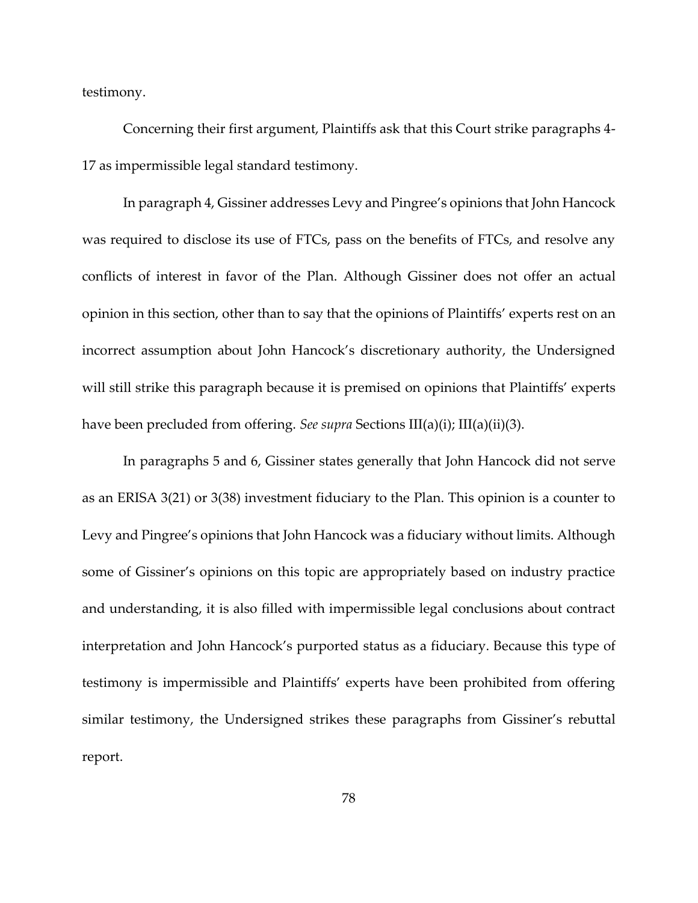testimony.

Concerning their first argument, Plaintiffs ask that this Court strike paragraphs 4-17 as impermissible legal standard testimony.

In paragraph 4, Gissiner addresses Levy and Pingree's opinions that John Hancock was required to disclose its use of FTCs, pass on the benefits of FTCs, and resolve any conflicts of interest in favor of the Plan. Although Gissiner does not offer an actual opinion in this section, other than to say that the opinions of Plaintiffs' experts rest on an incorrect assumption about John Hancock's discretionary authority, the Undersigned will still strike this paragraph because it is premised on opinions that Plaintiffs' experts have been precluded from offering. *See supra* Sections III(a)(i); III(a)(ii)(3).

In paragraphs 5 and 6, Gissiner states generally that John Hancock did not serve as an ERISA 3(21) or 3(38) investment fiduciary to the Plan. This opinion is a counter to Levy and Pingree's opinions that John Hancock was a fiduciary without limits. Although some of Gissiner's opinions on this topic are appropriately based on industry practice and understanding, it is also filled with impermissible legal conclusions about contract interpretation and John Hancock's purported status as a fiduciary. Because this type of testimony is impermissible and Plaintiffs' experts have been prohibited from offering similar testimony, the Undersigned strikes these paragraphs from Gissiner's rebuttal report.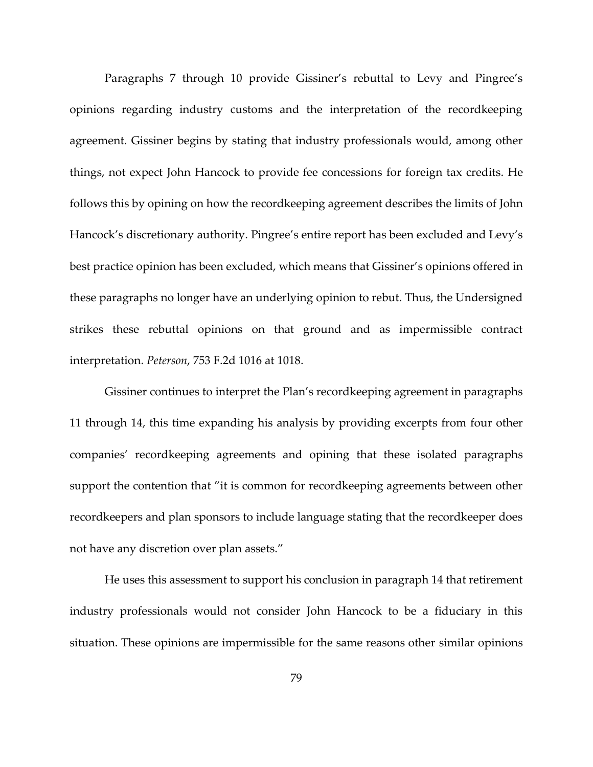Paragraphs 7 through 10 provide Gissiner's rebuttal to Levy and Pingree's opinions regarding industry customs and the interpretation of the recordkeeping agreement. Gissiner begins by stating that industry professionals would, among other things, not expect John Hancock to provide fee concessions for foreign tax credits. He follows this by opining on how the recordkeeping agreement describes the limits of John Hancock's discretionary authority. Pingree's entire report has been excluded and Levy's best practice opinion has been excluded, which means that Gissiner's opinions offered in these paragraphs no longer have an underlying opinion to rebut. Thus, the Undersigned strikes these rebuttal opinions on that ground and as impermissible contract interpretation. *Peterson*, 753 F.2d 1016 at 1018.

Gissiner continues to interpret the Plan's recordkeeping agreement in paragraphs 11 through 14, this time expanding his analysis by providing excerpts from four other companies' recordkeeping agreements and opining that these isolated paragraphs support the contention that "it is common for recordkeeping agreements between other recordkeepers and plan sponsors to include language stating that the recordkeeper does not have any discretion over plan assets."

He uses this assessment to support his conclusion in paragraph 14 that retirement industry professionals would not consider John Hancock to be a fiduciary in this situation. These opinions are impermissible for the same reasons other similar opinions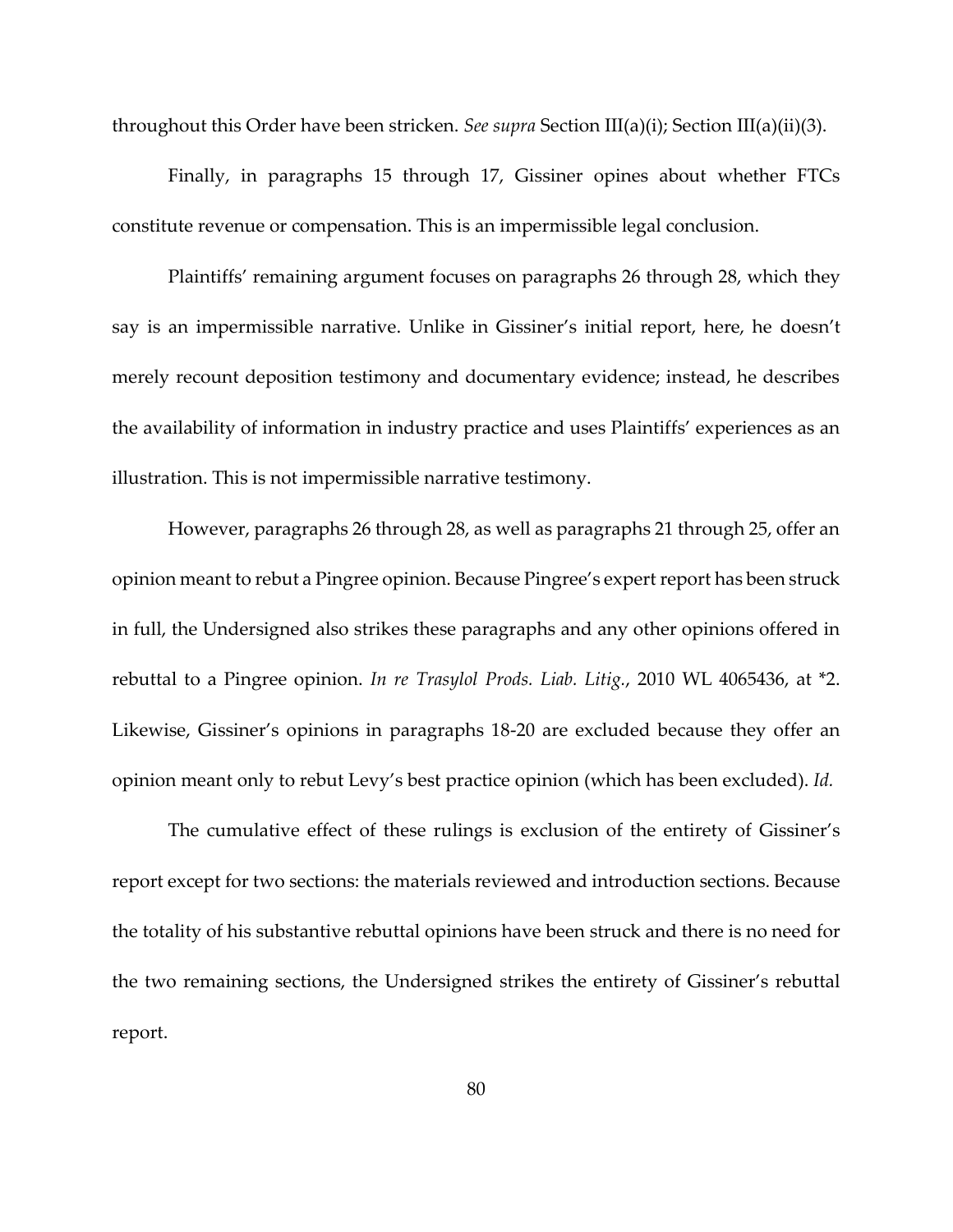throughout this Order have been stricken. *See supra* Section III(a)(i); Section III(a)(ii)(3).

Finally, in paragraphs 15 through 17, Gissiner opines about whether FTCs constitute revenue or compensation. This is an impermissible legal conclusion.

Plaintiffs' remaining argument focuses on paragraphs 26 through 28, which they say is an impermissible narrative. Unlike in Gissiner's initial report, here, he doesn't merely recount deposition testimony and documentary evidence; instead, he describes the availability of information in industry practice and uses Plaintiffs' experiences as an illustration. This is not impermissible narrative testimony.

However, paragraphs 26 through 28, as well as paragraphs 21 through 25, offer an opinion meant to rebut a Pingree opinion. Because Pingree's expert report has been struck in full, the Undersigned also strikes these paragraphs and any other opinions offered in rebuttal to a Pingree opinion. *In re Trasylol Prods. Liab. Litig.*, 2010 WL 4065436, at *2. Likewise, Gissiner's opinions in paragraphs 18-20 are excluded because they offer an opinion meant only to rebut Levy's best practice opinion (which has been excluded). *Id.*

The cumulative effect of these rulings is exclusion of the entirety of Gissiner's report except for two sections: the materials reviewed and introduction sections. Because the totality of his substantive rebuttal opinions have been struck and there is no need for the two remaining sections, the Undersigned strikes the entirety of Gissiner's rebuttal report.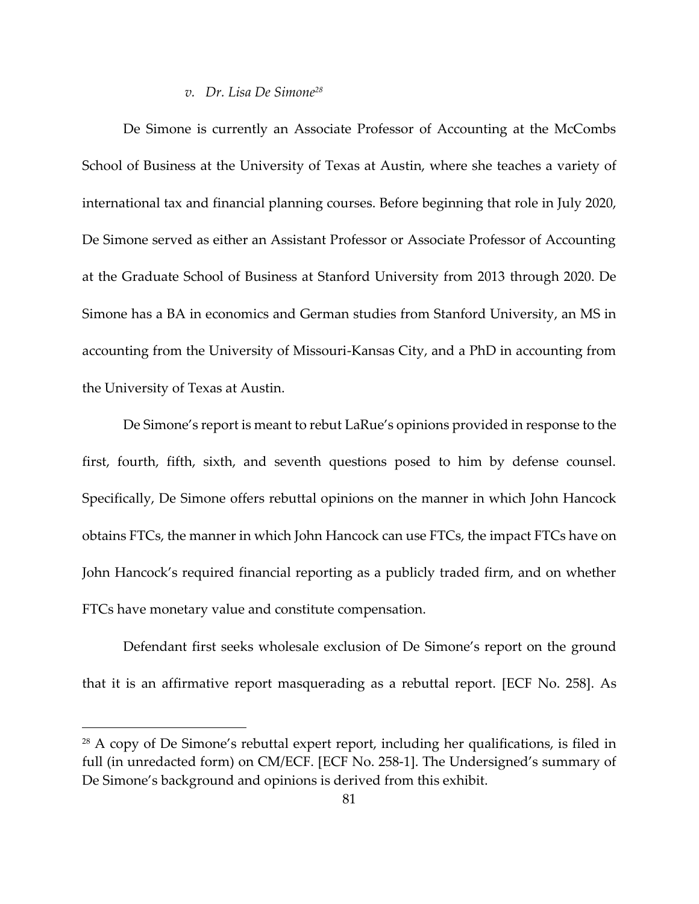*v. Dr. Lisa De Simone*[28]

De Simone is currently an Associate Professor of Accounting at the McCombs School of Business at the University of Texas at Austin, where she teaches a variety of international tax and financial planning courses. Before beginning that role in July 2020, De Simone served as either an Assistant Professor or Associate Professor of Accounting at the Graduate School of Business at Stanford University from 2013 through 2020. De Simone has a BA in economics and German studies from Stanford University, an MS in accounting from the University of Missouri-Kansas City, and a PhD in accounting from the University of Texas at Austin.

De Simone's report is meant to rebut LaRue's opinions provided in response to the first, fourth, fifth, sixth, and seventh questions posed to him by defense counsel. Specifically, De Simone offers rebuttal opinions on the manner in which John Hancock obtains FTCs, the manner in which John Hancock can use FTCs, the impact FTCs have on John Hancock's required financial reporting as a publicly traded firm, and on whether FTCs have monetary value and constitute compensation.

Defendant first seeks wholesale exclusion of De Simone's report on the ground that it is an affirmative report masquerading as a rebuttal report. [ECF No. 258]. As

---

[28] A copy of De Simone's rebuttal expert report, including her qualifications, is filed in full (in unredacted form) on CM/ECF. [ECF No. 258-1]. The Undersigned's summary of De Simone's background and opinions is derived from this exhibit.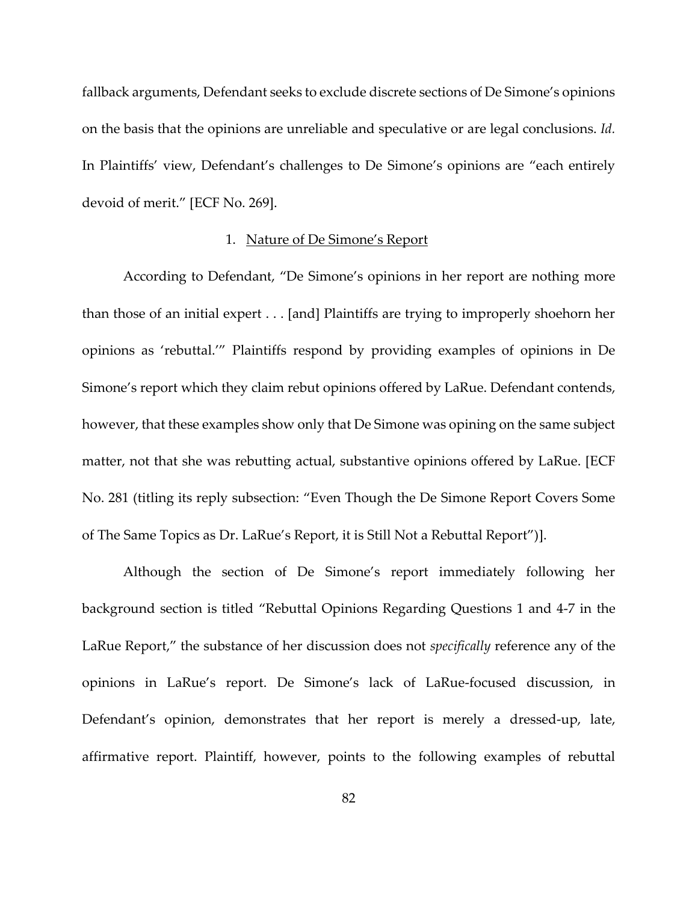fallback arguments, Defendant seeks to exclude discrete sections of De Simone's opinions on the basis that the opinions are unreliable and speculative or are legal conclusions. *Id.* In Plaintiffs' view, Defendant's challenges to De Simone's opinions are "each entirely devoid of merit." [ECF No. 269].

1. Nature of De Simone's Report

According to Defendant, "De Simone's opinions in her report are nothing more than those of an initial expert . . . [and] Plaintiffs are trying to improperly shoehorn her opinions as 'rebuttal.'" Plaintiffs respond by providing examples of opinions in De Simone's report which they claim rebut opinions offered by LaRue. Defendant contends, however, that these examples show only that De Simone was opining on the same subject matter, not that she was rebutting actual, substantive opinions offered by LaRue. [ECF No. 281 (titling its reply subsection: "Even Though the De Simone Report Covers Some of The Same Topics as Dr. LaRue's Report, it is Still Not a Rebuttal Report")].

Although the section of De Simone's report immediately following her background section is titled "Rebuttal Opinions Regarding Questions 1 and 4-7 in the LaRue Report," the substance of her discussion does not *specifically* reference any of the opinions in LaRue's report. De Simone's lack of LaRue-focused discussion, in Defendant's opinion, demonstrates that her report is merely a dressed-up, late, affirmative report. Plaintiff, however, points to the following examples of rebuttal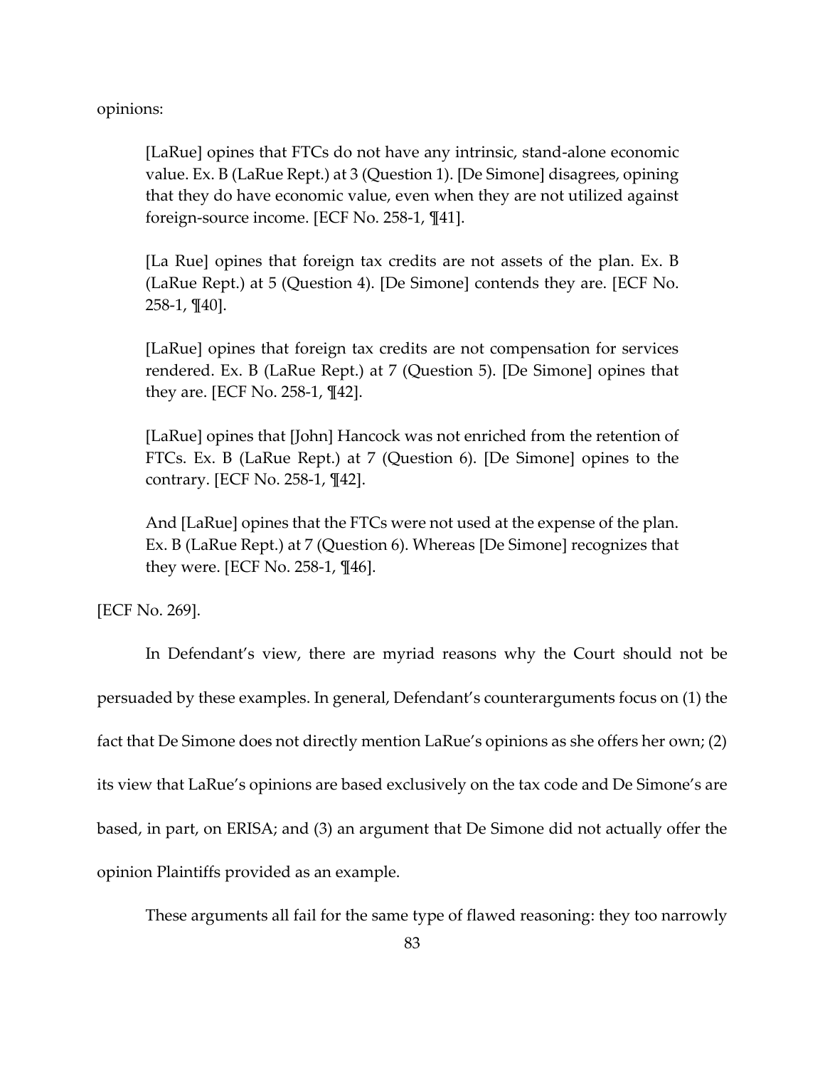opinions:

> [LaRue] opines that FTCs do not have any intrinsic, stand-alone economic value. Ex. B (LaRue Rept.) at 3 (Question 1). [De Simone] disagrees, opining that they do have economic value, even when they are not utilized against foreign-source income. [ECF No. 258-1, ¶41].
>
> [La Rue] opines that foreign tax credits are not assets of the plan. Ex. B (LaRue Rept.) at 5 (Question 4). [De Simone] contends they are. [ECF No. 258-1, ¶40].
>
> [LaRue] opines that foreign tax credits are not compensation for services rendered. Ex. B (LaRue Rept.) at 7 (Question 5). [De Simone] opines that they are. [ECF No. 258-1, ¶42].
>
> [LaRue] opines that [John] Hancock was not enriched from the retention of FTCs. Ex. B (LaRue Rept.) at 7 (Question 6). [De Simone] opines to the contrary. [ECF No. 258-1, ¶42].
>
> And [LaRue] opines that the FTCs were not used at the expense of the plan. Ex. B (LaRue Rept.) at 7 (Question 6). Whereas [De Simone] recognizes that they were. [ECF No. 258-1, ¶46].

[ECF No. 269].

In Defendant's view, there are myriad reasons why the Court should not be persuaded by these examples. In general, Defendant's counterarguments focus on (1) the fact that De Simone does not directly mention LaRue's opinions as she offers her own; (2) its view that LaRue's opinions are based exclusively on the tax code and De Simone's are based, in part, on ERISA; and (3) an argument that De Simone did not actually offer the opinion Plaintiffs provided as an example.

These arguments all fail for the same type of flawed reasoning: they too narrowly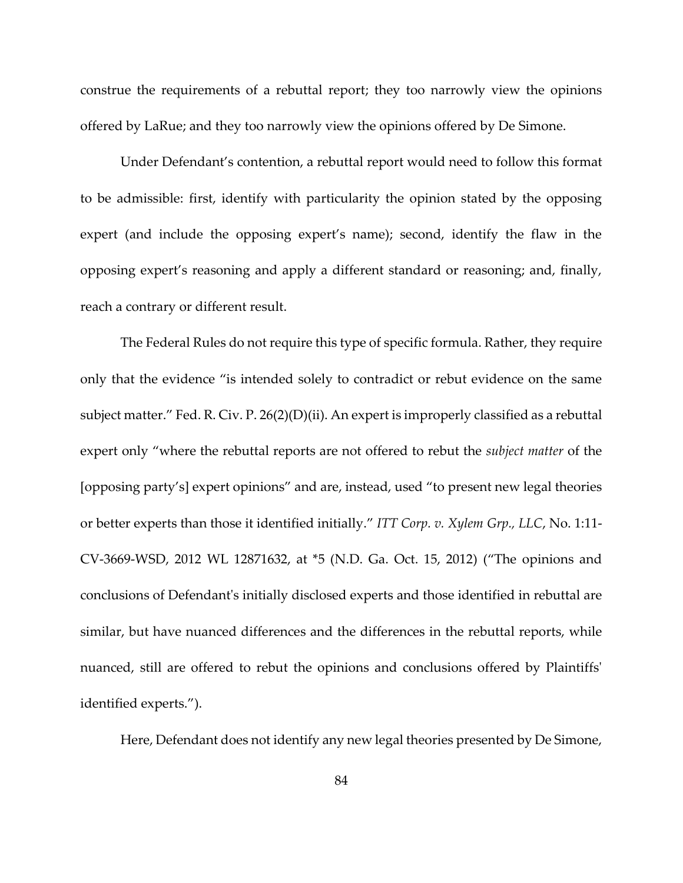construe the requirements of a rebuttal report; they too narrowly view the opinions offered by LaRue; and they too narrowly view the opinions offered by De Simone.

Under Defendant's contention, a rebuttal report would need to follow this format to be admissible: first, identify with particularity the opinion stated by the opposing expert (and include the opposing expert's name); second, identify the flaw in the opposing expert's reasoning and apply a different standard or reasoning; and, finally, reach a contrary or different result.

The Federal Rules do not require this type of specific formula. Rather, they require only that the evidence "is intended solely to contradict or rebut evidence on the same subject matter." Fed. R. Civ. P. 26(2)(D)(ii). An expert is improperly classified as a rebuttal expert only "where the rebuttal reports are not offered to rebut the *subject matter* of the [opposing party's] expert opinions" and are, instead, used "to present new legal theories or better experts than those it identified initially." *ITT Corp. v. Xylem Grp., LLC*, No. 1:11-CV-3669-WSD, 2012 WL 12871632, at *5 (N.D. Ga. Oct. 15, 2012) ("The opinions and conclusions of Defendant's initially disclosed experts and those identified in rebuttal are similar, but have nuanced differences and the differences in the rebuttal reports, while nuanced, still are offered to rebut the opinions and conclusions offered by Plaintiffs' identified experts.").

Here, Defendant does not identify any new legal theories presented by De Simone,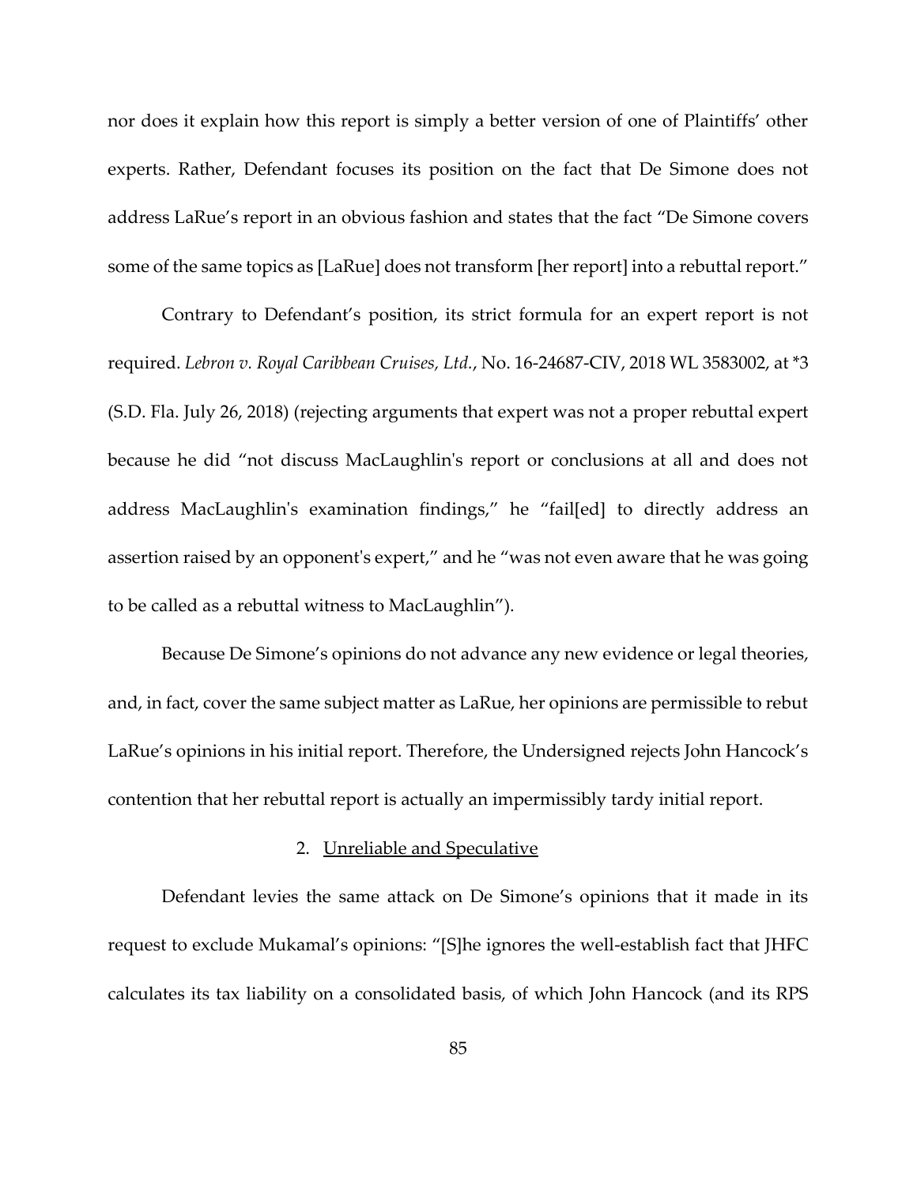nor does it explain how this report is simply a better version of one of Plaintiffs' other experts. Rather, Defendant focuses its position on the fact that De Simone does not address LaRue's report in an obvious fashion and states that the fact "De Simone covers some of the same topics as [LaRue] does not transform [her report] into a rebuttal report."

Contrary to Defendant's position, its strict formula for an expert report is not required. *Lebron v. Royal Caribbean Cruises, Ltd.*, No. 16-24687-CIV, 2018 WL 3583002, at *3 (S.D. Fla. July 26, 2018) (rejecting arguments that expert was not a proper rebuttal expert because he did "not discuss MacLaughlin's report or conclusions at all and does not address MacLaughlin's examination findings," he "fail[ed] to directly address an assertion raised by an opponent's expert," and he "was not even aware that he was going to be called as a rebuttal witness to MacLaughlin").

Because De Simone's opinions do not advance any new evidence or legal theories, and, in fact, cover the same subject matter as LaRue, her opinions are permissible to rebut LaRue's opinions in his initial report. Therefore, the Undersigned rejects John Hancock's contention that her rebuttal report is actually an impermissibly tardy initial report.

2. Unreliable and Speculative

Defendant levies the same attack on De Simone's opinions that it made in its request to exclude Mukamal's opinions: "[S]he ignores the well-establish fact that JHFC calculates its tax liability on a consolidated basis, of which John Hancock (and its RPS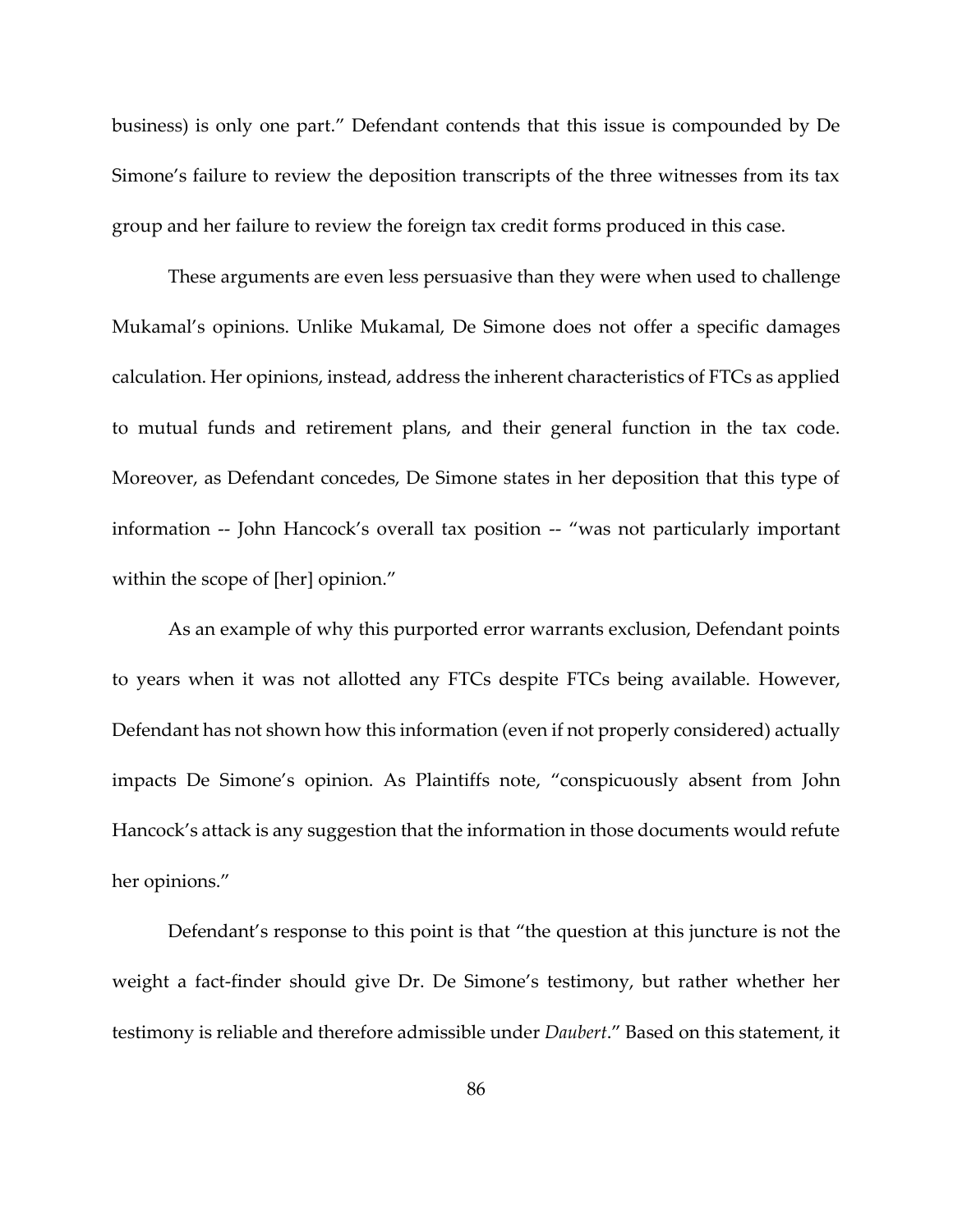business) is only one part." Defendant contends that this issue is compounded by De Simone's failure to review the deposition transcripts of the three witnesses from its tax group and her failure to review the foreign tax credit forms produced in this case.

These arguments are even less persuasive than they were when used to challenge Mukamal's opinions. Unlike Mukamal, De Simone does not offer a specific damages calculation. Her opinions, instead, address the inherent characteristics of FTCs as applied to mutual funds and retirement plans, and their general function in the tax code. Moreover, as Defendant concedes, De Simone states in her deposition that this type of information -- John Hancock's overall tax position -- "was not particularly important within the scope of [her] opinion."

As an example of why this purported error warrants exclusion, Defendant points to years when it was not allotted any FTCs despite FTCs being available. However, Defendant has not shown how this information (even if not properly considered) actually impacts De Simone's opinion. As Plaintiffs note, "conspicuously absent from John Hancock's attack is any suggestion that the information in those documents would refute her opinions."

Defendant's response to this point is that "the question at this juncture is not the weight a fact-finder should give Dr. De Simone's testimony, but rather whether her testimony is reliable and therefore admissible under *Daubert*." Based on this statement, it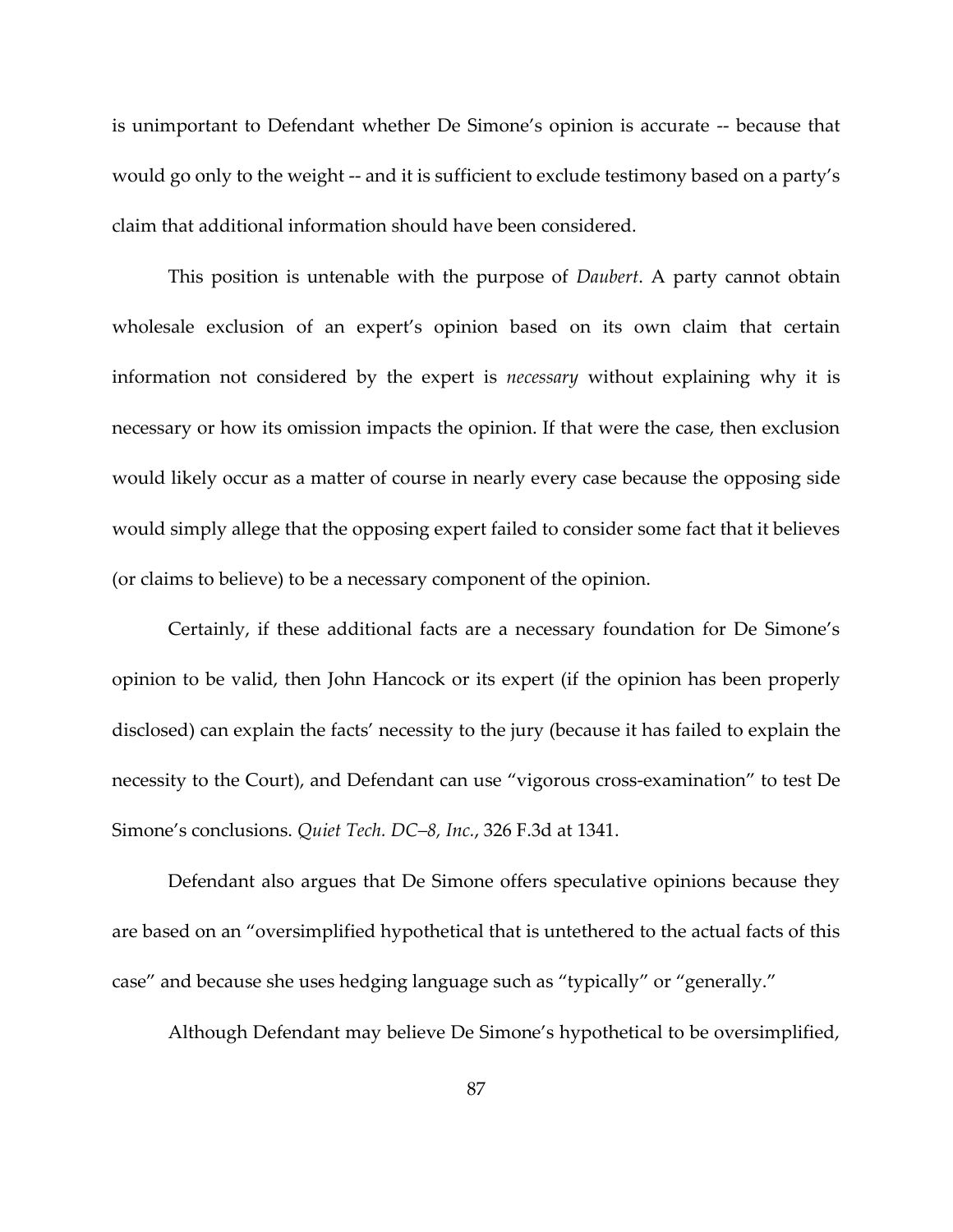is unimportant to Defendant whether De Simone's opinion is accurate -- because that would go only to the weight -- and it is sufficient to exclude testimony based on a party's claim that additional information should have been considered.

This position is untenable with the purpose of *Daubert*. A party cannot obtain wholesale exclusion of an expert's opinion based on its own claim that certain information not considered by the expert is *necessary* without explaining why it is necessary or how its omission impacts the opinion. If that were the case, then exclusion would likely occur as a matter of course in nearly every case because the opposing side would simply allege that the opposing expert failed to consider some fact that it believes (or claims to believe) to be a necessary component of the opinion.

Certainly, if these additional facts are a necessary foundation for De Simone's opinion to be valid, then John Hancock or its expert (if the opinion has been properly disclosed) can explain the facts' necessity to the jury (because it has failed to explain the necessity to the Court), and Defendant can use "vigorous cross-examination" to test De Simone's conclusions. *Quiet Tech. DC–8, Inc.*, 326 F.3d at 1341.

Defendant also argues that De Simone offers speculative opinions because they are based on an "oversimplified hypothetical that is untethered to the actual facts of this case" and because she uses hedging language such as "typically" or "generally."

Although Defendant may believe De Simone's hypothetical to be oversimplified,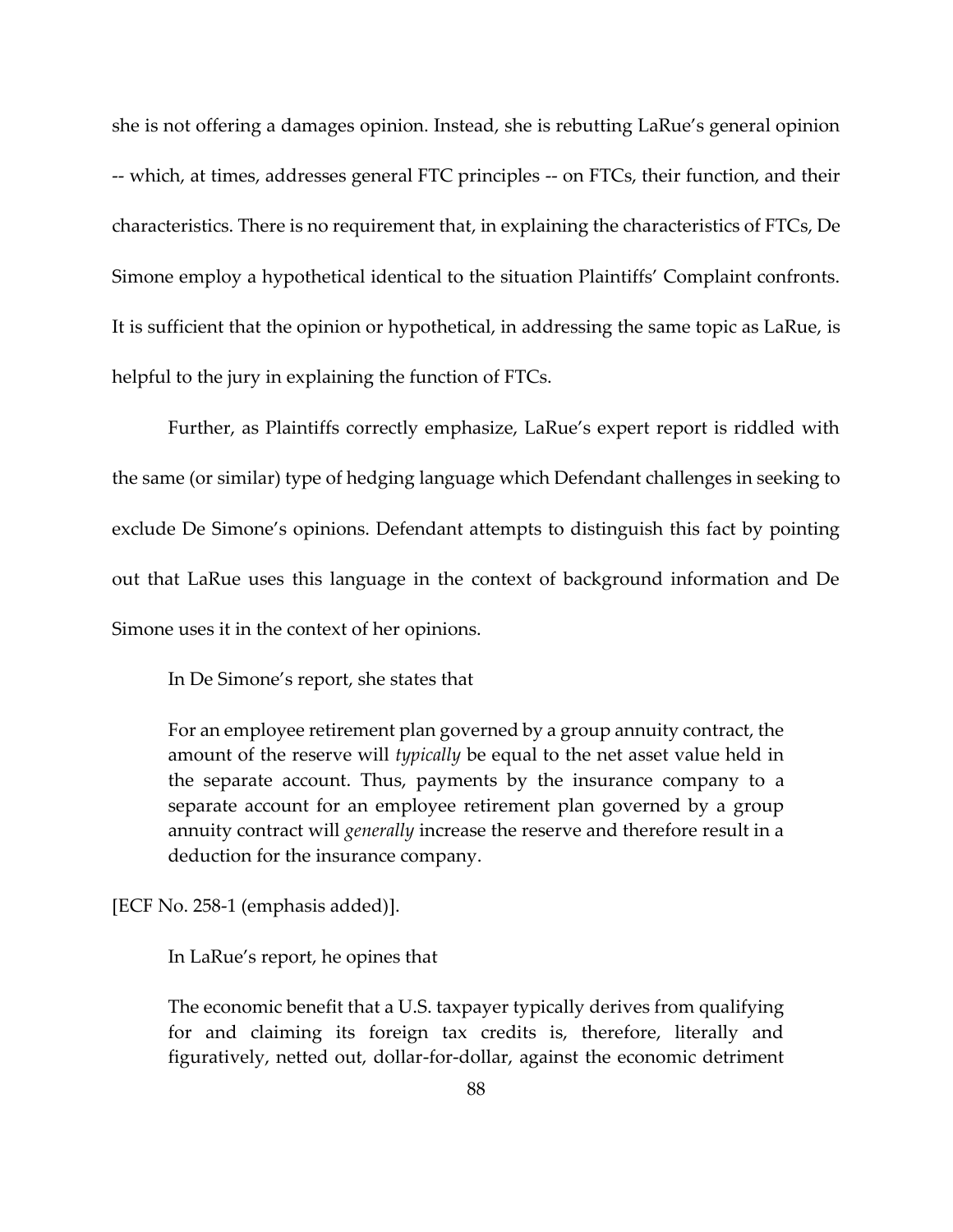she is not offering a damages opinion. Instead, she is rebutting LaRue's general opinion -- which, at times, addresses general FTC principles -- on FTCs, their function, and their characteristics. There is no requirement that, in explaining the characteristics of FTCs, De Simone employ a hypothetical identical to the situation Plaintiffs' Complaint confronts. It is sufficient that the opinion or hypothetical, in addressing the same topic as LaRue, is helpful to the jury in explaining the function of FTCs.

Further, as Plaintiffs correctly emphasize, LaRue's expert report is riddled with the same (or similar) type of hedging language which Defendant challenges in seeking to exclude De Simone's opinions. Defendant attempts to distinguish this fact by pointing out that LaRue uses this language in the context of background information and De Simone uses it in the context of her opinions.

In De Simone's report, she states that

> For an employee retirement plan governed by a group annuity contract, the amount of the reserve will *typically* be equal to the net asset value held in the separate account. Thus, payments by the insurance company to a separate account for an employee retirement plan governed by a group annuity contract will *generally* increase the reserve and therefore result in a deduction for the insurance company.

[ECF No. 258-1 (emphasis added)].

In LaRue's report, he opines that

> The economic benefit that a U.S. taxpayer typically derives from qualifying for and claiming its foreign tax credits is, therefore, literally and figuratively, netted out, dollar-for-dollar, against the economic detriment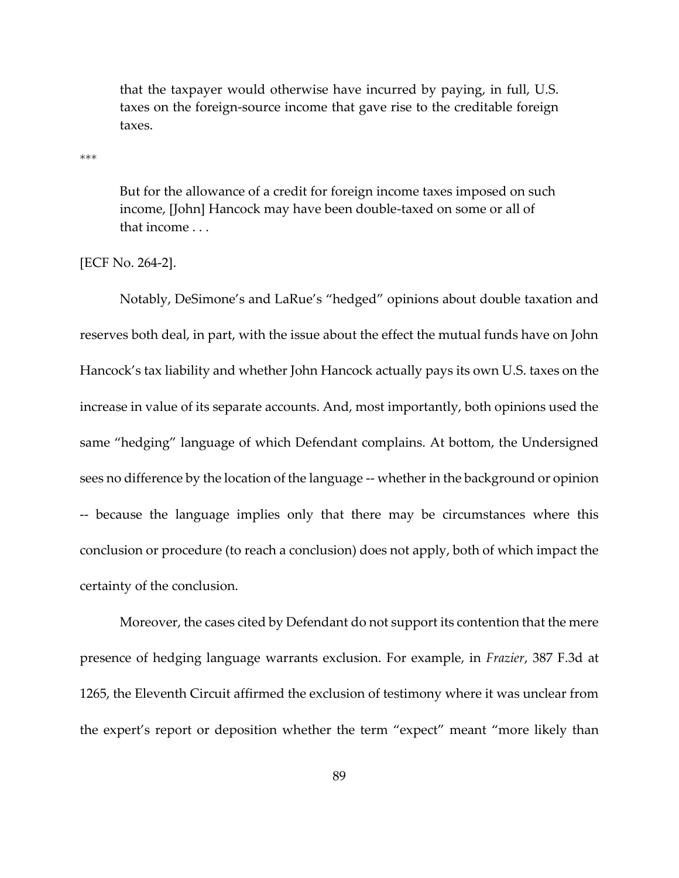> that the taxpayer would otherwise have incurred by paying, in full, U.S. taxes on the foreign-source income that gave rise to the creditable foreign taxes.

***

> But for the allowance of a credit for foreign income taxes imposed on such income, [John] Hancock may have been double-taxed on some or all of that income . . .

[ECF No. 264-2].

Notably, DeSimone's and LaRue's "hedged" opinions about double taxation and reserves both deal, in part, with the issue about the effect the mutual funds have on John Hancock's tax liability and whether John Hancock actually pays its own U.S. taxes on the increase in value of its separate accounts. And, most importantly, both opinions used the same "hedging" language of which Defendant complains. At bottom, the Undersigned sees no difference by the location of the language -- whether in the background or opinion -- because the language implies only that there may be circumstances where this conclusion or procedure (to reach a conclusion) does not apply, both of which impact the certainty of the conclusion.

Moreover, the cases cited by Defendant do not support its contention that the mere presence of hedging language warrants exclusion. For example, in *Frazier*, 387 F.3d at 1265, the Eleventh Circuit affirmed the exclusion of testimony where it was unclear from the expert's report or deposition whether the term "expect" meant "more likely than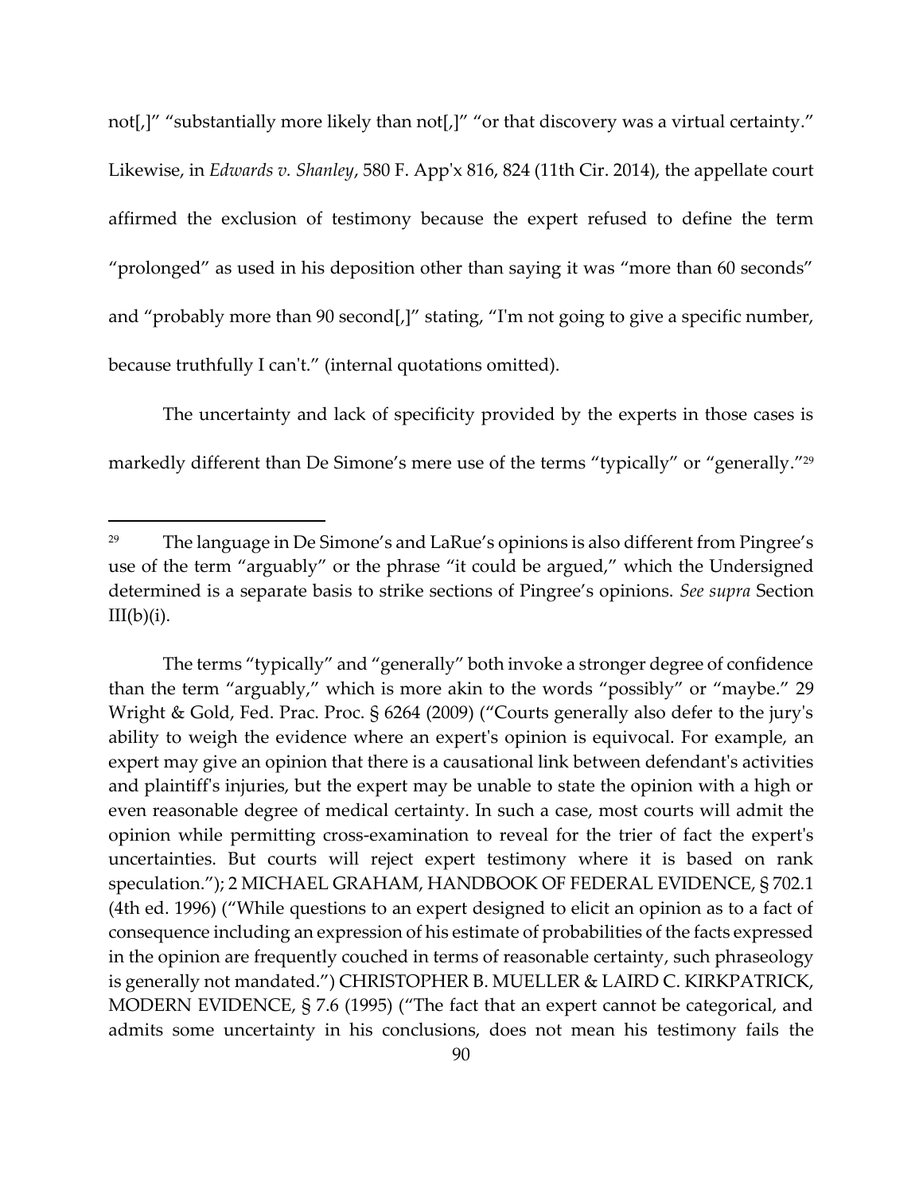not[,]" "substantially more likely than not[,]" "or that discovery was a virtual certainty." Likewise, in *Edwards v. Shanley*, 580 F. App'x 816, 824 (11th Cir. 2014), the appellate court affirmed the exclusion of testimony because the expert refused to define the term "prolonged" as used in his deposition other than saying it was "more than 60 seconds" and "probably more than 90 second[,]" stating, "I'm not going to give a specific number, because truthfully I can't." (internal quotations omitted).

The uncertainty and lack of specificity provided by the experts in those cases is markedly different than De Simone's mere use of the terms "typically" or "generally."[29]

---

[29] The language in De Simone's and LaRue's opinions is also different from Pingree's use of the term "arguably" or the phrase "it could be argued," which the Undersigned determined is a separate basis to strike sections of Pingree's opinions. *See supra* Section III(b)(i).

The terms "typically" and "generally" both invoke a stronger degree of confidence than the term "arguably," which is more akin to the words "possibly" or "maybe." 29 Wright & Gold, Fed. Prac. Proc. § 6264 (2009) ("Courts generally also defer to the jury's ability to weigh the evidence where an expert's opinion is equivocal. For example, an expert may give an opinion that there is a causational link between defendant's activities and plaintiff's injuries, but the expert may be unable to state the opinion with a high or even reasonable degree of medical certainty. In such a case, most courts will admit the opinion while permitting cross-examination to reveal for the trier of fact the expert's uncertainties. But courts will reject expert testimony where it is based on rank speculation."); 2 MICHAEL GRAHAM, HANDBOOK OF FEDERAL EVIDENCE, § 702.1 (4th ed. 1996) ("While questions to an expert designed to elicit an opinion as to a fact of consequence including an expression of his estimate of probabilities of the facts expressed in the opinion are frequently couched in terms of reasonable certainty, such phraseology is generally not mandated.") CHRISTOPHER B. MUELLER & LAIRD C. KIRKPATRICK, MODERN EVIDENCE, § 7.6 (1995) ("The fact that an expert cannot be categorical, and admits some uncertainty in his conclusions, does not mean his testimony fails the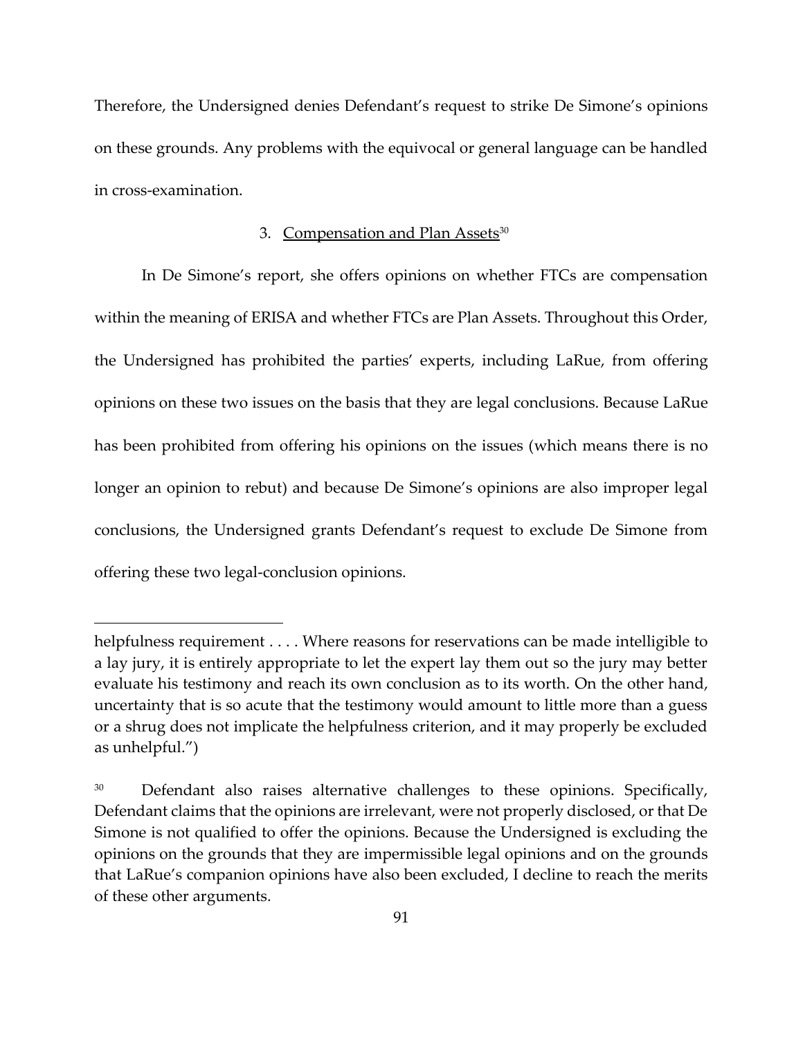Therefore, the Undersigned denies Defendant's request to strike De Simone's opinions on these grounds. Any problems with the equivocal or general language can be handled in cross-examination.

### 3. Compensation and Plan Assets[30]

In De Simone's report, she offers opinions on whether FTCs are compensation within the meaning of ERISA and whether FTCs are Plan Assets. Throughout this Order, the Undersigned has prohibited the parties' experts, including LaRue, from offering opinions on these two issues on the basis that they are legal conclusions. Because LaRue has been prohibited from offering his opinions on the issues (which means there is no longer an opinion to rebut) and because De Simone's opinions are also improper legal conclusions, the Undersigned grants Defendant's request to exclude De Simone from offering these two legal-conclusion opinions.

---

helpfulness requirement . . . . Where reasons for reservations can be made intelligible to a lay jury, it is entirely appropriate to let the expert lay them out so the jury may better evaluate his testimony and reach its own conclusion as to its worth. On the other hand, uncertainty that is so acute that the testimony would amount to little more than a guess or a shrug does not implicate the helpfulness criterion, and it may properly be excluded as unhelpful.")

[30] Defendant also raises alternative challenges to these opinions. Specifically, Defendant claims that the opinions are irrelevant, were not properly disclosed, or that De Simone is not qualified to offer the opinions. Because the Undersigned is excluding the opinions on the grounds that they are impermissible legal opinions and on the grounds that LaRue's companion opinions have also been excluded, I decline to reach the merits of these other arguments.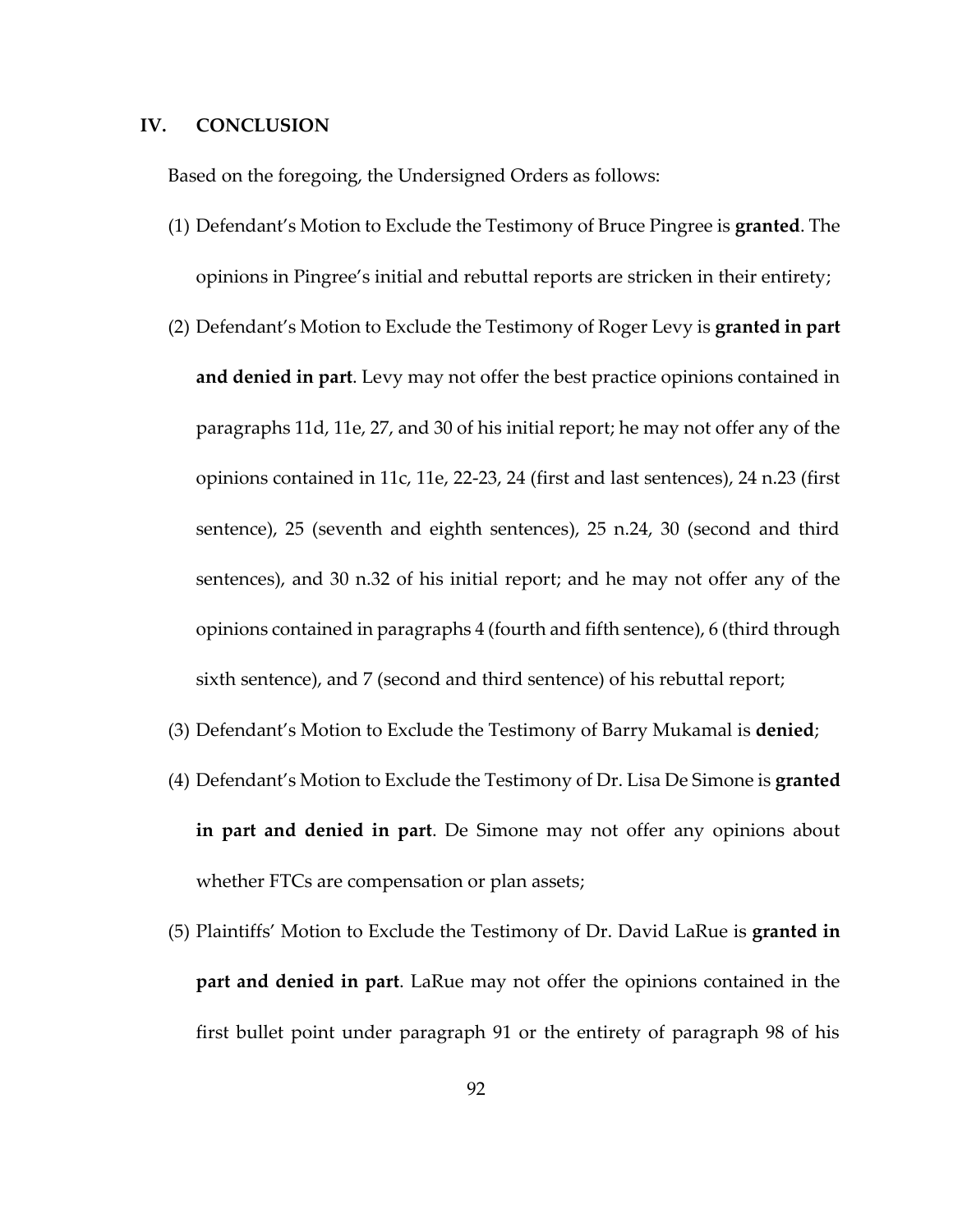## IV. CONCLUSION

Based on the foregoing, the Undersigned Orders as follows:

(1) Defendant's Motion to Exclude the Testimony of Bruce Pingree is **granted**. The opinions in Pingree's initial and rebuttal reports are stricken in their entirety;

(2) Defendant's Motion to Exclude the Testimony of Roger Levy is **granted in part and denied in part**. Levy may not offer the best practice opinions contained in paragraphs 11d, 11e, 27, and 30 of his initial report; he may not offer any of the opinions contained in 11c, 11e, 22-23, 24 (first and last sentences), 24 n.23 (first sentence), 25 (seventh and eighth sentences), 25 n.24, 30 (second and third sentences), and 30 n.32 of his initial report; and he may not offer any of the opinions contained in paragraphs 4 (fourth and fifth sentence), 6 (third through sixth sentence), and 7 (second and third sentence) of his rebuttal report;

(3) Defendant's Motion to Exclude the Testimony of Barry Mukamal is **denied**;

(4) Defendant's Motion to Exclude the Testimony of Dr. Lisa De Simone is **granted in part and denied in part**. De Simone may not offer any opinions about whether FTCs are compensation or plan assets;

(5) Plaintiffs' Motion to Exclude the Testimony of Dr. David LaRue is **granted in part and denied in part**. LaRue may not offer the opinions contained in the first bullet point under paragraph 91 or the entirety of paragraph 98 of his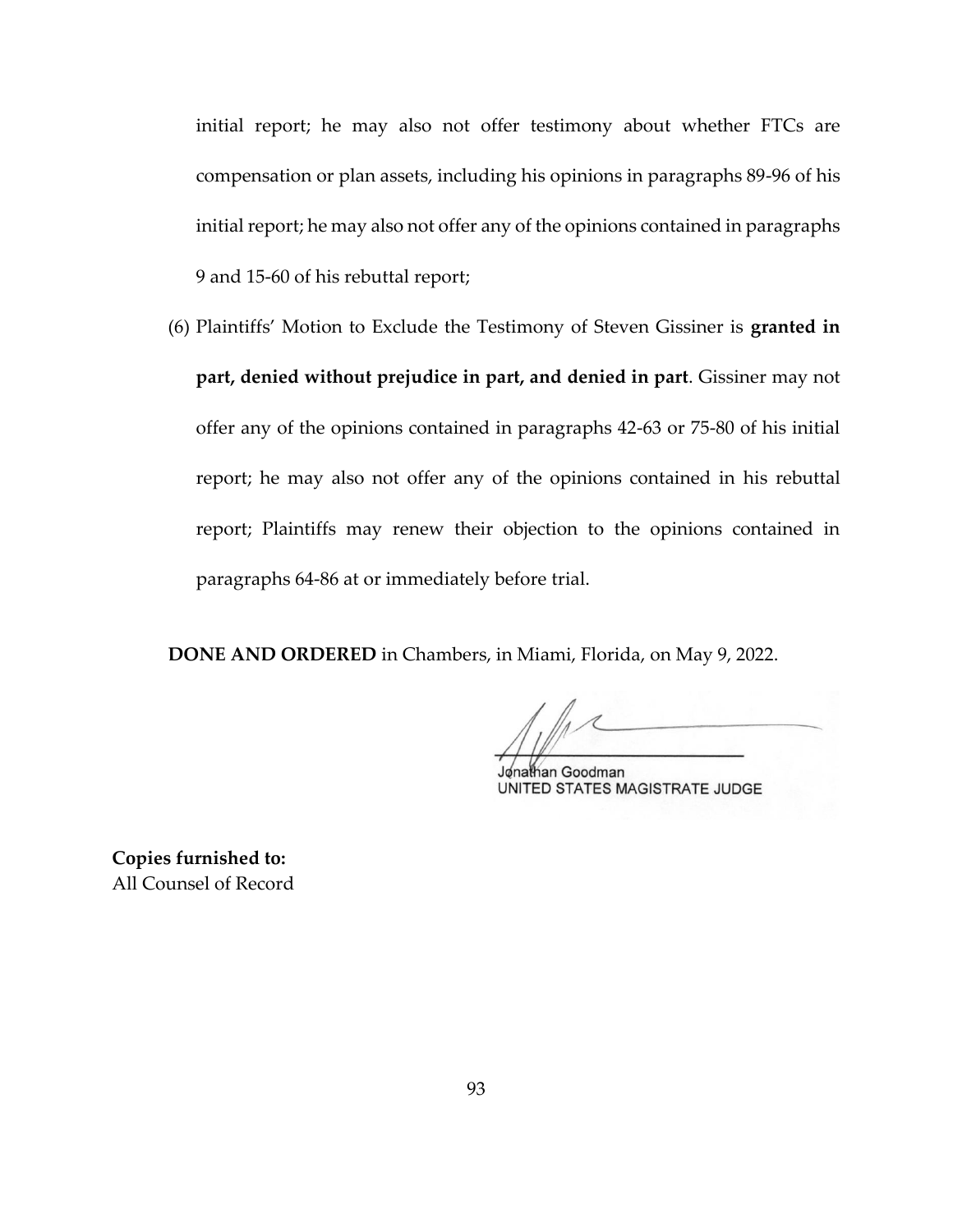initial report; he may also not offer testimony about whether FTCs are compensation or plan assets, including his opinions in paragraphs 89-96 of his initial report; he may also not offer any of the opinions contained in paragraphs 9 and 15-60 of his rebuttal report;

(6) Plaintiffs' Motion to Exclude the Testimony of Steven Gissiner is **granted in part, denied without prejudice in part, and denied in part**. Gissiner may not offer any of the opinions contained in paragraphs 42-63 or 75-80 of his initial report; he may also not offer any of the opinions contained in his rebuttal report; Plaintiffs may renew their objection to the opinions contained in paragraphs 64-86 at or immediately before trial.

**DONE AND ORDERED** in Chambers, in Miami, Florida, on May 9, 2022.

Jonathan Goodman
UNITED STATES MAGISTRATE JUDGE

**Copies furnished to:**
All Counsel of Record